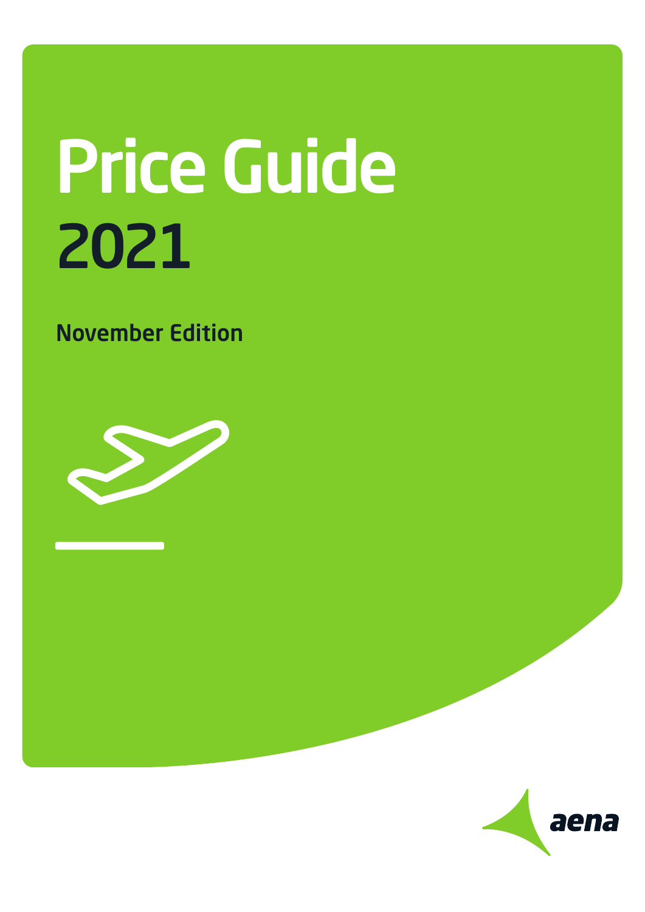# Price Guide 2021

## November Edition

aena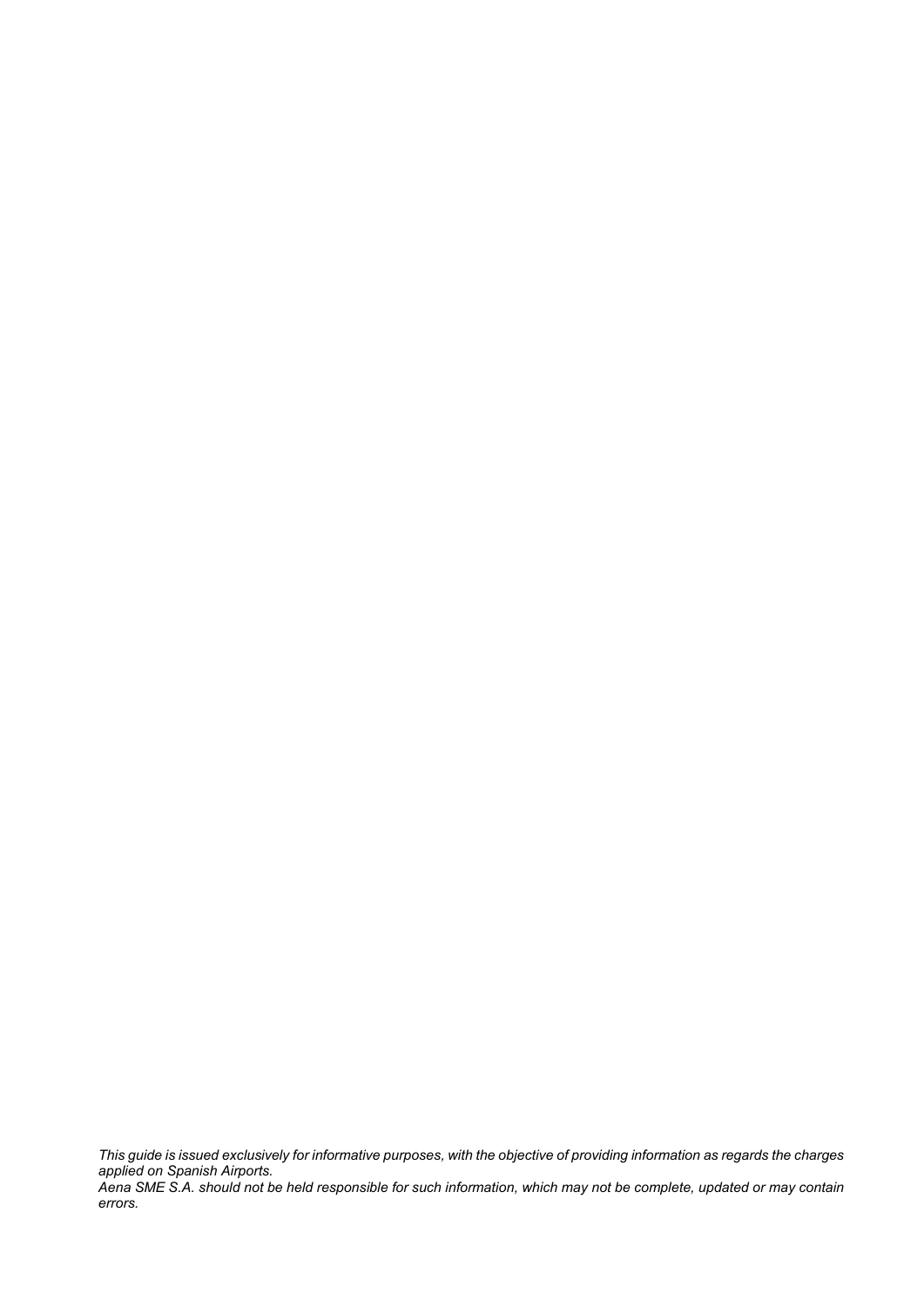*This guide is issued exclusively for informative purposes, with the objective of providing information as regards the charges applied on Spanish Airports.*

*Aena SME S.A. should not be held responsible for such information, which may not be complete, updated or may contain errors.*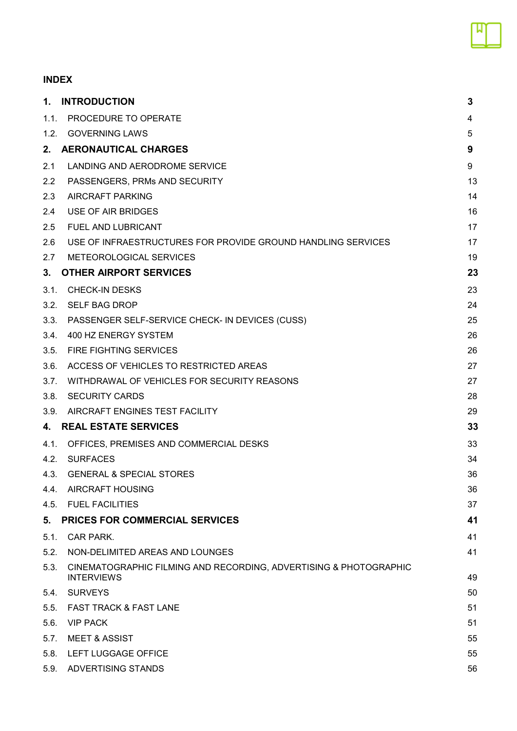## INDEX

| | | |
|---|---|---|
| **1.** | **INTRODUCTION** | **3** |
| 1.1. | PROCEDURE TO OPERATE | 4 |
| 1.2. | GOVERNING LAWS | 5 |
| **2.** | **AERONAUTICAL CHARGES** | **9** |
| 2.1 | LANDING AND AERODROME SERVICE | 9 |
| 2.2 | PASSENGERS, PRMs AND SECURITY | 13 |
| 2.3 | AIRCRAFT PARKING | 14 |
| 2.4 | USE OF AIR BRIDGES | 16 |
| 2.5 | FUEL AND LUBRICANT | 17 |
| 2.6 | USE OF INFRAESTRUCTURES FOR PROVIDE GROUND HANDLING SERVICES | 17 |
| 2.7 | METEOROLOGICAL SERVICES | 19 |
| **3.** | **OTHER AIRPORT SERVICES** | **23** |
| 3.1. | CHECK-IN DESKS | 23 |
| 3.2. | SELF BAG DROP | 24 |
| 3.3. | PASSENGER SELF-SERVICE CHECK- IN DEVICES (CUSS) | 25 |
| 3.4. | 400 HZ ENERGY SYSTEM | 26 |
| 3.5. | FIRE FIGHTING SERVICES | 26 |
| 3.6. | ACCESS OF VEHICLES TO RESTRICTED AREAS | 27 |
| 3.7. | WITHDRAWAL OF VEHICLES FOR SECURITY REASONS | 27 |
| 3.8. | SECURITY CARDS | 28 |
| 3.9. | AIRCRAFT ENGINES TEST FACILITY | 29 |
| **4.** | **REAL ESTATE SERVICES** | **33** |
| 4.1. | OFFICES, PREMISES AND COMMERCIAL DESKS | 33 |
| 4.2. | SURFACES | 34 |
| 4.3. | GENERAL & SPECIAL STORES | 36 |
| 4.4. | AIRCRAFT HOUSING | 36 |
| 4.5. | FUEL FACILITIES | 37 |
| **5.** | **PRICES FOR COMMERCIAL SERVICES** | **41** |
| 5.1. | CAR PARK. | 41 |
| 5.2. | NON-DELIMITED AREAS AND LOUNGES | 41 |
| 5.3. | CINEMATOGRAPHIC FILMING AND RECORDING, ADVERTISING & PHOTOGRAPHIC INTERVIEWS | 49 |
| 5.4. | SURVEYS | 50 |
| 5.5. | FAST TRACK & FAST LANE | 51 |
| 5.6. | VIP PACK | 51 |
| 5.7. | MEET & ASSIST | 55 |
| 5.8. | LEFT LUGGAGE OFFICE | 55 |
| 5.9. | ADVERTISING STANDS | 56 |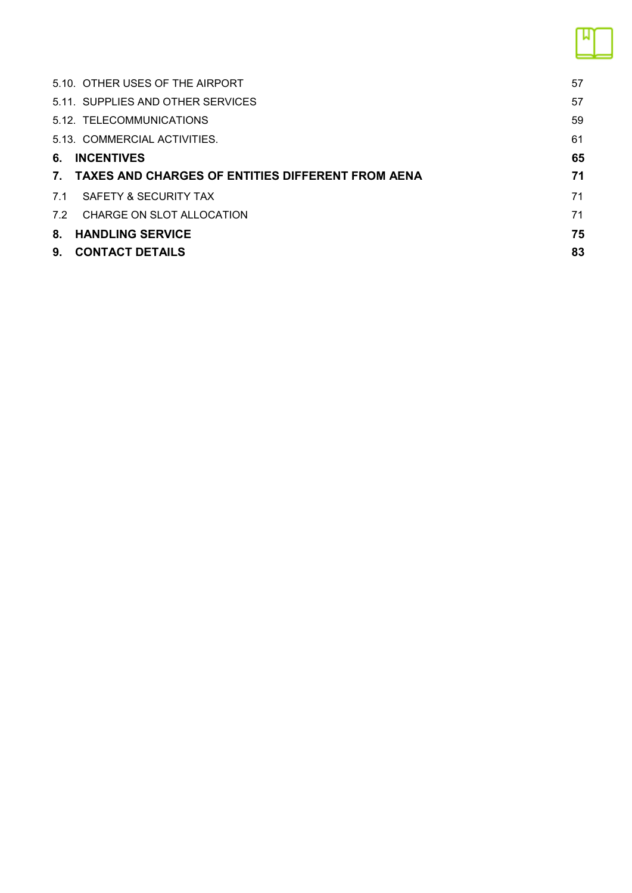5.10. OTHER USES OF THE AIRPORT 57

5.11. SUPPLIES AND OTHER SERVICES 57

5.12. TELECOMMUNICATIONS 59

5.13. COMMERCIAL ACTIVITIES. 61

**6. INCENTIVES 65**

**7. TAXES AND CHARGES OF ENTITIES DIFFERENT FROM AENA 71**

7.1 SAFETY & SECURITY TAX 71

7.2 CHARGE ON SLOT ALLOCATION 71

**8. HANDLING SERVICE 75**

**9. CONTACT DETAILS 83**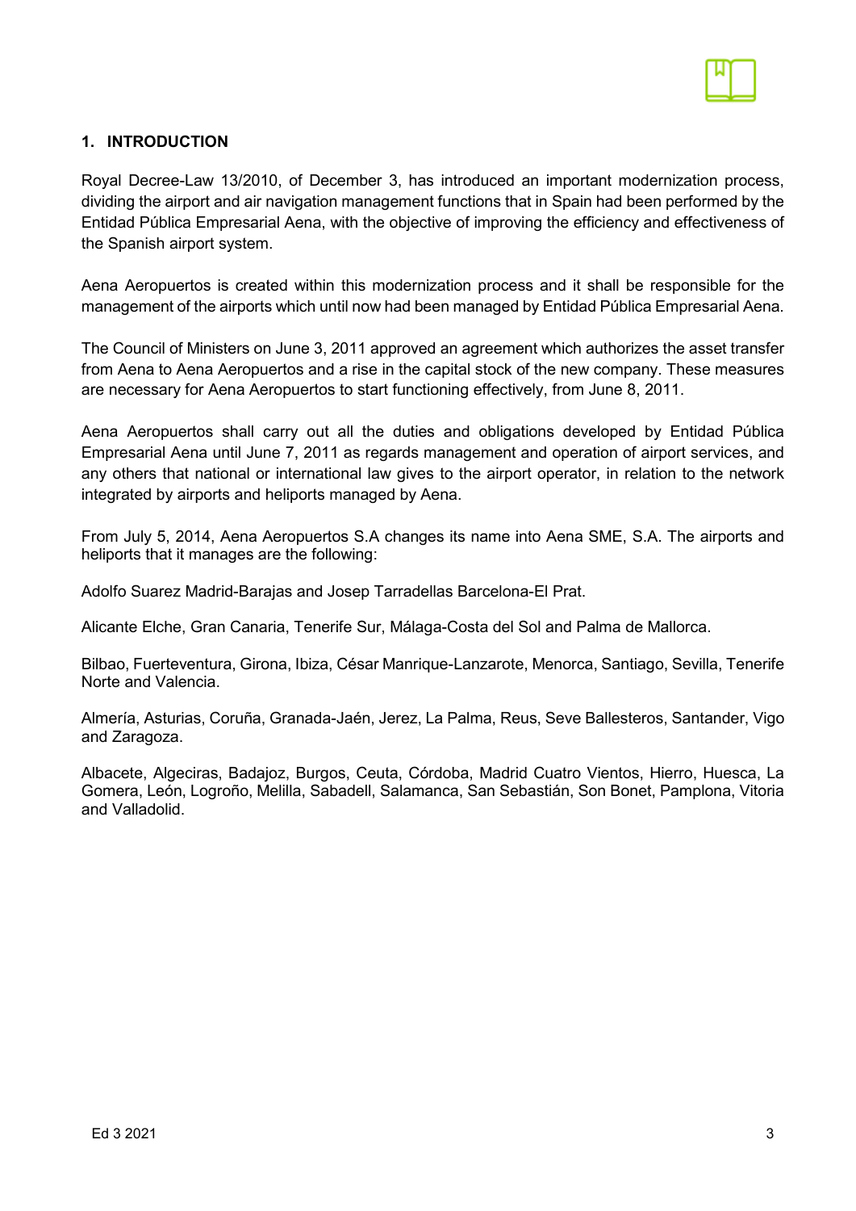## 1. INTRODUCTION

Royal Decree-Law 13/2010, of December 3, has introduced an important modernization process, dividing the airport and air navigation management functions that in Spain had been performed by the Entidad Pública Empresarial Aena, with the objective of improving the efficiency and effectiveness of the Spanish airport system.

Aena Aeropuertos is created within this modernization process and it shall be responsible for the management of the airports which until now had been managed by Entidad Pública Empresarial Aena.

The Council of Ministers on June 3, 2011 approved an agreement which authorizes the asset transfer from Aena to Aena Aeropuertos and a rise in the capital stock of the new company. These measures are necessary for Aena Aeropuertos to start functioning effectively, from June 8, 2011.

Aena Aeropuertos shall carry out all the duties and obligations developed by Entidad Pública Empresarial Aena until June 7, 2011 as regards management and operation of airport services, and any others that national or international law gives to the airport operator, in relation to the network integrated by airports and heliports managed by Aena.

From July 5, 2014, Aena Aeropuertos S.A changes its name into Aena SME, S.A. The airports and heliports that it manages are the following:

Adolfo Suarez Madrid-Barajas and Josep Tarradellas Barcelona-El Prat.

Alicante Elche, Gran Canaria, Tenerife Sur, Málaga-Costa del Sol and Palma de Mallorca.

Bilbao, Fuerteventura, Girona, Ibiza, César Manrique-Lanzarote, Menorca, Santiago, Sevilla, Tenerife Norte and Valencia.

Almería, Asturias, Coruña, Granada-Jaén, Jerez, La Palma, Reus, Seve Ballesteros, Santander, Vigo and Zaragoza.

Albacete, Algeciras, Badajoz, Burgos, Ceuta, Córdoba, Madrid Cuatro Vientos, Hierro, Huesca, La Gomera, León, Logroño, Melilla, Sabadell, Salamanca, San Sebastián, Son Bonet, Pamplona, Vitoria and Valladolid.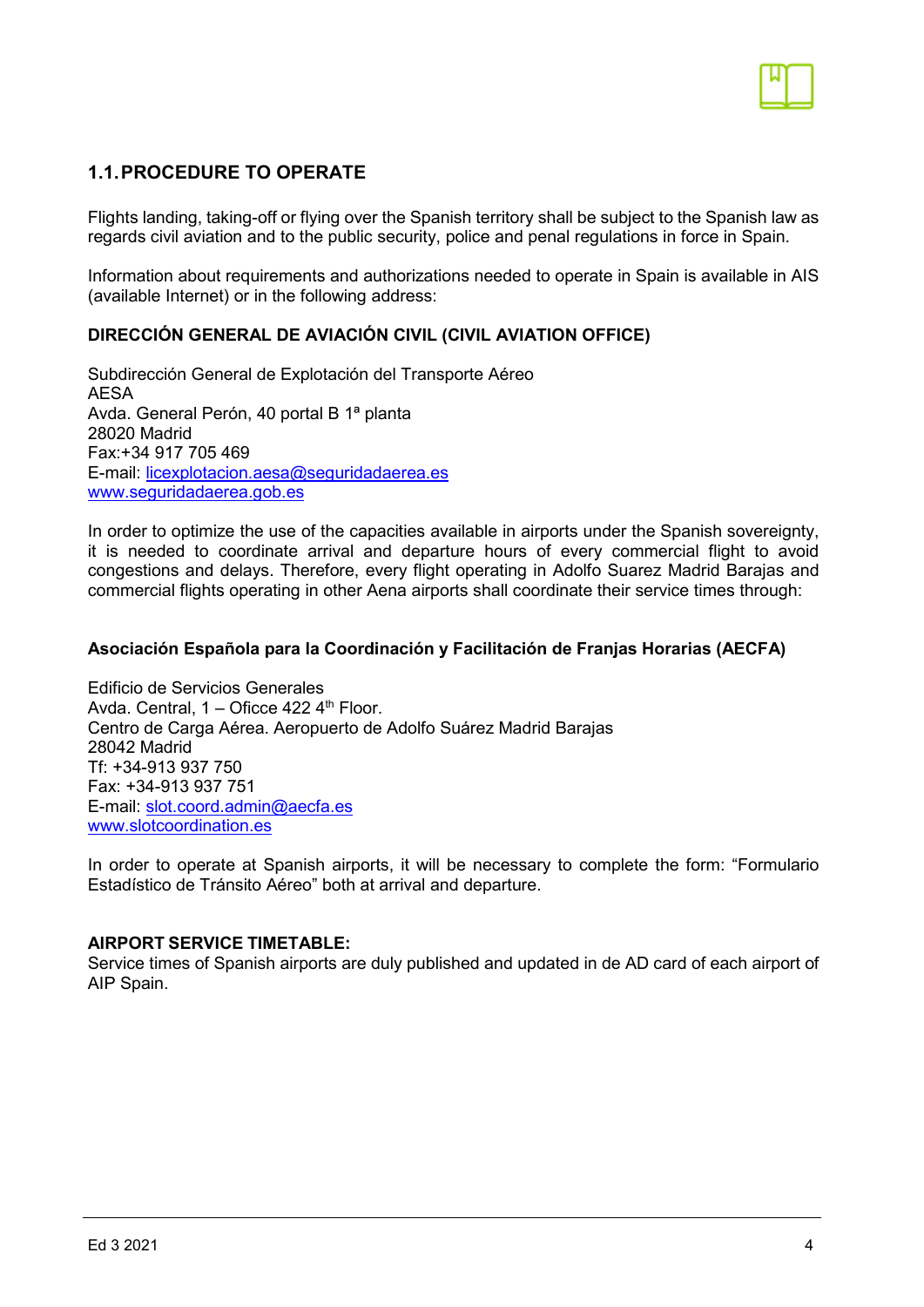## 1.1. PROCEDURE TO OPERATE

Flights landing, taking-off or flying over the Spanish territory shall be subject to the Spanish law as regards civil aviation and to the public security, police and penal regulations in force in Spain.

Information about requirements and authorizations needed to operate in Spain is available in AIS (available Internet) or in the following address:

**DIRECCIÓN GENERAL DE AVIACIÓN CIVIL (CIVIL AVIATION OFFICE)**

Subdirección General de Explotación del Transporte Aéreo
AESA
Avda. General Perón, 40 portal B 1ª planta
28020 Madrid
Fax:+34 917 705 469
E-mail: licexplotacion.aesa@seguridadaerea.es
www.seguridadaerea.gob.es

In order to optimize the use of the capacities available in airports under the Spanish sovereignty, it is needed to coordinate arrival and departure hours of every commercial flight to avoid congestions and delays. Therefore, every flight operating in Adolfo Suarez Madrid Barajas and commercial flights operating in other Aena airports shall coordinate their service times through:

**Asociación Española para la Coordinación y Facilitación de Franjas Horarias (AECFA)**

Edificio de Servicios Generales
Avda. Central, 1 – Oficce 422 4th Floor.
Centro de Carga Aérea. Aeropuerto de Adolfo Suárez Madrid Barajas
28042 Madrid
Tf: +34-913 937 750
Fax: +34-913 937 751
E-mail: slot.coord.admin@aecfa.es
www.slotcoordination.es

In order to operate at Spanish airports, it will be necessary to complete the form: "Formulario Estadístico de Tránsito Aéreo" both at arrival and departure.

**AIRPORT SERVICE TIMETABLE:**
Service times of Spanish airports are duly published and updated in de AD card of each airport of AIP Spain.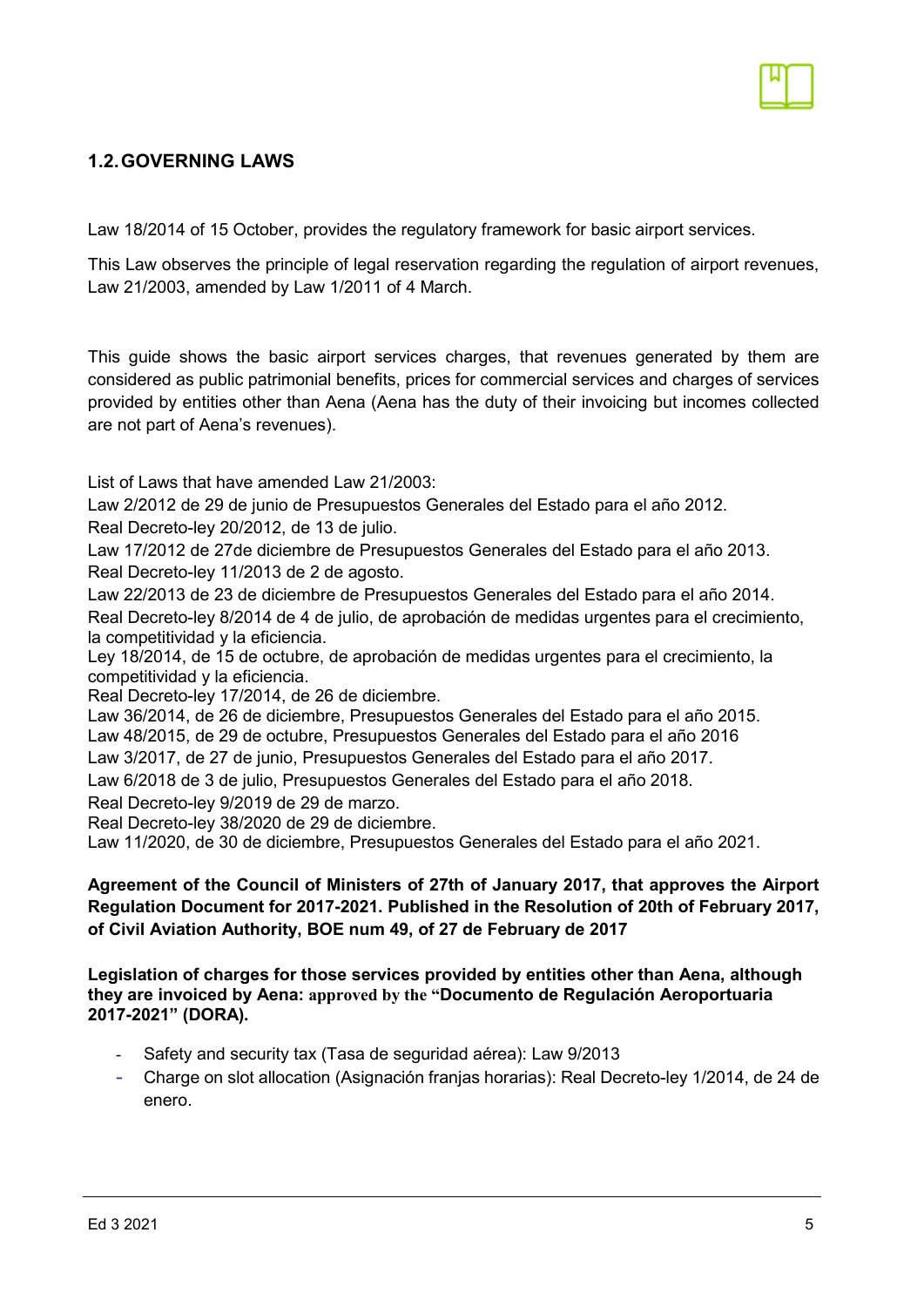## 1.2. GOVERNING LAWS

Law 18/2014 of 15 October, provides the regulatory framework for basic airport services.

This Law observes the principle of legal reservation regarding the regulation of airport revenues, Law 21/2003, amended by Law 1/2011 of 4 March.

This guide shows the basic airport services charges, that revenues generated by them are considered as public patrimonial benefits, prices for commercial services and charges of services provided by entities other than Aena (Aena has the duty of their invoicing but incomes collected are not part of Aena's revenues).

List of Laws that have amended Law 21/2003:
Law 2/2012 de 29 de junio de Presupuestos Generales del Estado para el año 2012.
Real Decreto-ley 20/2012, de 13 de julio.
Law 17/2012 de 27de diciembre de Presupuestos Generales del Estado para el año 2013.
Real Decreto-ley 11/2013 de 2 de agosto.
Law 22/2013 de 23 de diciembre de Presupuestos Generales del Estado para el año 2014.
Real Decreto-ley 8/2014 de 4 de julio, de aprobación de medidas urgentes para el crecimiento, la competitividad y la eficiencia.
Ley 18/2014, de 15 de octubre, de aprobación de medidas urgentes para el crecimiento, la competitividad y la eficiencia.
Real Decreto-ley 17/2014, de 26 de diciembre.
Law 36/2014, de 26 de diciembre, Presupuestos Generales del Estado para el año 2015.
Law 48/2015, de 29 de octubre, Presupuestos Generales del Estado para el año 2016
Law 3/2017, de 27 de junio, Presupuestos Generales del Estado para el año 2017.
Law 6/2018 de 3 de julio, Presupuestos Generales del Estado para el año 2018.
Real Decreto-ley 9/2019 de 29 de marzo.
Real Decreto-ley 38/2020 de 29 de diciembre.
Law 11/2020, de 30 de diciembre, Presupuestos Generales del Estado para el año 2021.

**Agreement of the Council of Ministers of 27th of January 2017, that approves the Airport Regulation Document for 2017-2021. Published in the Resolution of 20th of February 2017, of Civil Aviation Authority, BOE num 49, of 27 de February de 2017**

**Legislation of charges for those services provided by entities other than Aena, although they are invoiced by Aena: approved by the "Documento de Regulación Aeroportuaria 2017-2021" (DORA).**

- Safety and security tax (Tasa de seguridad aérea): Law 9/2013
- Charge on slot allocation (Asignación franjas horarias): Real Decreto-ley 1/2014, de 24 de enero.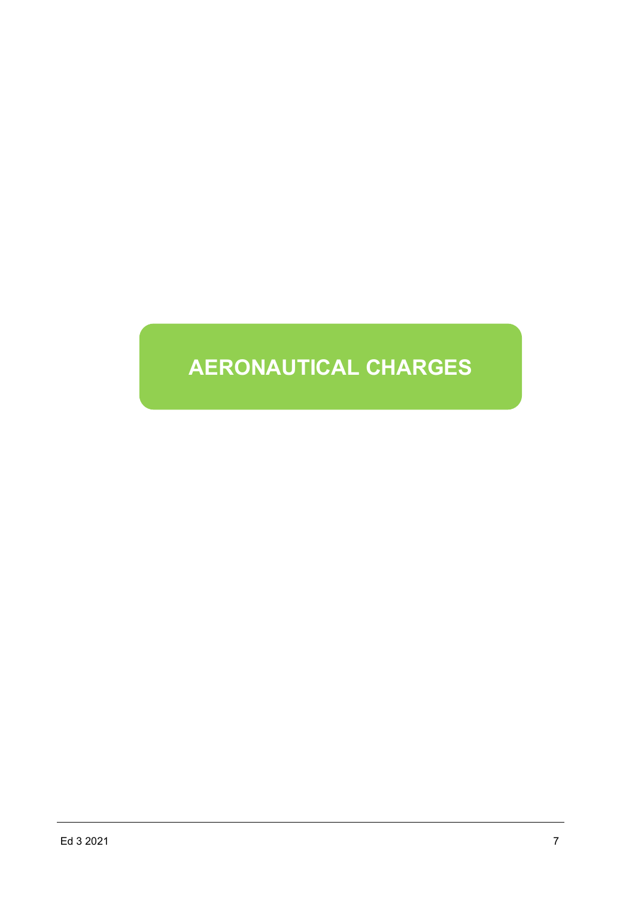# AERONAUTICAL CHARGES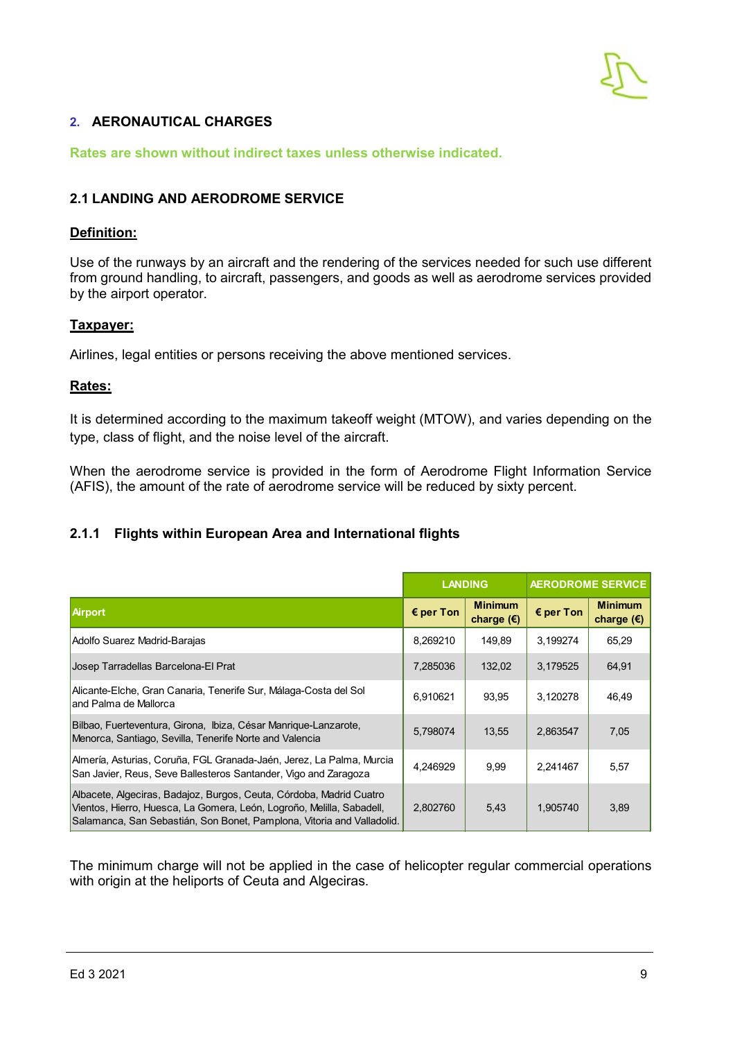## 2. AERONAUTICAL CHARGES

**Rates are shown without indirect taxes unless otherwise indicated.**

### 2.1 LANDING AND AERODROME SERVICE

**Definition:**

Use of the runways by an aircraft and the rendering of the services needed for such use different from ground handling, to aircraft, passengers, and goods as well as aerodrome services provided by the airport operator.

**Taxpayer:**

Airlines, legal entities or persons receiving the above mentioned services.

**Rates:**

It is determined according to the maximum takeoff weight (MTOW), and varies depending on the type, class of flight, and the noise level of the aircraft.

When the aerodrome service is provided in the form of Aerodrome Flight Information Service (AFIS), the amount of the rate of aerodrome service will be reduced by sixty percent.

#### 2.1.1 Flights within European Area and International flights

| | LANDING | | AERODROME SERVICE | |
|---|---|---|---|---|
| **Airport** | **€ per Ton** | **Minimum charge (€)** | **€ per Ton** | **Minimum charge (€)** |
| Adolfo Suarez Madrid-Barajas | 8,269210 | 149,89 | 3,199274 | 65,29 |
| Josep Tarradellas Barcelona-El Prat | 7,285036 | 132,02 | 3,179525 | 64,91 |
| Alicante-Elche, Gran Canaria, Tenerife Sur, Málaga-Costa del Sol and Palma de Mallorca | 6,910621 | 93,95 | 3,120278 | 46,49 |
| Bilbao, Fuerteventura, Girona, Ibiza, César Manrique-Lanzarote, Menorca, Santiago, Sevilla, Tenerife Norte and Valencia | 5,798074 | 13,55 | 2,863547 | 7,05 |
| Almería, Asturias, Coruña, FGL Granada-Jaén, Jerez, La Palma, Murcia San Javier, Reus, Seve Ballesteros Santander, Vigo and Zaragoza | 4,246929 | 9,99 | 2,241467 | 5,57 |
| Albacete, Algeciras, Badajoz, Burgos, Ceuta, Córdoba, Madrid Cuatro Vientos, Hierro, Huesca, La Gomera, León, Logroño, Melilla, Sabadell, Salamanca, San Sebastián, Son Bonet, Pamplona, Vitoria and Valladolid. | 2,802760 | 5,43 | 1,905740 | 3,89 |

The minimum charge will not be applied in the case of helicopter regular commercial operations with origin at the heliports of Ceuta and Algeciras.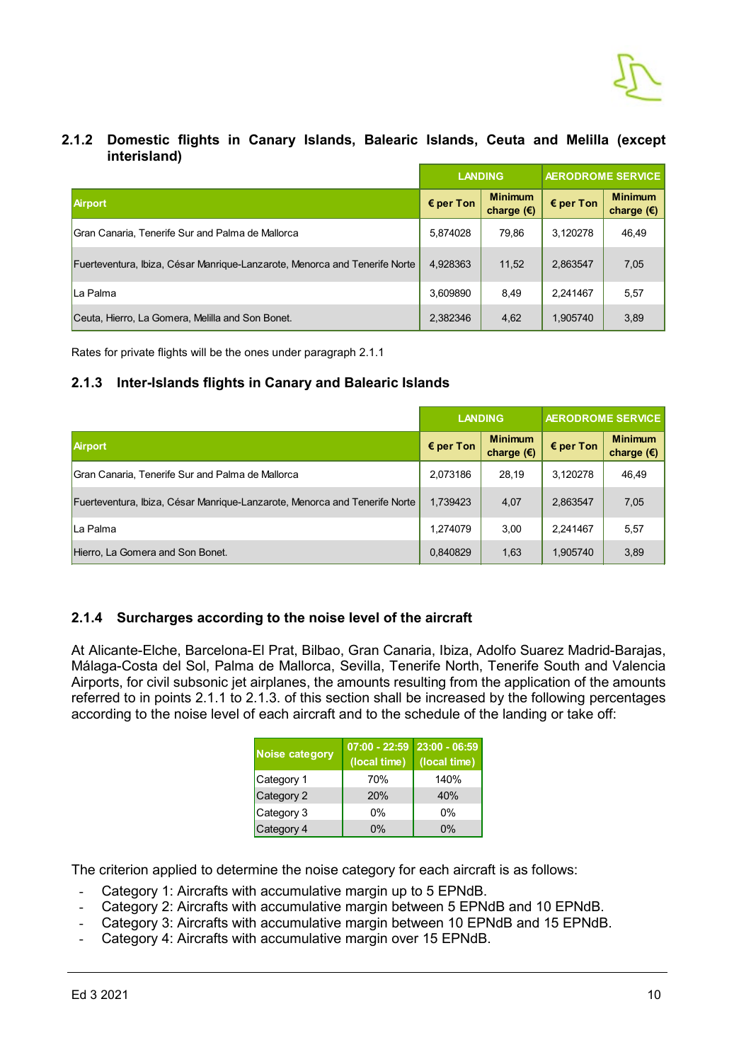### 2.1.2 Domestic flights in Canary Islands, Balearic Islands, Ceuta and Melilla (except interisland)

| | LANDING | | AERODROME SERVICE | |
|---|---|---|---|---|
| Airport | € per Ton | Minimum charge (€) | € per Ton | Minimum charge (€) |
| Gran Canaria, Tenerife Sur and Palma de Mallorca | 5,874028 | 79,86 | 3,120278 | 46,49 |
| Fuerteventura, Ibiza, César Manrique-Lanzarote, Menorca and Tenerife Norte | 4,928363 | 11,52 | 2,863547 | 7,05 |
| La Palma | 3,609890 | 8,49 | 2,241467 | 5,57 |
| Ceuta, Hierro, La Gomera, Melilla and Son Bonet. | 2,382346 | 4,62 | 1,905740 | 3,89 |

Rates for private flights will be the ones under paragraph 2.1.1

### 2.1.3 Inter-Islands flights in Canary and Balearic Islands

| | LANDING | | AERODROME SERVICE | |
|---|---|---|---|---|
| Airport | € per Ton | Minimum charge (€) | € per Ton | Minimum charge (€) |
| Gran Canaria, Tenerife Sur and Palma de Mallorca | 2,073186 | 28,19 | 3,120278 | 46,49 |
| Fuerteventura, Ibiza, César Manrique-Lanzarote, Menorca and Tenerife Norte | 1,739423 | 4,07 | 2,863547 | 7,05 |
| La Palma | 1,274079 | 3,00 | 2,241467 | 5,57 |
| Hierro, La Gomera and Son Bonet. | 0,840829 | 1,63 | 1,905740 | 3,89 |

### 2.1.4 Surcharges according to the noise level of the aircraft

At Alicante-Elche, Barcelona-El Prat, Bilbao, Gran Canaria, Ibiza, Adolfo Suarez Madrid-Barajas, Málaga-Costa del Sol, Palma de Mallorca, Sevilla, Tenerife North, Tenerife South and Valencia Airports, for civil subsonic jet airplanes, the amounts resulting from the application of the amounts referred to in points 2.1.1 to 2.1.3. of this section shall be increased by the following percentages according to the noise level of each aircraft and to the schedule of the landing or take off:

| Noise category | 07:00 - 22:59 (local time) | 23:00 - 06:59 (local time) |
|---|---|---|
| Category 1 | 70% | 140% |
| Category 2 | 20% | 40% |
| Category 3 | 0% | 0% |
| Category 4 | 0% | 0% |

The criterion applied to determine the noise category for each aircraft is as follows:

- Category 1: Aircrafts with accumulative margin up to 5 EPNdB.
- Category 2: Aircrafts with accumulative margin between 5 EPNdB and 10 EPNdB.
- Category 3: Aircrafts with accumulative margin between 10 EPNdB and 15 EPNdB.
- Category 4: Aircrafts with accumulative margin over 15 EPNdB.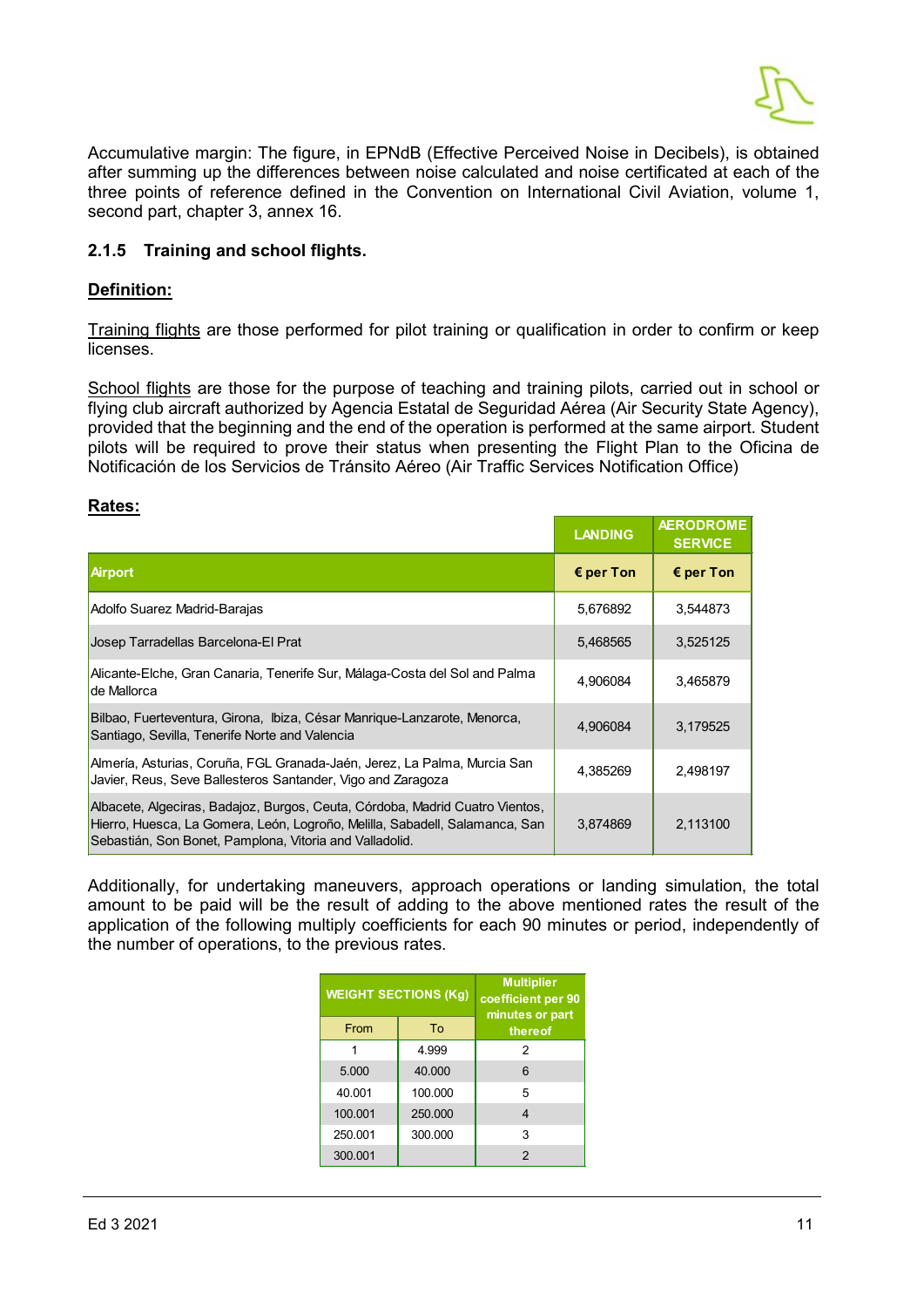Accumulative margin: The figure, in EPNdB (Effective Perceived Noise in Decibels), is obtained after summing up the differences between noise calculated and noise certificated at each of the three points of reference defined in the Convention on International Civil Aviation, volume 1, second part, chapter 3, annex 16.

### 2.1.5 Training and school flights.

**Definition:**

Training flights are those performed for pilot training or qualification in order to confirm or keep licenses.

School flights are those for the purpose of teaching and training pilots, carried out in school or flying club aircraft authorized by Agencia Estatal de Seguridad Aérea (Air Security State Agency), provided that the beginning and the end of the operation is performed at the same airport. Student pilots will be required to prove their status when presenting the Flight Plan to the Oficina de Notificación de los Servicios de Tránsito Aéreo (Air Traffic Services Notification Office)

**Rates:**

| | LANDING | AERODROME SERVICE |
|---|---|---|
| Airport | € per Ton | € per Ton |
| Adolfo Suarez Madrid-Barajas | 5,676892 | 3,544873 |
| Josep Tarradellas Barcelona-El Prat | 5,468565 | 3,525125 |
| Alicante-Elche, Gran Canaria, Tenerife Sur, Málaga-Costa del Sol and Palma de Mallorca | 4,906084 | 3,465879 |
| Bilbao, Fuerteventura, Girona, Ibiza, César Manrique-Lanzarote, Menorca, Santiago, Sevilla, Tenerife Norte and Valencia | 4,906084 | 3,179525 |
| Almería, Asturias, Coruña, FGL Granada-Jaén, Jerez, La Palma, Murcia San Javier, Reus, Seve Ballesteros Santander, Vigo and Zaragoza | 4,385269 | 2,498197 |
| Albacete, Algeciras, Badajoz, Burgos, Ceuta, Córdoba, Madrid Cuatro Vientos, Hierro, Huesca, La Gomera, León, Logroño, Melilla, Sabadell, Salamanca, San Sebastián, Son Bonet, Pamplona, Vitoria and Valladolid. | 3,874869 | 2,113100 |

Additionally, for undertaking maneuvers, approach operations or landing simulation, the total amount to be paid will be the result of adding to the above mentioned rates the result of the application of the following multiply coefficients for each 90 minutes or period, independently of the number of operations, to the previous rates.

| WEIGHT SECTIONS (Kg) | | Multiplier coefficient per 90 minutes or part thereof |
|---|---|---|
| From | To | |
| 1 | 4.999 | 2 |
| 5.000 | 40.000 | 6 |
| 40.001 | 100.000 | 5 |
| 100.001 | 250.000 | 4 |
| 250.001 | 300.000 | 3 |
| 300.001 | | 2 |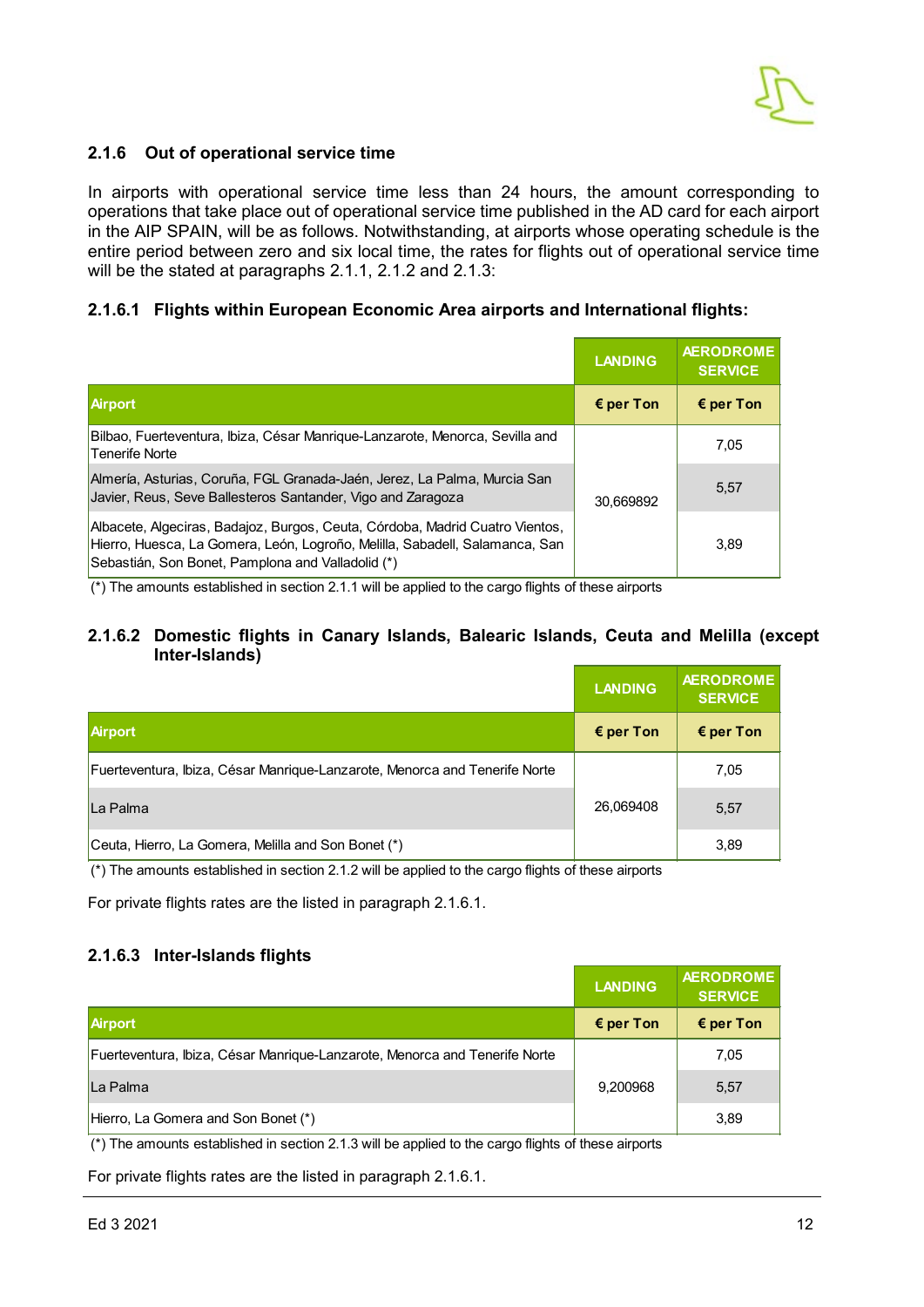### 2.1.6 Out of operational service time

In airports with operational service time less than 24 hours, the amount corresponding to operations that take place out of operational service time published in the AD card for each airport in the AIP SPAIN, will be as follows. Notwithstanding, at airports whose operating schedule is the entire period between zero and six local time, the rates for flights out of operational service time will be the stated at paragraphs 2.1.1, 2.1.2 and 2.1.3:

#### 2.1.6.1 Flights within European Economic Area airports and International flights:

| | LANDING | AERODROME SERVICE |
|---|---|---|
| **Airport** | **€ per Ton** | **€ per Ton** |
| Bilbao, Fuerteventura, Ibiza, César Manrique-Lanzarote, Menorca, Sevilla and Tenerife Norte | 30,669892 | 7,05 |
| Almería, Asturias, Coruña, FGL Granada-Jaén, Jerez, La Palma, Murcia San Javier, Reus, Seve Ballesteros Santander, Vigo and Zaragoza | | 5,57 |
| Albacete, Algeciras, Badajoz, Burgos, Ceuta, Córdoba, Madrid Cuatro Vientos, Hierro, Huesca, La Gomera, León, Logroño, Melilla, Sabadell, Salamanca, San Sebastián, Son Bonet, Pamplona and Valladolid (*) | | 3,89 |

(*) The amounts established in section 2.1.1 will be applied to the cargo flights of these airports

#### 2.1.6.2 Domestic flights in Canary Islands, Balearic Islands, Ceuta and Melilla (except Inter-Islands)

| | LANDING | AERODROME SERVICE |
|---|---|---|
| **Airport** | **€ per Ton** | **€ per Ton** |
| Fuerteventura, Ibiza, César Manrique-Lanzarote, Menorca and Tenerife Norte | 26,069408 | 7,05 |
| La Palma | | 5,57 |
| Ceuta, Hierro, La Gomera, Melilla and Son Bonet (*) | | 3,89 |

(*) The amounts established in section 2.1.2 will be applied to the cargo flights of these airports

For private flights rates are the listed in paragraph 2.1.6.1.

#### 2.1.6.3 Inter-Islands flights

| | LANDING | AERODROME SERVICE |
|---|---|---|
| **Airport** | **€ per Ton** | **€ per Ton** |
| Fuerteventura, Ibiza, César Manrique-Lanzarote, Menorca and Tenerife Norte | 9,200968 | 7,05 |
| La Palma | | 5,57 |
| Hierro, La Gomera and Son Bonet (*) | | 3,89 |

(*) The amounts established in section 2.1.3 will be applied to the cargo flights of these airports

For private flights rates are the listed in paragraph 2.1.6.1.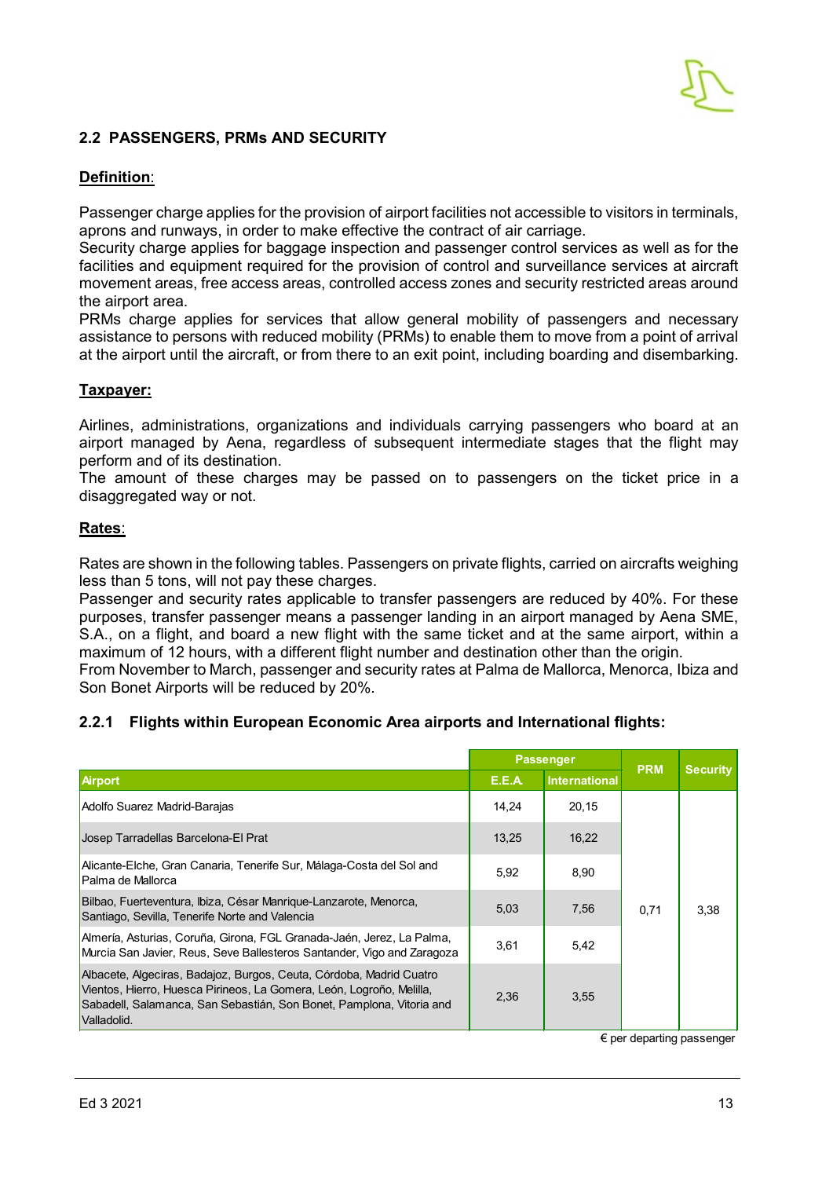## 2.2 PASSENGERS, PRMs AND SECURITY

**Definition**:

Passenger charge applies for the provision of airport facilities not accessible to visitors in terminals, aprons and runways, in order to make effective the contract of air carriage.
Security charge applies for baggage inspection and passenger control services as well as for the facilities and equipment required for the provision of control and surveillance services at aircraft movement areas, free access areas, controlled access zones and security restricted areas around the airport area.
PRMs charge applies for services that allow general mobility of passengers and necessary assistance to persons with reduced mobility (PRMs) to enable them to move from a point of arrival at the airport until the aircraft, or from there to an exit point, including boarding and disembarking.

**Taxpayer:**

Airlines, administrations, organizations and individuals carrying passengers who board at an airport managed by Aena, regardless of subsequent intermediate stages that the flight may perform and of its destination.
The amount of these charges may be passed on to passengers on the ticket price in a disaggregated way or not.

**Rates**:

Rates are shown in the following tables. Passengers on private flights, carried on aircrafts weighing less than 5 tons, will not pay these charges.
Passenger and security rates applicable to transfer passengers are reduced by 40%. For these purposes, transfer passenger means a passenger landing in an airport managed by Aena SME, S.A., on a flight, and board a new flight with the same ticket and at the same airport, within a maximum of 12 hours, with a different flight number and destination other than the origin.
From November to March, passenger and security rates at Palma de Mallorca, Menorca, Ibiza and Son Bonet Airports will be reduced by 20%.

### 2.2.1 Flights within European Economic Area airports and International flights:

| Airport | Passenger | | PRM | Security |
|---|---|---|---|---|
| | E.E.A. | International | | |
| Adolfo Suarez Madrid-Barajas | 14,24 | 20,15 | 0,71 | 3,38 |
| Josep Tarradellas Barcelona-El Prat | 13,25 | 16,22 | | |
| Alicante-Elche, Gran Canaria, Tenerife Sur, Málaga-Costa del Sol and Palma de Mallorca | 5,92 | 8,90 | | |
| Bilbao, Fuerteventura, Ibiza, César Manrique-Lanzarote, Menorca, Santiago, Sevilla, Tenerife Norte and Valencia | 5,03 | 7,56 | | |
| Almería, Asturias, Coruña, Girona, FGL Granada-Jaén, Jerez, La Palma, Murcia San Javier, Reus, Seve Ballesteros Santander, Vigo and Zaragoza | 3,61 | 5,42 | | |
| Albacete, Algeciras, Badajoz, Burgos, Ceuta, Córdoba, Madrid Cuatro Vientos, Hierro, Huesca Pirineos, La Gomera, León, Logroño, Melilla, Sabadell, Salamanca, San Sebastián, Son Bonet, Pamplona, Vitoria and Valladolid. | 2,36 | 3,55 | | |

€ per departing passenger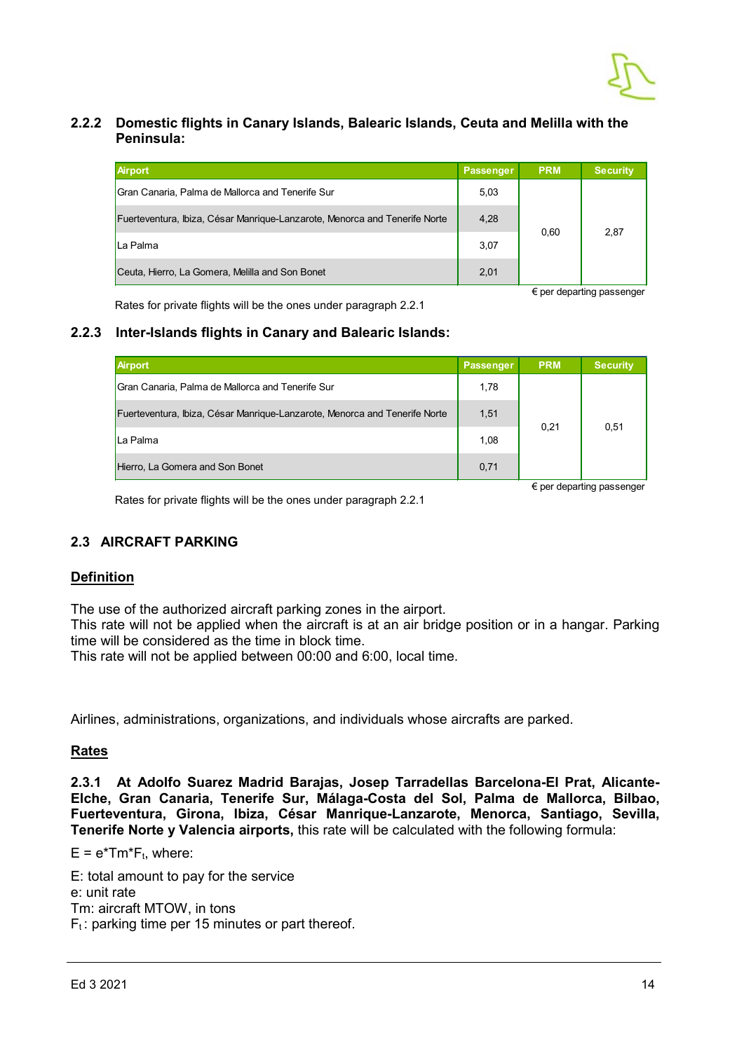### 2.2.2 Domestic flights in Canary Islands, Balearic Islands, Ceuta and Melilla with the Peninsula:

| Airport | Passenger | PRM | Security |
|---|---|---|---|
| Gran Canaria, Palma de Mallorca and Tenerife Sur | 5,03 | 0,60 | 2,87 |
| Fuerteventura, Ibiza, César Manrique-Lanzarote, Menorca and Tenerife Norte | 4,28 | | |
| La Palma | 3,07 | | |
| Ceuta, Hierro, La Gomera, Melilla and Son Bonet | 2,01 | | |

€ per departing passenger

Rates for private flights will be the ones under paragraph 2.2.1

### 2.2.3 Inter-Islands flights in Canary and Balearic Islands:

| Airport | Passenger | PRM | Security |
|---|---|---|---|
| Gran Canaria, Palma de Mallorca and Tenerife Sur | 1,78 | 0,21 | 0,51 |
| Fuerteventura, Ibiza, César Manrique-Lanzarote, Menorca and Tenerife Norte | 1,51 | | |
| La Palma | 1,08 | | |
| Hierro, La Gomera and Son Bonet | 0,71 | | |

€ per departing passenger

Rates for private flights will be the ones under paragraph 2.2.1

## 2.3 AIRCRAFT PARKING

**Definition**

The use of the authorized aircraft parking zones in the airport.
This rate will not be applied when the aircraft is at an air bridge position or in a hangar. Parking time will be considered as the time in block time.
This rate will not be applied between 00:00 and 6:00, local time.

Airlines, administrations, organizations, and individuals whose aircrafts are parked.

**Rates**

**2.3.1 At Adolfo Suarez Madrid Barajas, Josep Tarradellas Barcelona-El Prat, Alicante-Elche, Gran Canaria, Tenerife Sur, Málaga-Costa del Sol, Palma de Mallorca, Bilbao, Fuerteventura, Girona, Ibiza, César Manrique-Lanzarote, Menorca, Santiago, Sevilla, Tenerife Norte y Valencia airports,** this rate will be calculated with the following formula:

$E = e*Tm*F_t$, where:

E: total amount to pay for the service
e: unit rate
Tm: aircraft MTOW, in tons
$F_t$: parking time per 15 minutes or part thereof.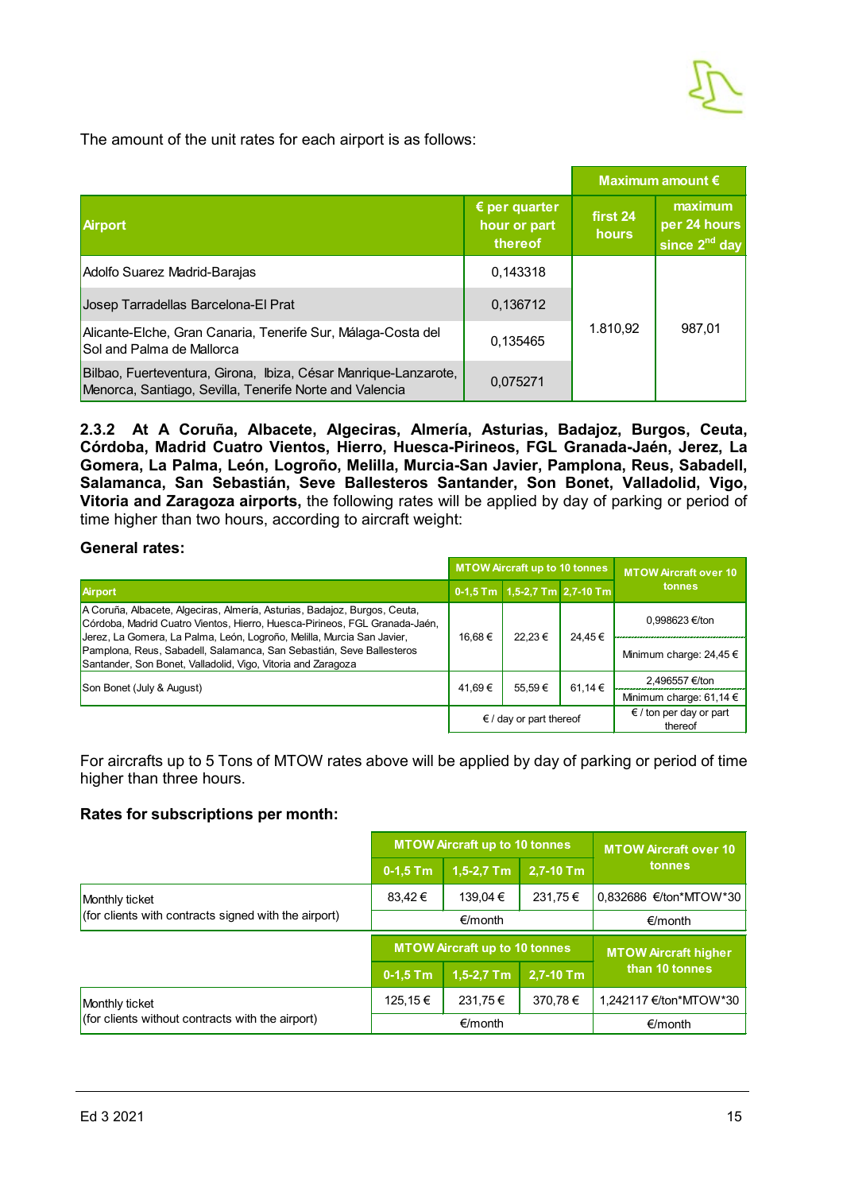The amount of the unit rates for each airport is as follows:

| Airport | € per quarter hour or part thereof | Maximum amount € | |
|---|---|---|---|
| | | first 24 hours | maximum per 24 hours since 2nd day |
| Adolfo Suarez Madrid-Barajas | 0,143318 | 1.810,92 | 987,01 |
| Josep Tarradellas Barcelona-El Prat | 0,136712 | | |
| Alicante-Elche, Gran Canaria, Tenerife Sur, Málaga-Costa del Sol and Palma de Mallorca | 0,135465 | | |
| Bilbao, Fuerteventura, Girona, Ibiza, César Manrique-Lanzarote, Menorca, Santiago, Sevilla, Tenerife Norte and Valencia | 0,075271 | | |

**2.3.2 At A Coruña, Albacete, Algeciras, Almería, Asturias, Badajoz, Burgos, Ceuta, Córdoba, Madrid Cuatro Vientos, Hierro, Huesca-Pirineos, FGL Granada-Jaén, Jerez, La Gomera, La Palma, León, Logroño, Melilla, Murcia-San Javier, Pamplona, Reus, Sabadell, Salamanca, San Sebastián, Seve Ballesteros Santander, Son Bonet, Valladolid, Vigo, Vitoria and Zaragoza airports,** the following rates will be applied by day of parking or period of time higher than two hours, according to aircraft weight:

**General rates:**

| Airport | MTOW Aircraft up to 10 tonnes | | | MTOW Aircraft over 10 tonnes |
|---|---|---|---|---|
| | 0-1,5 Tm | 1,5-2,7 Tm | 2,7-10 Tm | |
| A Coruña, Albacete, Algeciras, Almería, Asturias, Badajoz, Burgos, Ceuta, Córdoba, Madrid Cuatro Vientos, Hierro, Huesca-Pirineos, FGL Granada-Jaén, Jerez, La Gomera, La Palma, León, Logroño, Melilla, Murcia San Javier, Pamplona, Reus, Sabadell, Salamanca, San Sebastián, Seve Ballesteros Santander, Son Bonet, Valladolid, Vigo, Vitoria and Zaragoza | 16,68 € | 22,23 € | 24,45 € | 0,998623 €/ton<br>Minimum charge: 24,45 € |
| Son Bonet (July & August) | 41,69 € | 55,59 € | 61,14 € | 2,496557 €/ton<br>Minimum charge: 61,14 € |
| | € / day or part thereof | | | € / ton per day or part thereof |

For aircrafts up to 5 Tons of MTOW rates above will be applied by day of parking or period of time higher than three hours.

**Rates for subscriptions per month:**

| | MTOW Aircraft up to 10 tonnes | | | MTOW Aircraft over 10 tonnes |
|---|---|---|---|---|
| | 0-1,5 Tm | 1,5-2,7 Tm | 2,7-10 Tm | |
| Monthly ticket<br>(for clients with contracts signed with the airport) | 83,42 € | 139,04 € | 231,75 € | 0,832686 €/ton*MTOW*30 |
| | €/month | | | €/month |

| | MTOW Aircraft up to 10 tonnes | | | MTOW Aircraft higher than 10 tonnes |
|---|---|---|---|---|
| | 0-1,5 Tm | 1,5-2,7 Tm | 2,7-10 Tm | |
| Monthly ticket<br>(for clients without contracts with the airport) | 125,15 € | 231,75 € | 370,78 € | 1,242117 €/ton*MTOW*30 |
| | €/month | | | €/month |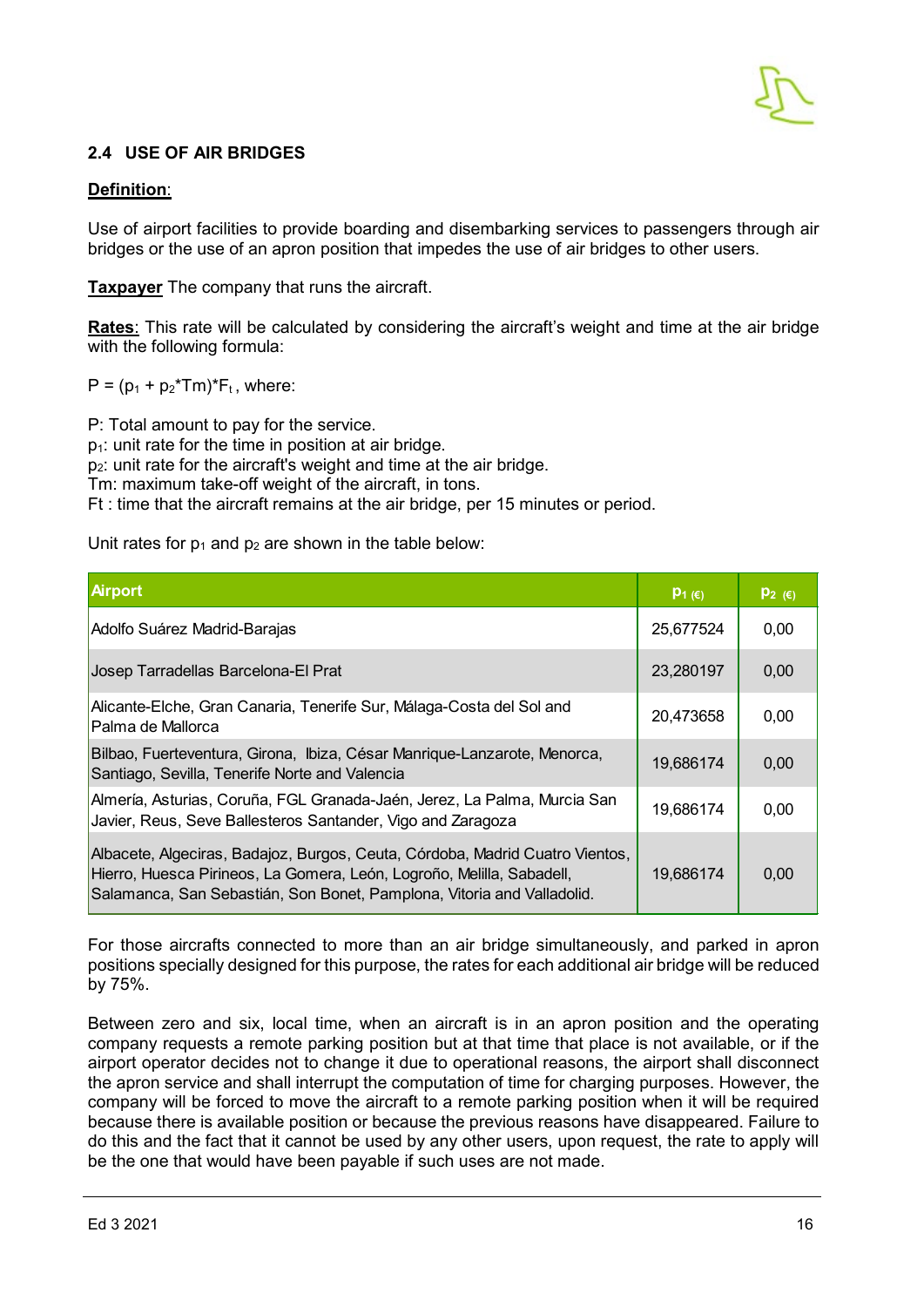## 2.4 USE OF AIR BRIDGES

**Definition**:

Use of airport facilities to provide boarding and disembarking services to passengers through air bridges or the use of an apron position that impedes the use of air bridges to other users.

**Taxpayer** The company that runs the aircraft.

**Rates**: This rate will be calculated by considering the aircraft's weight and time at the air bridge with the following formula:

$P = (p_1 + p_2{*}Tm){*}F_t$, where:

P: Total amount to pay for the service.
$p_1$: unit rate for the time in position at air bridge.
$p_2$: unit rate for the aircraft's weight and time at the air bridge.
Tm: maximum take-off weight of the aircraft, in tons.
Ft : time that the aircraft remains at the air bridge, per 15 minutes or period.

Unit rates for $p_1$ and $p_2$ are shown in the table below:

| Airport | $p_{1\ (€)}$ | $p_{2\ (€)}$ |
|---|---|---|
| Adolfo Suárez Madrid-Barajas | 25,677524 | 0,00 |
| Josep Tarradellas Barcelona-El Prat | 23,280197 | 0,00 |
| Alicante-Elche, Gran Canaria, Tenerife Sur, Málaga-Costa del Sol and Palma de Mallorca | 20,473658 | 0,00 |
| Bilbao, Fuerteventura, Girona, Ibiza, César Manrique-Lanzarote, Menorca, Santiago, Sevilla, Tenerife Norte and Valencia | 19,686174 | 0,00 |
| Almería, Asturias, Coruña, FGL Granada-Jaén, Jerez, La Palma, Murcia San Javier, Reus, Seve Ballesteros Santander, Vigo and Zaragoza | 19,686174 | 0,00 |
| Albacete, Algeciras, Badajoz, Burgos, Ceuta, Córdoba, Madrid Cuatro Vientos, Hierro, Huesca Pirineos, La Gomera, León, Logroño, Melilla, Sabadell, Salamanca, San Sebastián, Son Bonet, Pamplona, Vitoria and Valladolid. | 19,686174 | 0,00 |

For those aircrafts connected to more than an air bridge simultaneously, and parked in apron positions specially designed for this purpose, the rates for each additional air bridge will be reduced by 75%.

Between zero and six, local time, when an aircraft is in an apron position and the operating company requests a remote parking position but at that time that place is not available, or if the airport operator decides not to change it due to operational reasons, the airport shall disconnect the apron service and shall interrupt the computation of time for charging purposes. However, the company will be forced to move the aircraft to a remote parking position when it will be required because there is available position or because the previous reasons have disappeared. Failure to do this and the fact that it cannot be used by any other users, upon request, the rate to apply will be the one that would have been payable if such uses are not made.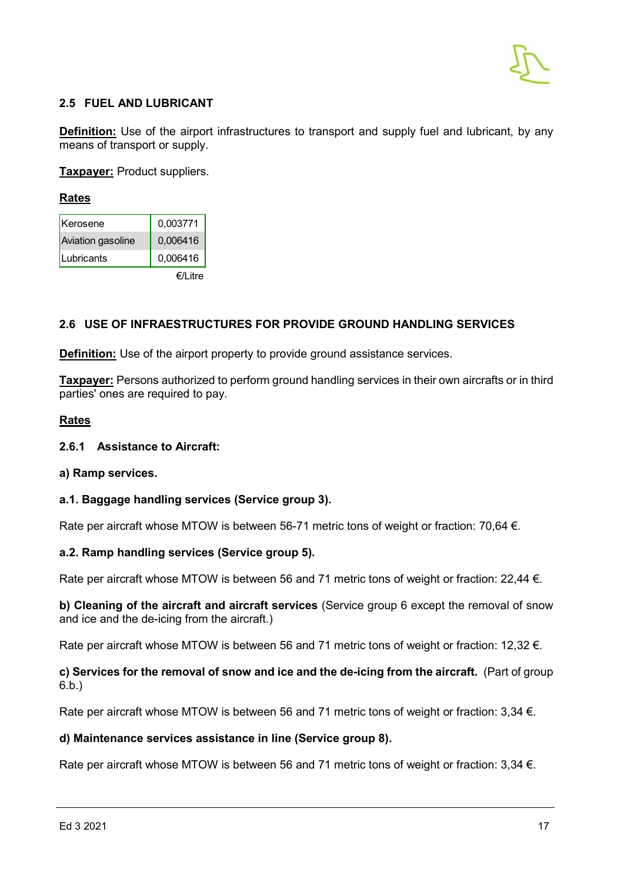## 2.5 FUEL AND LUBRICANT

**Definition:** Use of the airport infrastructures to transport and supply fuel and lubricant, by any means of transport or supply.

**Taxpayer:** Product suppliers.

**Rates**

| | |
|---|---|
| Kerosene | 0,003771 |
| Aviation gasoline | 0,006416 |
| Lubricants | 0,006416 |

€/Litre

## 2.6 USE OF INFRAESTRUCTURES FOR PROVIDE GROUND HANDLING SERVICES

**Definition:** Use of the airport property to provide ground assistance services.

**Taxpayer:** Persons authorized to perform ground handling services in their own aircrafts or in third parties' ones are required to pay.

**Rates**

### 2.6.1 Assistance to Aircraft:

**a) Ramp services.**

**a.1. Baggage handling services (Service group 3).**

Rate per aircraft whose MTOW is between 56-71 metric tons of weight or fraction: 70,64 €.

**a.2. Ramp handling services (Service group 5).**

Rate per aircraft whose MTOW is between 56 and 71 metric tons of weight or fraction: 22,44 €.

**b) Cleaning of the aircraft and aircraft services** (Service group 6 except the removal of snow and ice and the de-icing from the aircraft.)

Rate per aircraft whose MTOW is between 56 and 71 metric tons of weight or fraction: 12,32 €.

**c) Services for the removal of snow and ice and the de-icing from the aircraft.** (Part of group 6.b.)

Rate per aircraft whose MTOW is between 56 and 71 metric tons of weight or fraction: 3,34 €.

**d) Maintenance services assistance in line (Service group 8).**

Rate per aircraft whose MTOW is between 56 and 71 metric tons of weight or fraction: 3,34 €.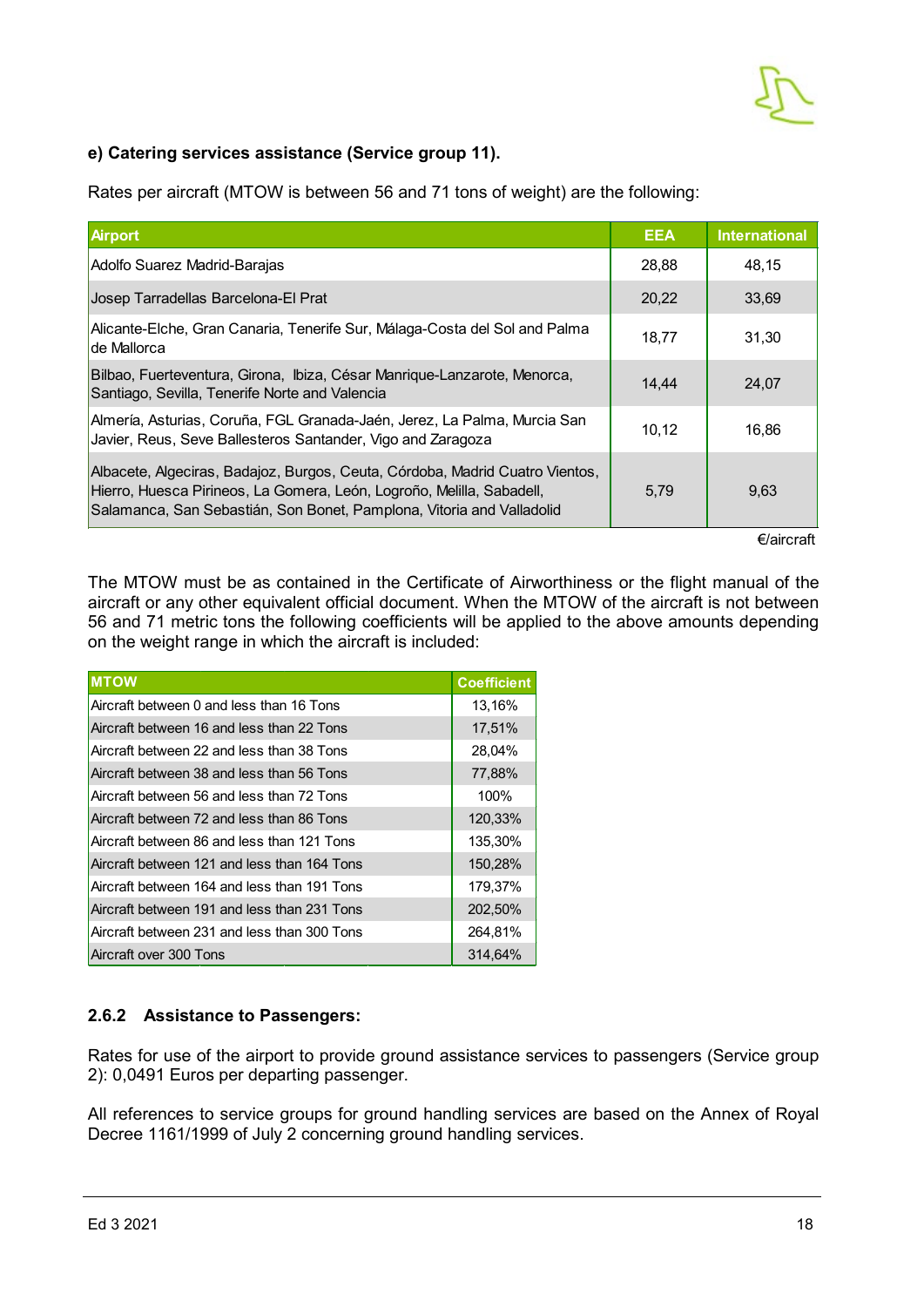**e) Catering services assistance (Service group 11).**

Rates per aircraft (MTOW is between 56 and 71 tons of weight) are the following:

| Airport | EEA | International |
|---|---|---|
| Adolfo Suarez Madrid-Barajas | 28,88 | 48,15 |
| Josep Tarradellas Barcelona-El Prat | 20,22 | 33,69 |
| Alicante-Elche, Gran Canaria, Tenerife Sur, Málaga-Costa del Sol and Palma de Mallorca | 18,77 | 31,30 |
| Bilbao, Fuerteventura, Girona, Ibiza, César Manrique-Lanzarote, Menorca, Santiago, Sevilla, Tenerife Norte and Valencia | 14,44 | 24,07 |
| Almería, Asturias, Coruña, FGL Granada-Jaén, Jerez, La Palma, Murcia San Javier, Reus, Seve Ballesteros Santander, Vigo and Zaragoza | 10,12 | 16,86 |
| Albacete, Algeciras, Badajoz, Burgos, Ceuta, Córdoba, Madrid Cuatro Vientos, Hierro, Huesca Pirineos, La Gomera, León, Logroño, Melilla, Sabadell, Salamanca, San Sebastián, Son Bonet, Pamplona, Vitoria and Valladolid | 5,79 | 9,63 |

€/aircraft

The MTOW must be as contained in the Certificate of Airworthiness or the flight manual of the aircraft or any other equivalent official document. When the MTOW of the aircraft is not between 56 and 71 metric tons the following coefficients will be applied to the above amounts depending on the weight range in which the aircraft is included:

| MTOW | Coefficient |
|---|---|
| Aircraft between 0 and less than 16 Tons | 13,16% |
| Aircraft between 16 and less than 22 Tons | 17,51% |
| Aircraft between 22 and less than 38 Tons | 28,04% |
| Aircraft between 38 and less than 56 Tons | 77,88% |
| Aircraft between 56 and less than 72 Tons | 100% |
| Aircraft between 72 and less than 86 Tons | 120,33% |
| Aircraft between 86 and less than 121 Tons | 135,30% |
| Aircraft between 121 and less than 164 Tons | 150,28% |
| Aircraft between 164 and less than 191 Tons | 179,37% |
| Aircraft between 191 and less than 231 Tons | 202,50% |
| Aircraft between 231 and less than 300 Tons | 264,81% |
| Aircraft over 300 Tons | 314,64% |

### 2.6.2 Assistance to Passengers:

Rates for use of the airport to provide ground assistance services to passengers (Service group 2): 0,0491 Euros per departing passenger.

All references to service groups for ground handling services are based on the Annex of Royal Decree 1161/1999 of July 2 concerning ground handling services.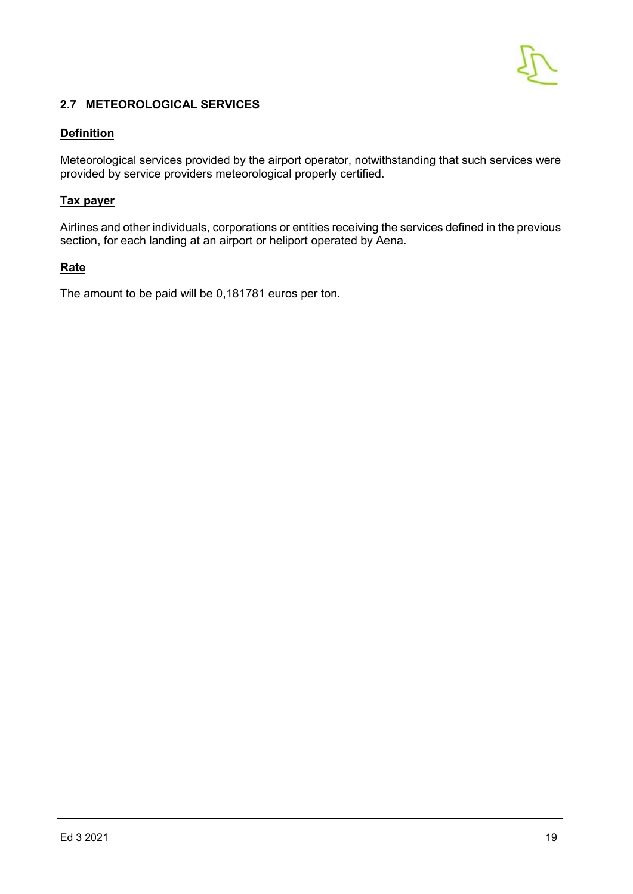## 2.7 METEOROLOGICAL SERVICES

**Definition**

Meteorological services provided by the airport operator, notwithstanding that such services were provided by service providers meteorological properly certified.

**Tax payer**

Airlines and other individuals, corporations or entities receiving the services defined in the previous section, for each landing at an airport or heliport operated by Aena.

**Rate**

The amount to be paid will be 0,181781 euros per ton.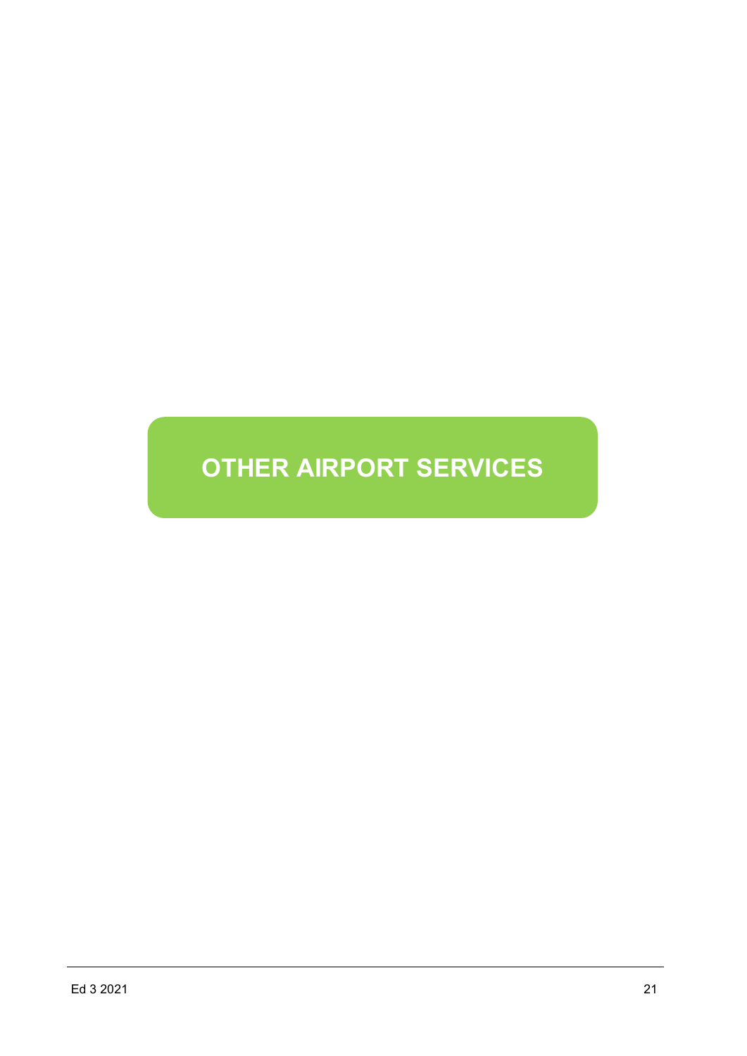# OTHER AIRPORT SERVICES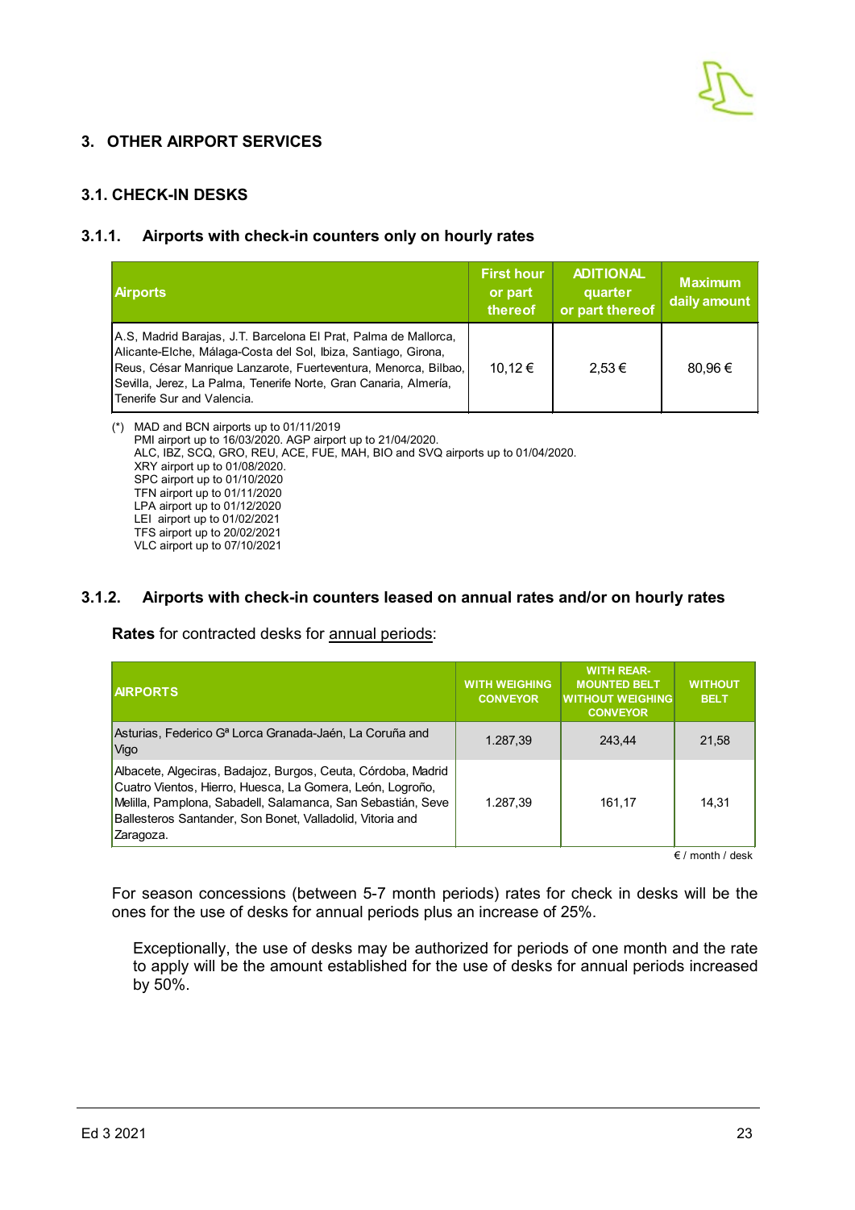## 3. OTHER AIRPORT SERVICES

### 3.1. CHECK-IN DESKS

#### 3.1.1. Airports with check-in counters only on hourly rates

| Airports | First hour or part thereof | ADITIONAL quarter or part thereof | Maximum daily amount |
|---|---|---|---|
| A.S, Madrid Barajas, J.T. Barcelona El Prat, Palma de Mallorca, Alicante-Elche, Málaga-Costa del Sol, Ibiza, Santiago, Girona, Reus, César Manrique Lanzarote, Fuerteventura, Menorca, Bilbao, Sevilla, Jerez, La Palma, Tenerife Norte, Gran Canaria, Almería, Tenerife Sur and Valencia. | 10,12 € | 2,53 € | 80,96 € |

(*) MAD and BCN airports up to 01/11/2019
PMI airport up to 16/03/2020. AGP airport up to 21/04/2020.
ALC, IBZ, SCQ, GRO, REU, ACE, FUE, MAH, BIO and SVQ airports up to 01/04/2020.
XRY airport up to 01/08/2020.
SPC airport up to 01/10/2020
TFN airport up to 01/11/2020
LPA airport up to 01/12/2020
LEI airport up to 01/02/2021
TFS airport up to 20/02/2021
VLC airport up to 07/10/2021

#### 3.1.2. Airports with check-in counters leased on annual rates and/or on hourly rates

**Rates** for contracted desks for annual periods:

| AIRPORTS | WITH WEIGHING CONVEYOR | WITH REAR-MOUNTED BELT WITHOUT WEIGHING CONVEYOR | WITHOUT BELT |
|---|---|---|---|
| Asturias, Federico Gª Lorca Granada-Jaén, La Coruña and Vigo | 1.287,39 | 243,44 | 21,58 |
| Albacete, Algeciras, Badajoz, Burgos, Ceuta, Córdoba, Madrid Cuatro Vientos, Hierro, Huesca, La Gomera, León, Logroño, Melilla, Pamplona, Sabadell, Salamanca, San Sebastián, Seve Ballesteros Santander, Son Bonet, Valladolid, Vitoria and Zaragoza. | 1.287,39 | 161,17 | 14,31 |

€ / month / desk

For season concessions (between 5-7 month periods) rates for check in desks will be the ones for the use of desks for annual periods plus an increase of 25%.

Exceptionally, the use of desks may be authorized for periods of one month and the rate to apply will be the amount established for the use of desks for annual periods increased by 50%.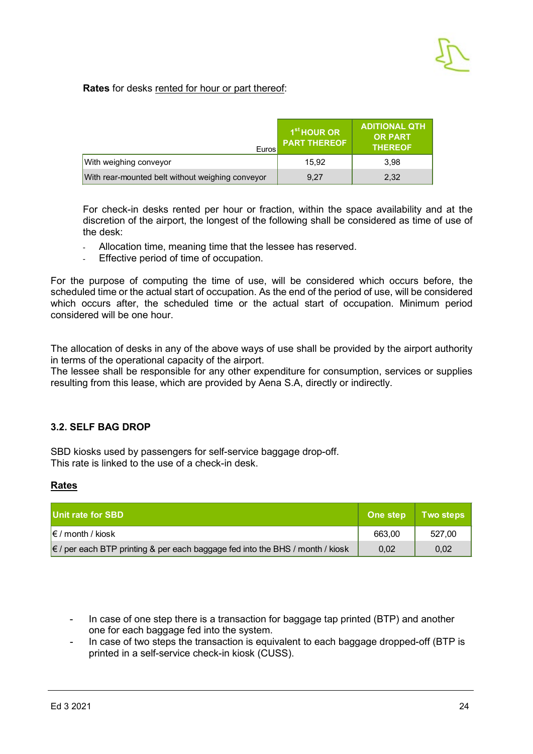**Rates** for desks rented for hour or part thereof:

| Euros | 1st HOUR OR PART THEREOF | ADITIONAL QTH OR PART THEREOF |
|---|---|---|
| With weighing conveyor | 15,92 | 3,98 |
| With rear-mounted belt without weighing conveyor | 9,27 | 2,32 |

For check-in desks rented per hour or fraction, within the space availability and at the discretion of the airport, the longest of the following shall be considered as time of use of the desk:

- Allocation time, meaning time that the lessee has reserved.
- Effective period of time of occupation.

For the purpose of computing the time of use, will be considered which occurs before, the scheduled time or the actual start of occupation. As the end of the period of use, will be considered which occurs after, the scheduled time or the actual start of occupation. Minimum period considered will be one hour.

The allocation of desks in any of the above ways of use shall be provided by the airport authority in terms of the operational capacity of the airport.
The lessee shall be responsible for any other expenditure for consumption, services or supplies resulting from this lease, which are provided by Aena S.A, directly or indirectly.

### 3.2. SELF BAG DROP

SBD kiosks used by passengers for self-service baggage drop-off.
This rate is linked to the use of a check-in desk.

**Rates**

| Unit rate for SBD | One step | Two steps |
|---|---|---|
| € / month / kiosk | 663,00 | 527,00 |
| € / per each BTP printing & per each baggage fed into the BHS / month / kiosk | 0,02 | 0,02 |

- In case of one step there is a transaction for baggage tap printed (BTP) and another one for each baggage fed into the system.
- In case of two steps the transaction is equivalent to each baggage dropped-off (BTP is printed in a self-service check-in kiosk (CUSS).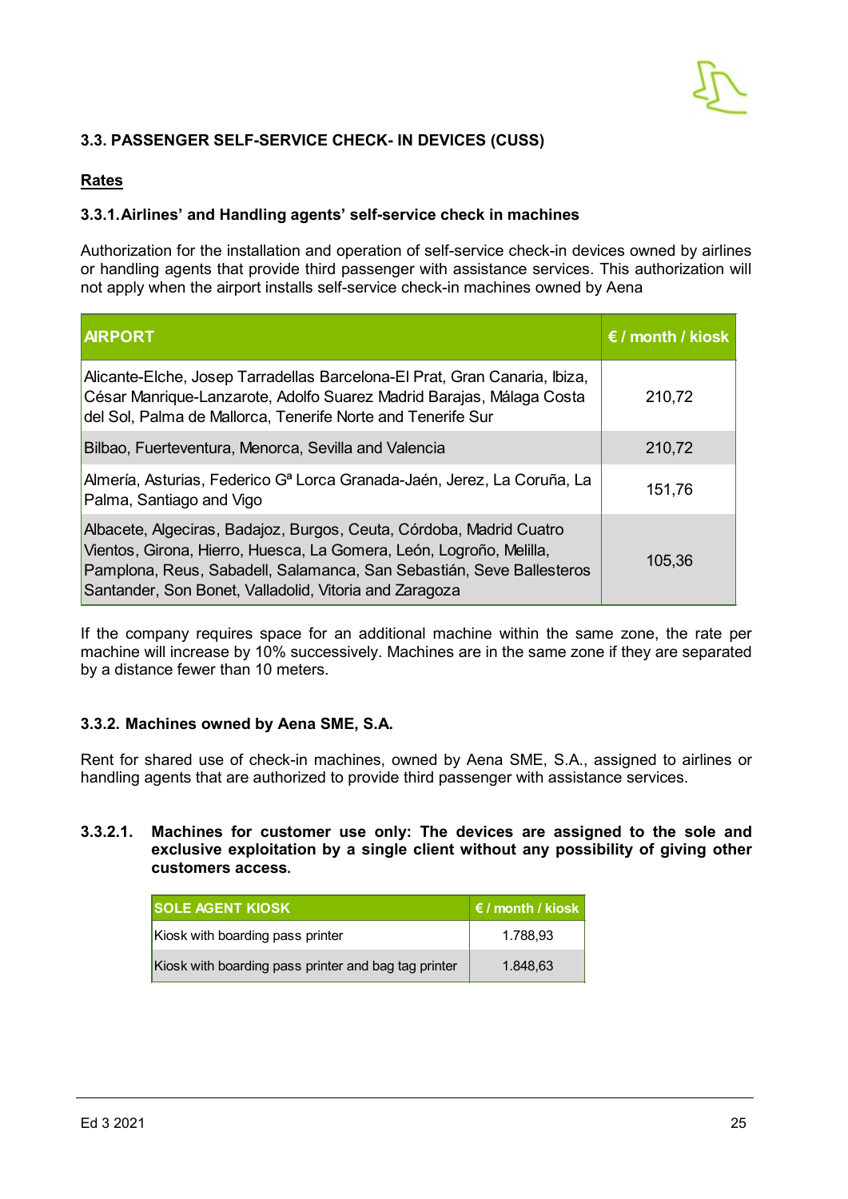### 3.3. PASSENGER SELF-SERVICE CHECK- IN DEVICES (CUSS)

**Rates**

#### 3.3.1. Airlines' and Handling agents' self-service check in machines

Authorization for the installation and operation of self-service check-in devices owned by airlines or handling agents that provide third passenger with assistance services. This authorization will not apply when the airport installs self-service check-in machines owned by Aena

| AIRPORT | € / month / kiosk |
|---|---|
| Alicante-Elche, Josep Tarradellas Barcelona-El Prat, Gran Canaria, Ibiza, César Manrique-Lanzarote, Adolfo Suarez Madrid Barajas, Málaga Costa del Sol, Palma de Mallorca, Tenerife Norte and Tenerife Sur | 210,72 |
| Bilbao, Fuerteventura, Menorca, Sevilla and Valencia | 210,72 |
| Almería, Asturias, Federico Gª Lorca Granada-Jaén, Jerez, La Coruña, La Palma, Santiago and Vigo | 151,76 |
| Albacete, Algeciras, Badajoz, Burgos, Ceuta, Córdoba, Madrid Cuatro Vientos, Girona, Hierro, Huesca, La Gomera, León, Logroño, Melilla, Pamplona, Reus, Sabadell, Salamanca, San Sebastián, Seve Ballesteros Santander, Son Bonet, Valladolid, Vitoria and Zaragoza | 105,36 |

If the company requires space for an additional machine within the same zone, the rate per machine will increase by 10% successively. Machines are in the same zone if they are separated by a distance fewer than 10 meters.

#### 3.3.2. Machines owned by Aena SME, S.A.

Rent for shared use of check-in machines, owned by Aena SME, S.A., assigned to airlines or handling agents that are authorized to provide third passenger with assistance services.

**3.3.2.1. Machines for customer use only: The devices are assigned to the sole and exclusive exploitation by a single client without any possibility of giving other customers access.**

| SOLE AGENT KIOSK | € / month / kiosk |
|---|---|
| Kiosk with boarding pass printer | 1.788,93 |
| Kiosk with boarding pass printer and bag tag printer | 1.848,63 |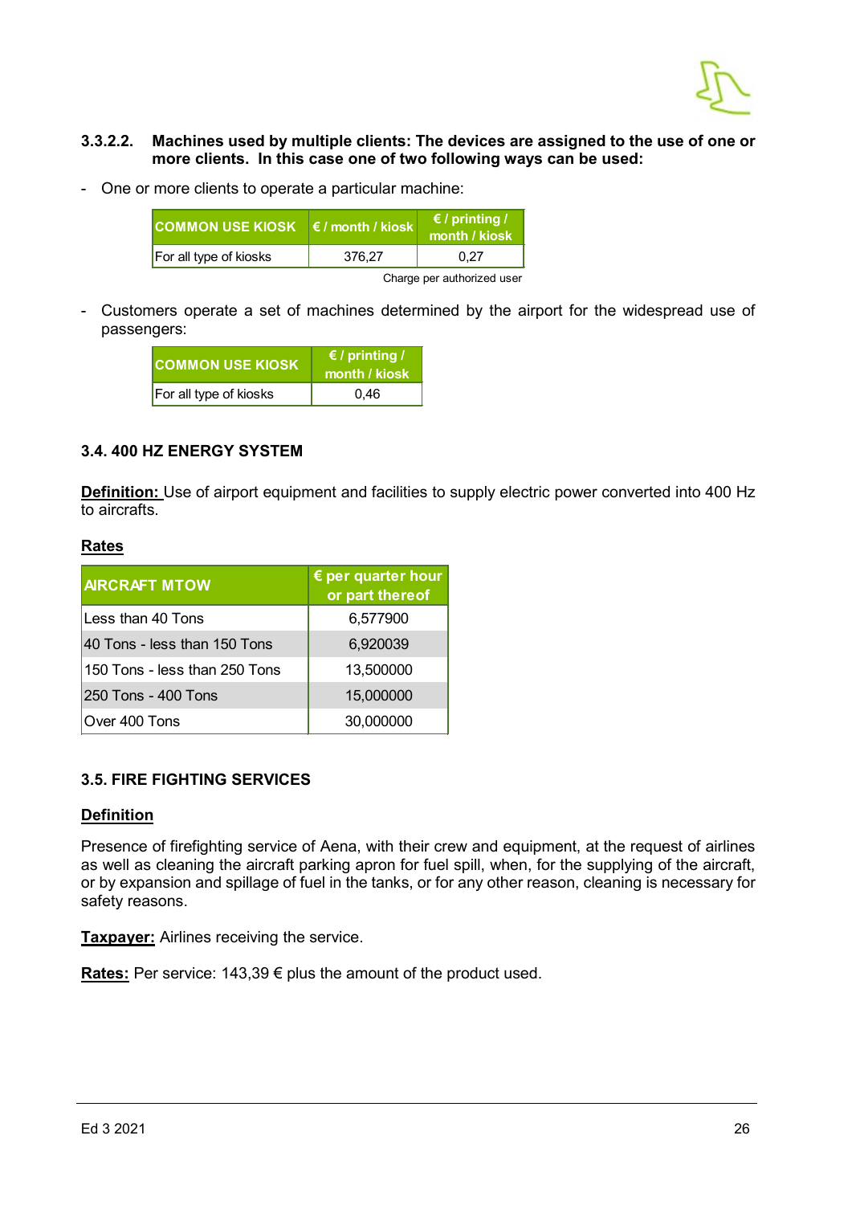**3.3.2.2. Machines used by multiple clients: The devices are assigned to the use of one or more clients. In this case one of two following ways can be used:**

- One or more clients to operate a particular machine:

| COMMON USE KIOSK | € / month / kiosk | € / printing / month / kiosk |
|---|---|---|
| For all type of kiosks | 376,27 | 0,27 |

Charge per authorized user

- Customers operate a set of machines determined by the airport for the widespread use of passengers:

| COMMON USE KIOSK | € / printing / month / kiosk |
|---|---|
| For all type of kiosks | 0,46 |

### 3.4. 400 HZ ENERGY SYSTEM

**Definition:** Use of airport equipment and facilities to supply electric power converted into 400 Hz to aircrafts.

**Rates**

| AIRCRAFT MTOW | € per quarter hour or part thereof |
|---|---|
| Less than 40 Tons | 6,577900 |
| 40 Tons - less than 150 Tons | 6,920039 |
| 150 Tons - less than 250 Tons | 13,500000 |
| 250 Tons - 400 Tons | 15,000000 |
| Over 400 Tons | 30,000000 |

### 3.5. FIRE FIGHTING SERVICES

**Definition**

Presence of firefighting service of Aena, with their crew and equipment, at the request of airlines as well as cleaning the aircraft parking apron for fuel spill, when, for the supplying of the aircraft, or by expansion and spillage of fuel in the tanks, or for any other reason, cleaning is necessary for safety reasons.

**Taxpayer:** Airlines receiving the service.

**Rates:** Per service: 143,39 € plus the amount of the product used.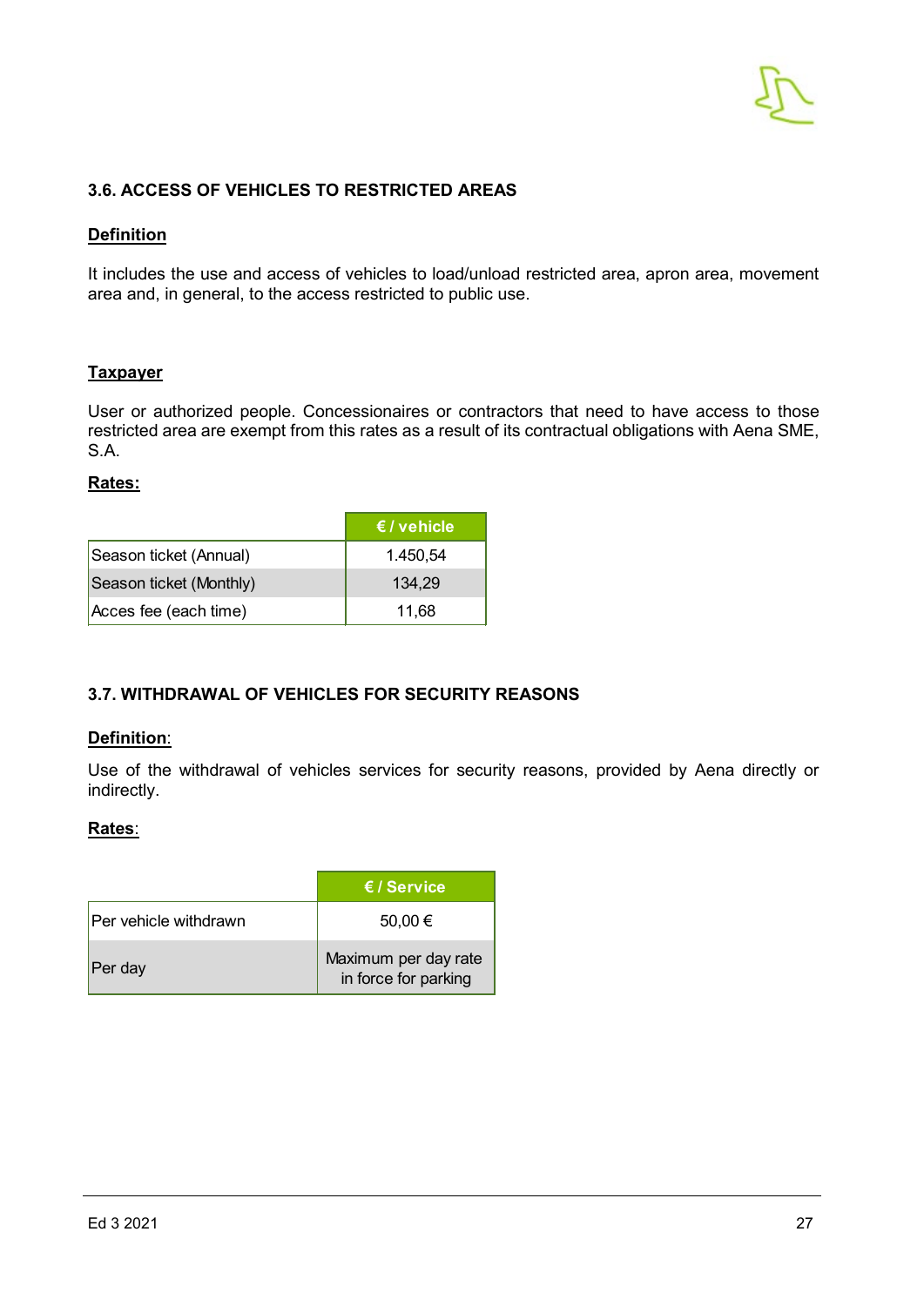### 3.6. ACCESS OF VEHICLES TO RESTRICTED AREAS

**Definition**

It includes the use and access of vehicles to load/unload restricted area, apron area, movement area and, in general, to the access restricted to public use.

**Taxpayer**

User or authorized people. Concessionaires or contractors that need to have access to those restricted area are exempt from this rates as a result of its contractual obligations with Aena SME, S.A.

**Rates:**

| | € / vehicle |
|---|---|
| Season ticket (Annual) | 1.450,54 |
| Season ticket (Monthly) | 134,29 |
| Acces fee (each time) | 11,68 |

### 3.7. WITHDRAWAL OF VEHICLES FOR SECURITY REASONS

**Definition**:

Use of the withdrawal of vehicles services for security reasons, provided by Aena directly or indirectly.

**Rates**:

| | € / Service |
|---|---|
| Per vehicle withdrawn | 50,00 € |
| Per day | Maximum per day rate in force for parking |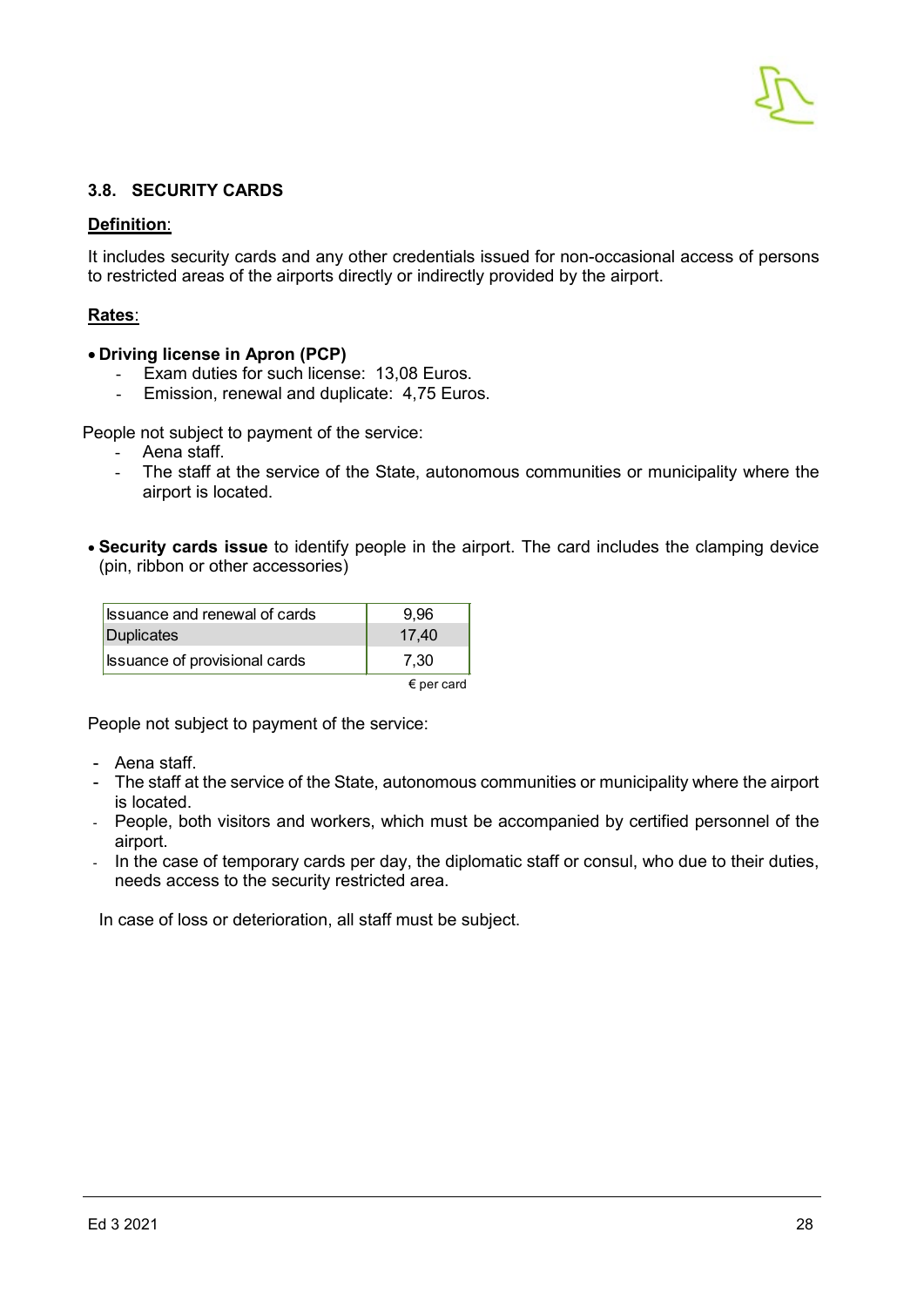### 3.8. SECURITY CARDS

**Definition**:

It includes security cards and any other credentials issued for non-occasional access of persons to restricted areas of the airports directly or indirectly provided by the airport.

**Rates**:

- **Driving license in Apron (PCP)**
  - Exam duties for such license: 13,08 Euros.
  - Emission, renewal and duplicate: 4,75 Euros.

People not subject to payment of the service:

- Aena staff.
- The staff at the service of the State, autonomous communities or municipality where the airport is located.

- **Security cards issue** to identify people in the airport. The card includes the clamping device (pin, ribbon or other accessories)

| | |
|---|---|
| Issuance and renewal of cards | 9,96 |
| Duplicates | 17,40 |
| Issuance of provisional cards | 7,30 |
| | € per card |

People not subject to payment of the service:

- Aena staff.
- The staff at the service of the State, autonomous communities or municipality where the airport is located.
- People, both visitors and workers, which must be accompanied by certified personnel of the airport.
- In the case of temporary cards per day, the diplomatic staff or consul, who due to their duties, needs access to the security restricted area.

In case of loss or deterioration, all staff must be subject.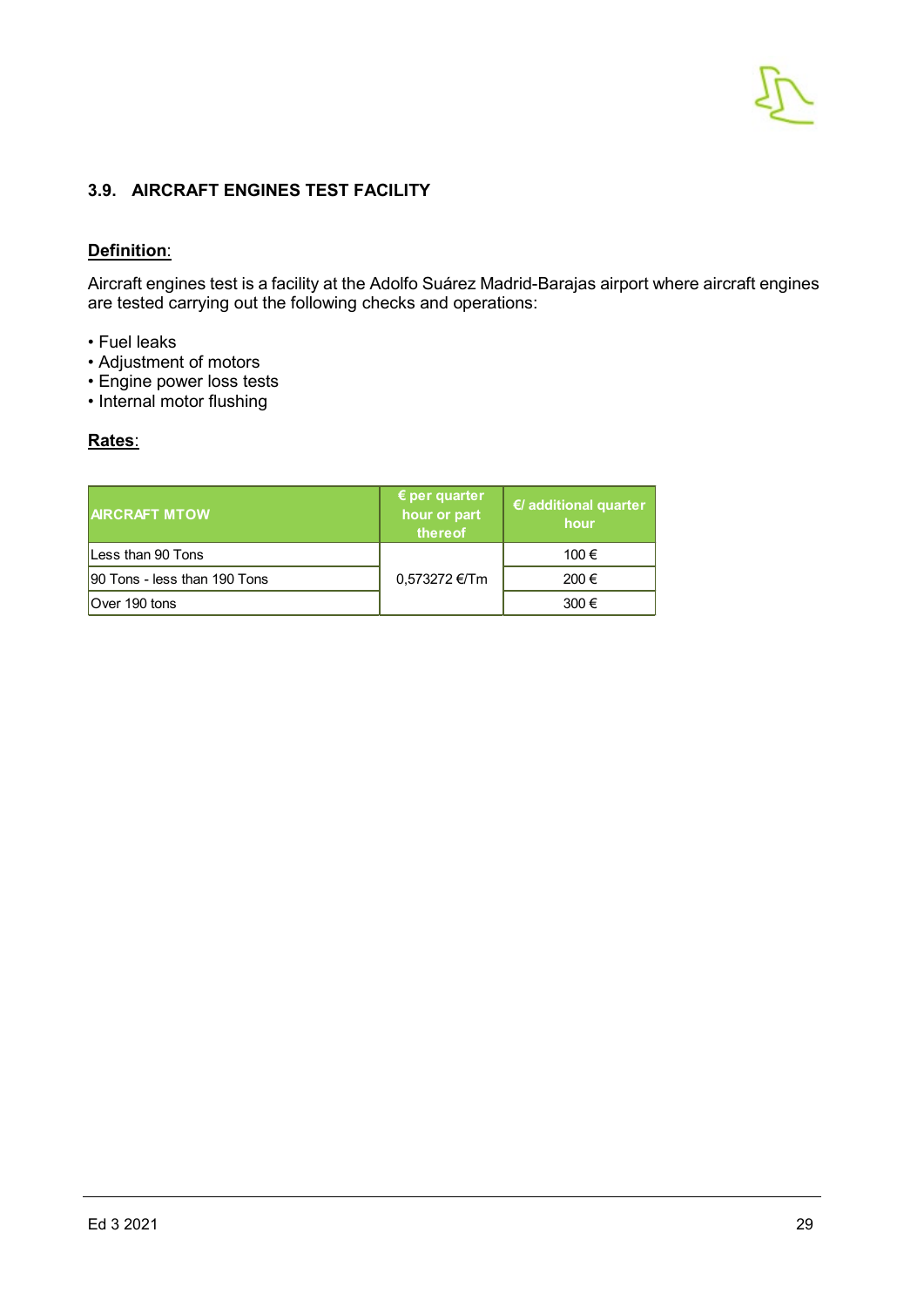## 3.9. AIRCRAFT ENGINES TEST FACILITY

**Definition**:

Aircraft engines test is a facility at the Adolfo Suárez Madrid-Barajas airport where aircraft engines are tested carrying out the following checks and operations:

- Fuel leaks
- Adjustment of motors
- Engine power loss tests
- Internal motor flushing

**Rates**:

| AIRCRAFT MTOW | € per quarter hour or part thereof | €/ additional quarter hour |
|---|---|---|
| Less than 90 Tons | 0,573272 €/Tm | 100 € |
| 90 Tons - less than 190 Tons | | 200 € |
| Over 190 tons | | 300 € |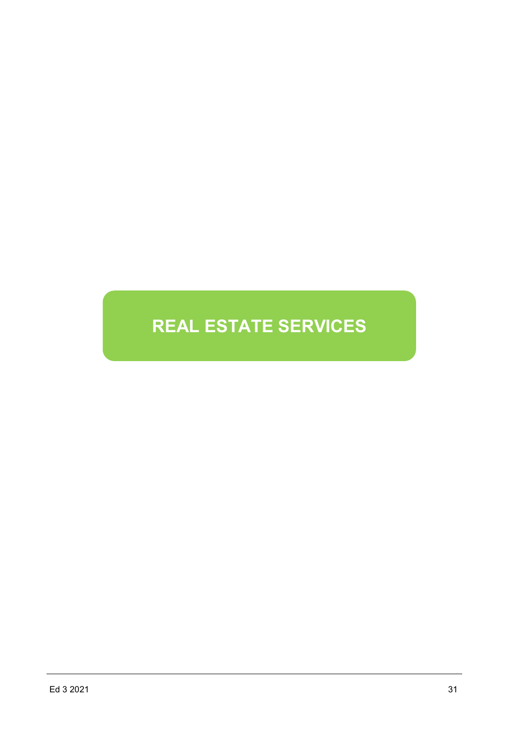# REAL ESTATE SERVICES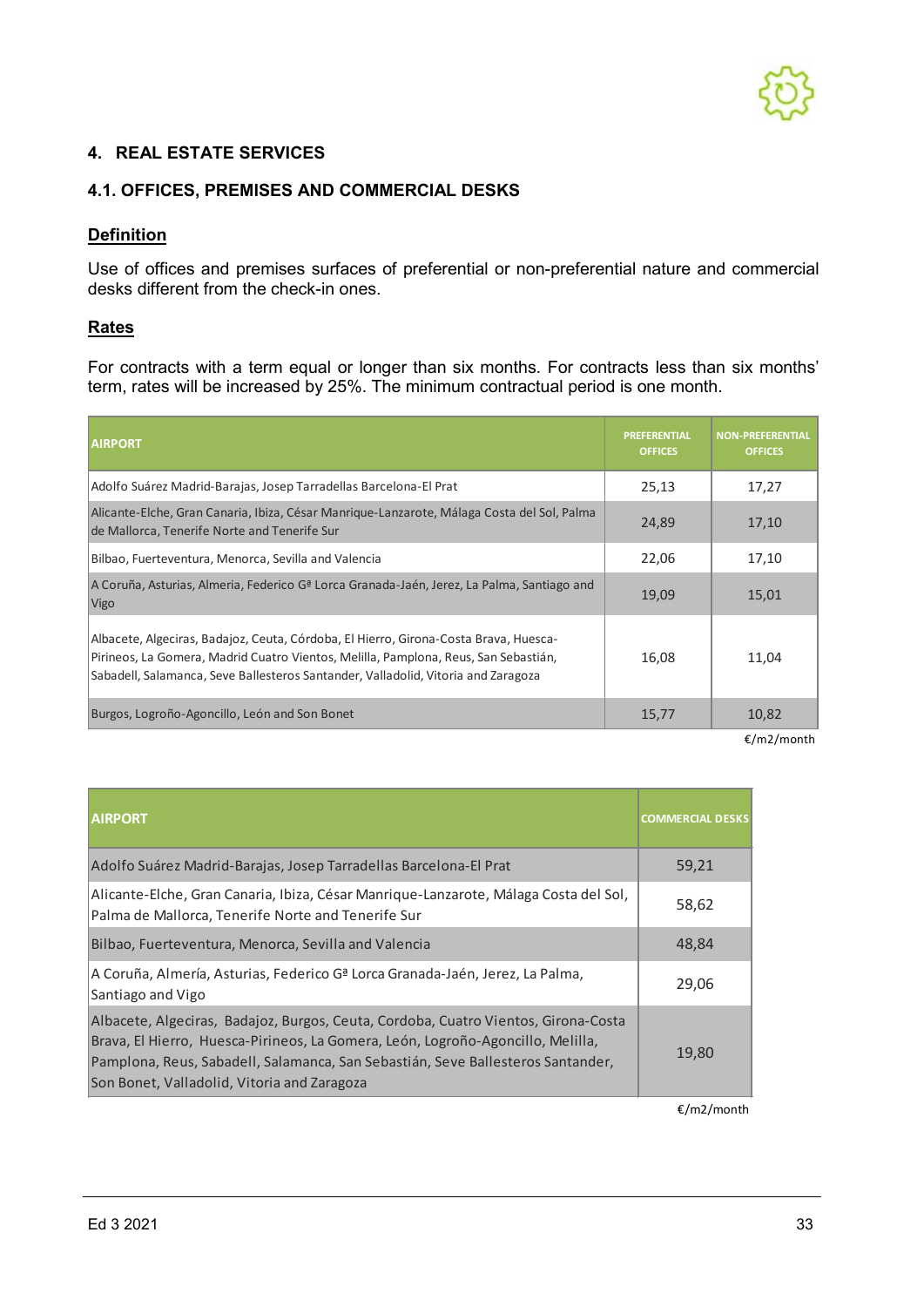## 4. REAL ESTATE SERVICES

### 4.1. OFFICES, PREMISES AND COMMERCIAL DESKS

**Definition**

Use of offices and premises surfaces of preferential or non-preferential nature and commercial desks different from the check-in ones.

**Rates**

For contracts with a term equal or longer than six months. For contracts less than six months' term, rates will be increased by 25%. The minimum contractual period is one month.

| AIRPORT | PREFERENTIAL OFFICES | NON-PREFERENTIAL OFFICES |
| --- | --- | --- |
| Adolfo Suárez Madrid-Barajas, Josep Tarradellas Barcelona-El Prat | 25,13 | 17,27 |
| Alicante-Elche, Gran Canaria, Ibiza, César Manrique-Lanzarote, Málaga Costa del Sol, Palma de Mallorca, Tenerife Norte and Tenerife Sur | 24,89 | 17,10 |
| Bilbao, Fuerteventura, Menorca, Sevilla and Valencia | 22,06 | 17,10 |
| A Coruña, Asturias, Almeria, Federico Gª Lorca Granada-Jaén, Jerez, La Palma, Santiago and Vigo | 19,09 | 15,01 |
| Albacete, Algeciras, Badajoz, Ceuta, Córdoba, El Hierro, Girona-Costa Brava, Huesca-Pirineos, La Gomera, Madrid Cuatro Vientos, Melilla, Pamplona, Reus, San Sebastián, Sabadell, Salamanca, Seve Ballesteros Santander, Valladolid, Vitoria and Zaragoza | 16,08 | 11,04 |
| Burgos, Logroño-Agoncillo, León and Son Bonet | 15,77 | 10,82 |

€/m2/month

| AIRPORT | COMMERCIAL DESKS |
| --- | --- |
| Adolfo Suárez Madrid-Barajas, Josep Tarradellas Barcelona-El Prat | 59,21 |
| Alicante-Elche, Gran Canaria, Ibiza, César Manrique-Lanzarote, Málaga Costa del Sol, Palma de Mallorca, Tenerife Norte and Tenerife Sur | 58,62 |
| Bilbao, Fuerteventura, Menorca, Sevilla and Valencia | 48,84 |
| A Coruña, Almería, Asturias, Federico Gª Lorca Granada-Jaén, Jerez, La Palma, Santiago and Vigo | 29,06 |
| Albacete, Algeciras, Badajoz, Burgos, Ceuta, Cordoba, Cuatro Vientos, Girona-Costa Brava, El Hierro, Huesca-Pirineos, La Gomera, León, Logroño-Agoncillo, Melilla, Pamplona, Reus, Sabadell, Salamanca, San Sebastián, Seve Ballesteros Santander, Son Bonet, Valladolid, Vitoria and Zaragoza | 19,80 |

€/m2/month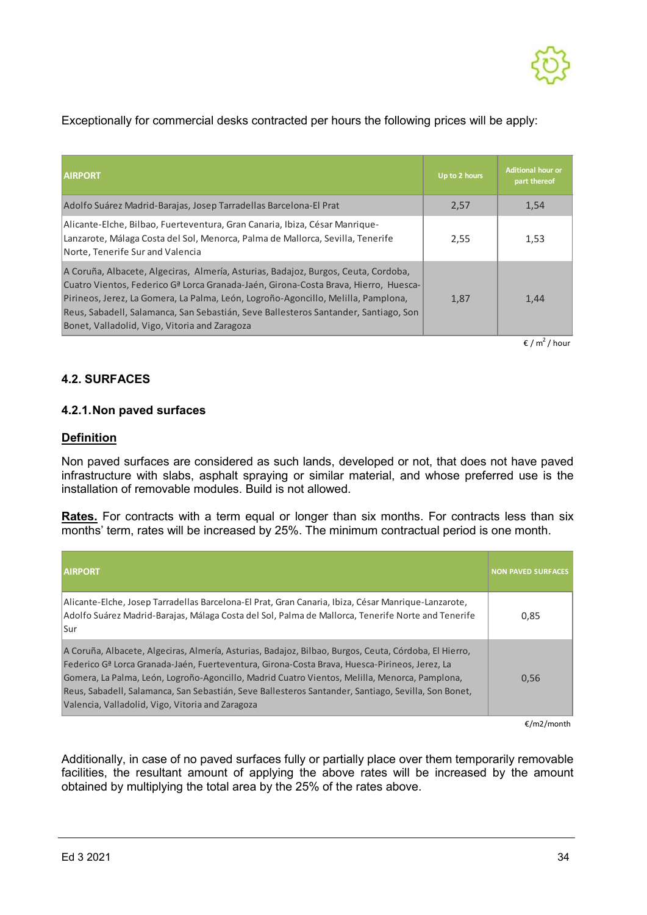Exceptionally for commercial desks contracted per hours the following prices will be apply:

| AIRPORT | Up to 2 hours | Aditional hour or part thereof |
|---|---|---|
| Adolfo Suárez Madrid-Barajas, Josep Tarradellas Barcelona-El Prat | 2,57 | 1,54 |
| Alicante-Elche, Bilbao, Fuerteventura, Gran Canaria, Ibiza, César Manrique-Lanzarote, Málaga Costa del Sol, Menorca, Palma de Mallorca, Sevilla, Tenerife Norte, Tenerife Sur and Valencia | 2,55 | 1,53 |
| A Coruña, Albacete, Algeciras, Almería, Asturias, Badajoz, Burgos, Ceuta, Cordoba, Cuatro Vientos, Federico Gª Lorca Granada-Jaén, Girona-Costa Brava, Hierro, Huesca-Pirineos, Jerez, La Gomera, La Palma, León, Logroño-Agoncillo, Melilla, Pamplona, Reus, Sabadell, Salamanca, San Sebastián, Seve Ballesteros Santander, Santiago, Son Bonet, Valladolid, Vigo, Vitoria and Zaragoza | 1,87 | 1,44 |

€ / $m^2$ / hour

### 4.2. SURFACES

#### 4.2.1. Non paved surfaces

**Definition**

Non paved surfaces are considered as such lands, developed or not, that does not have paved infrastructure with slabs, asphalt spraying or similar material, and whose preferred use is the installation of removable modules. Build is not allowed.

**Rates.** For contracts with a term equal or longer than six months. For contracts less than six months' term, rates will be increased by 25%. The minimum contractual period is one month.

| AIRPORT | NON PAVED SURFACES |
|---|---|
| Alicante-Elche, Josep Tarradellas Barcelona-El Prat, Gran Canaria, Ibiza, César Manrique-Lanzarote, Adolfo Suárez Madrid-Barajas, Málaga Costa del Sol, Palma de Mallorca, Tenerife Norte and Tenerife Sur | 0,85 |
| A Coruña, Albacete, Algeciras, Almería, Asturias, Badajoz, Bilbao, Burgos, Ceuta, Córdoba, El Hierro, Federico Gª Lorca Granada-Jaén, Fuerteventura, Girona-Costa Brava, Huesca-Pirineos, Jerez, La Gomera, La Palma, León, Logroño-Agoncillo, Madrid Cuatro Vientos, Melilla, Menorca, Pamplona, Reus, Sabadell, Salamanca, San Sebastián, Seve Ballesteros Santander, Santiago, Sevilla, Son Bonet, Valencia, Valladolid, Vigo, Vitoria and Zaragoza | 0,56 |

€/m2/month

Additionally, in case of no paved surfaces fully or partially place over them temporarily removable facilities, the resultant amount of applying the above rates will be increased by the amount obtained by multiplying the total area by the 25% of the rates above.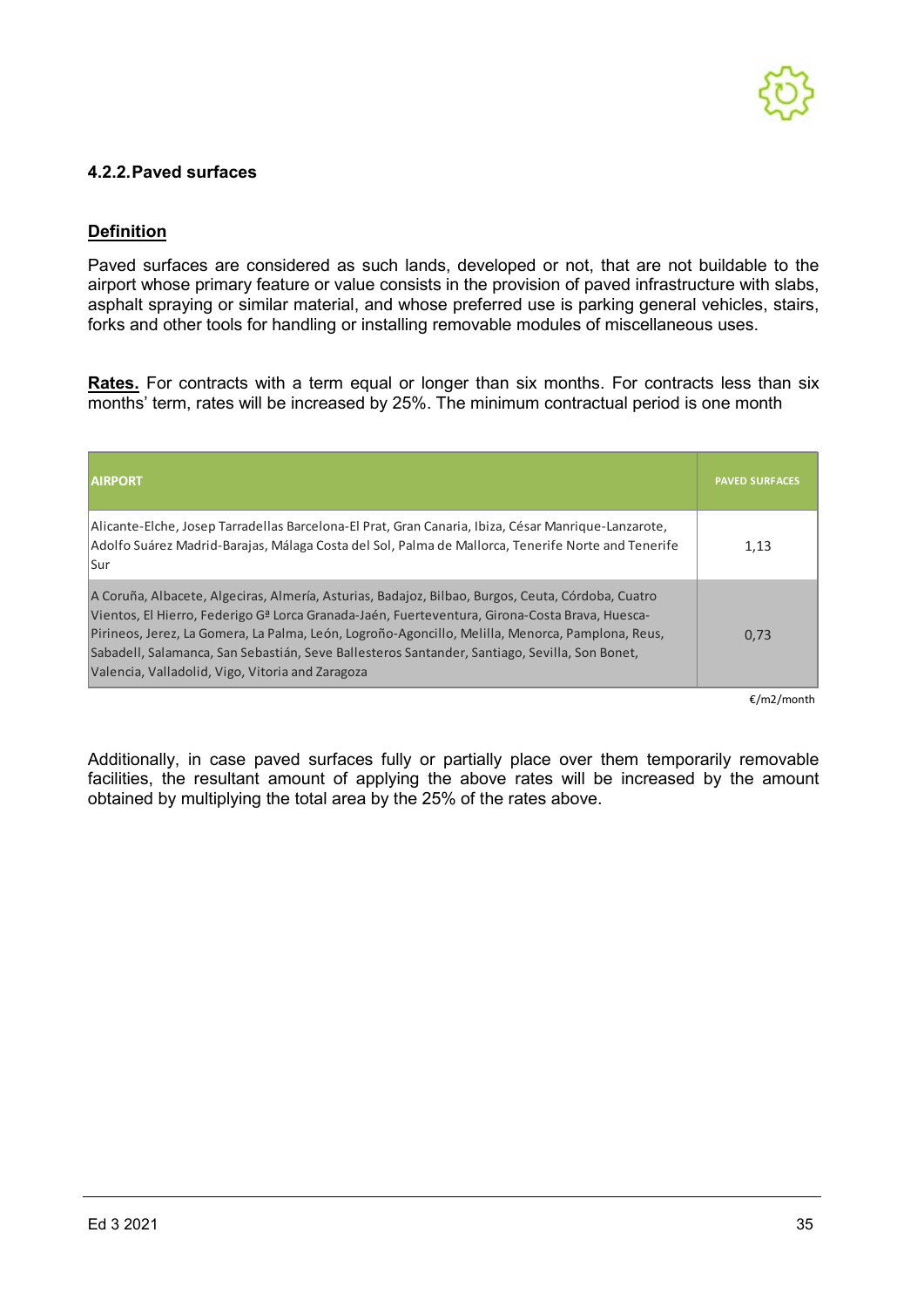#### 4.2.2. Paved surfaces

**Definition**

Paved surfaces are considered as such lands, developed or not, that are not buildable to the airport whose primary feature or value consists in the provision of paved infrastructure with slabs, asphalt spraying or similar material, and whose preferred use is parking general vehicles, stairs, forks and other tools for handling or installing removable modules of miscellaneous uses.

**Rates.** For contracts with a term equal or longer than six months. For contracts less than six months' term, rates will be increased by 25%. The minimum contractual period is one month

| AIRPORT | PAVED SURFACES |
|---|---|
| Alicante-Elche, Josep Tarradellas Barcelona-El Prat, Gran Canaria, Ibiza, César Manrique-Lanzarote, Adolfo Suárez Madrid-Barajas, Málaga Costa del Sol, Palma de Mallorca, Tenerife Norte and Tenerife Sur | 1,13 |
| A Coruña, Albacete, Algeciras, Almería, Asturias, Badajoz, Bilbao, Burgos, Ceuta, Córdoba, Cuatro Vientos, El Hierro, Federigo Gª Lorca Granada-Jaén, Fuerteventura, Girona-Costa Brava, Huesca-Pirineos, Jerez, La Gomera, La Palma, León, Logroño-Agoncillo, Melilla, Menorca, Pamplona, Reus, Sabadell, Salamanca, San Sebastián, Seve Ballesteros Santander, Santiago, Sevilla, Son Bonet, Valencia, Valladolid, Vigo, Vitoria and Zaragoza | 0,73 |

€/m2/month

Additionally, in case paved surfaces fully or partially place over them temporarily removable facilities, the resultant amount of applying the above rates will be increased by the amount obtained by multiplying the total area by the 25% of the rates above.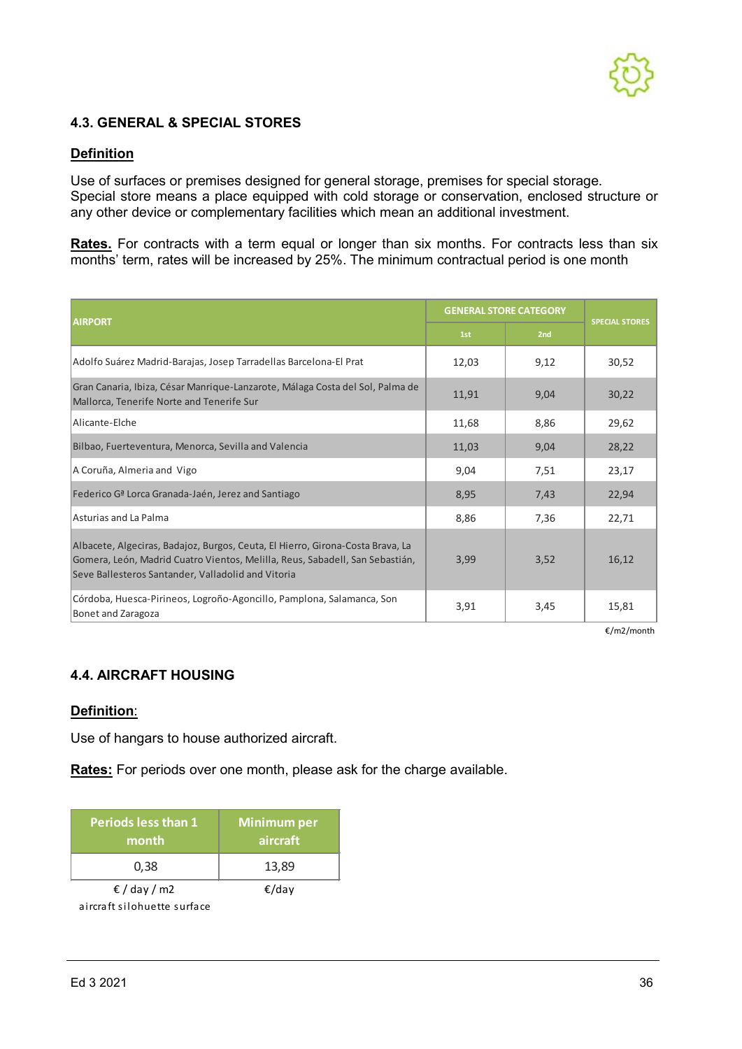### 4.3. GENERAL & SPECIAL STORES

**Definition**

Use of surfaces or premises designed for general storage, premises for special storage. Special store means a place equipped with cold storage or conservation, enclosed structure or any other device or complementary facilities which mean an additional investment.

**Rates.** For contracts with a term equal or longer than six months. For contracts less than six months' term, rates will be increased by 25%. The minimum contractual period is one month

| AIRPORT | GENERAL STORE CATEGORY | | SPECIAL STORES |
|---|---|---|---|
| | 1st | 2nd | |
| Adolfo Suárez Madrid-Barajas, Josep Tarradellas Barcelona-El Prat | 12,03 | 9,12 | 30,52 |
| Gran Canaria, Ibiza, César Manrique-Lanzarote, Málaga Costa del Sol, Palma de Mallorca, Tenerife Norte and Tenerife Sur | 11,91 | 9,04 | 30,22 |
| Alicante-Elche | 11,68 | 8,86 | 29,62 |
| Bilbao, Fuerteventura, Menorca, Sevilla and Valencia | 11,03 | 9,04 | 28,22 |
| A Coruña, Almeria and Vigo | 9,04 | 7,51 | 23,17 |
| Federico Gª Lorca Granada-Jaén, Jerez and Santiago | 8,95 | 7,43 | 22,94 |
| Asturias and La Palma | 8,86 | 7,36 | 22,71 |
| Albacete, Algeciras, Badajoz, Burgos, Ceuta, El Hierro, Girona-Costa Brava, La Gomera, León, Madrid Cuatro Vientos, Melilla, Reus, Sabadell, San Sebastián, Seve Ballesteros Santander, Valladolid and Vitoria | 3,99 | 3,52 | 16,12 |
| Córdoba, Huesca-Pirineos, Logroño-Agoncillo, Pamplona, Salamanca, Son Bonet and Zaragoza | 3,91 | 3,45 | 15,81 |

€/m2/month

### 4.4. AIRCRAFT HOUSING

**Definition**:

Use of hangars to house authorized aircraft.

**Rates:** For periods over one month, please ask for the charge available.

| Periods less than 1 month | Minimum per aircraft |
|---|---|
| 0,38 | 13,89 |
| € / day / m2 aircraft silohuette surface | €/day |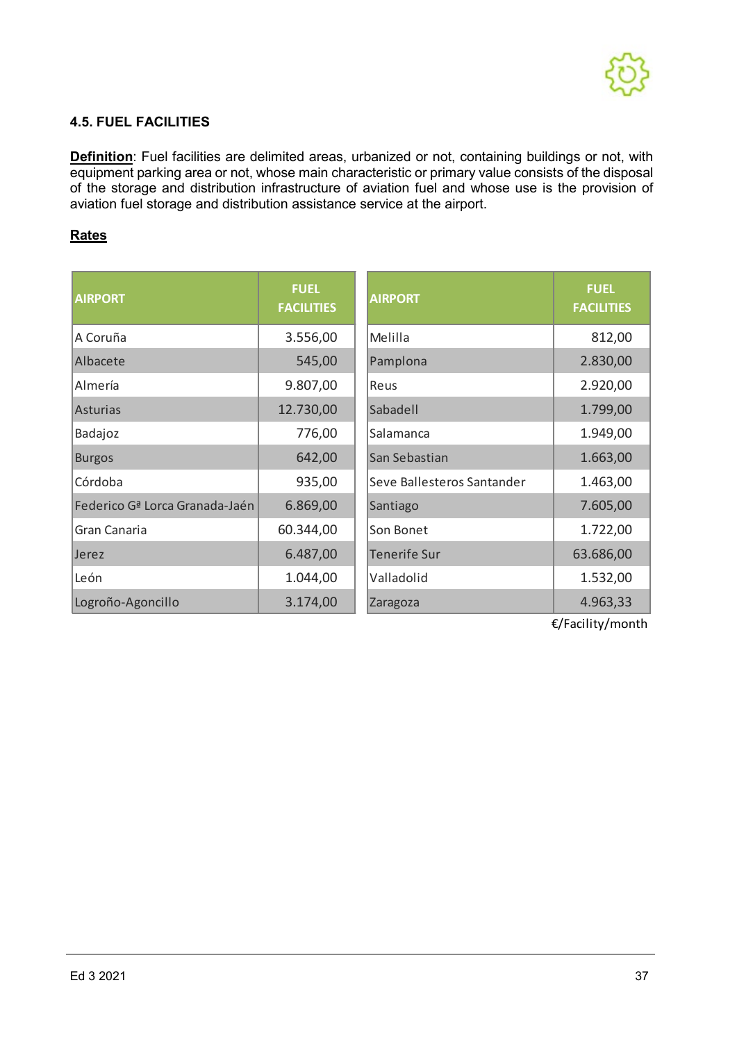### 4.5. FUEL FACILITIES

**Definition**: Fuel facilities are delimited areas, urbanized or not, containing buildings or not, with equipment parking area or not, whose main characteristic or primary value consists of the disposal of the storage and distribution infrastructure of aviation fuel and whose use is the provision of aviation fuel storage and distribution assistance service at the airport.

**Rates**

| AIRPORT | FUEL FACILITIES | AIRPORT | FUEL FACILITIES |
|---|---|---|---|
| A Coruña | 3.556,00 | Melilla | 812,00 |
| Albacete | 545,00 | Pamplona | 2.830,00 |
| Almería | 9.807,00 | Reus | 2.920,00 |
| Asturias | 12.730,00 | Sabadell | 1.799,00 |
| Badajoz | 776,00 | Salamanca | 1.949,00 |
| Burgos | 642,00 | San Sebastian | 1.663,00 |
| Córdoba | 935,00 | Seve Ballesteros Santander | 1.463,00 |
| Federico Gª Lorca Granada-Jaén | 6.869,00 | Santiago | 7.605,00 |
| Gran Canaria | 60.344,00 | Son Bonet | 1.722,00 |
| Jerez | 6.487,00 | Tenerife Sur | 63.686,00 |
| León | 1.044,00 | Valladolid | 1.532,00 |
| Logroño-Agoncillo | 3.174,00 | Zaragoza | 4.963,33 |

€/Facility/month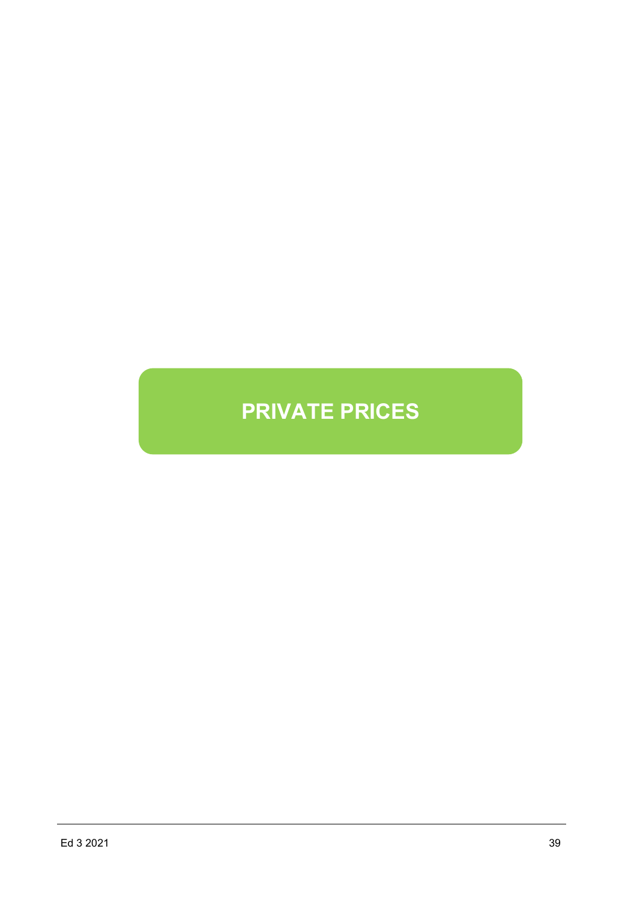# PRIVATE PRICES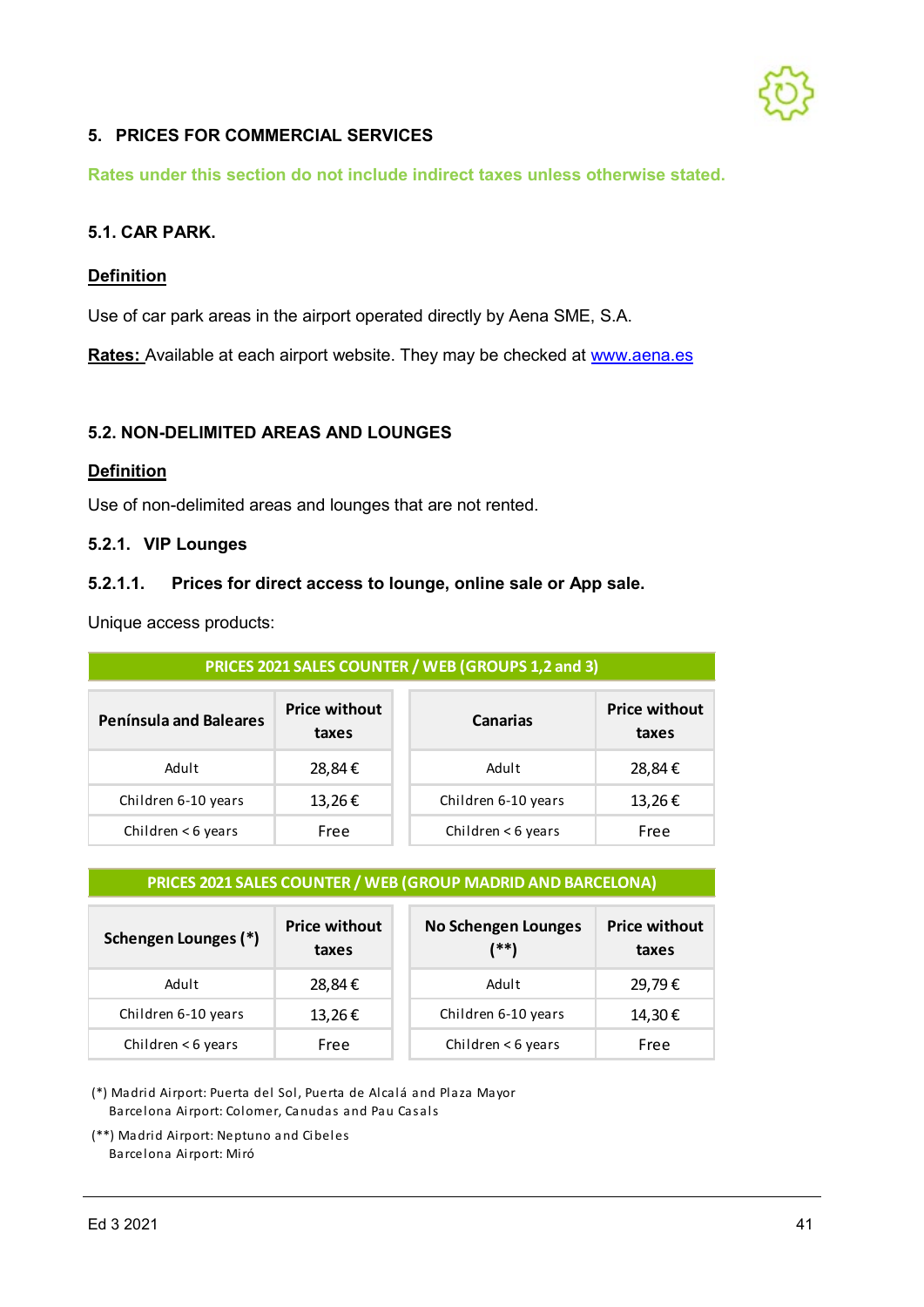## 5. PRICES FOR COMMERCIAL SERVICES

**Rates under this section do not include indirect taxes unless otherwise stated.**

### 5.1. CAR PARK.

**Definition**

Use of car park areas in the airport operated directly by Aena SME, S.A.

**Rates:** Available at each airport website. They may be checked at www.aena.es

### 5.2. NON-DELIMITED AREAS AND LOUNGES

**Definition**

Use of non-delimited areas and lounges that are not rented.

#### 5.2.1. VIP Lounges

##### 5.2.1.1. Prices for direct access to lounge, online sale or App sale.

Unique access products:

**PRICES 2021 SALES COUNTER / WEB (GROUPS 1,2 and 3)**

| Península and Baleares | Price without taxes | Canarias | Price without taxes |
|---|---|---|---|
| Adult | 28,84 € | Adult | 28,84 € |
| Children 6-10 years | 13,26 € | Children 6-10 years | 13,26 € |
| Children < 6 years | Free | Children < 6 years | Free |

**PRICES 2021 SALES COUNTER / WEB (GROUP MADRID AND BARCELONA)**

| Schengen Lounges (*) | Price without taxes | No Schengen Lounges (**) | Price without taxes |
|---|---|---|---|
| Adult | 28,84 € | Adult | 29,79 € |
| Children 6-10 years | 13,26 € | Children 6-10 years | 14,30 € |
| Children < 6 years | Free | Children < 6 years | Free |

(*) Madrid Airport: Puerta del Sol, Puerta de Alcalá and Plaza Mayor
Barcelona Airport: Colomer, Canudas and Pau Casals

(**) Madrid Airport: Neptuno and Cibeles
Barcelona Airport: Miró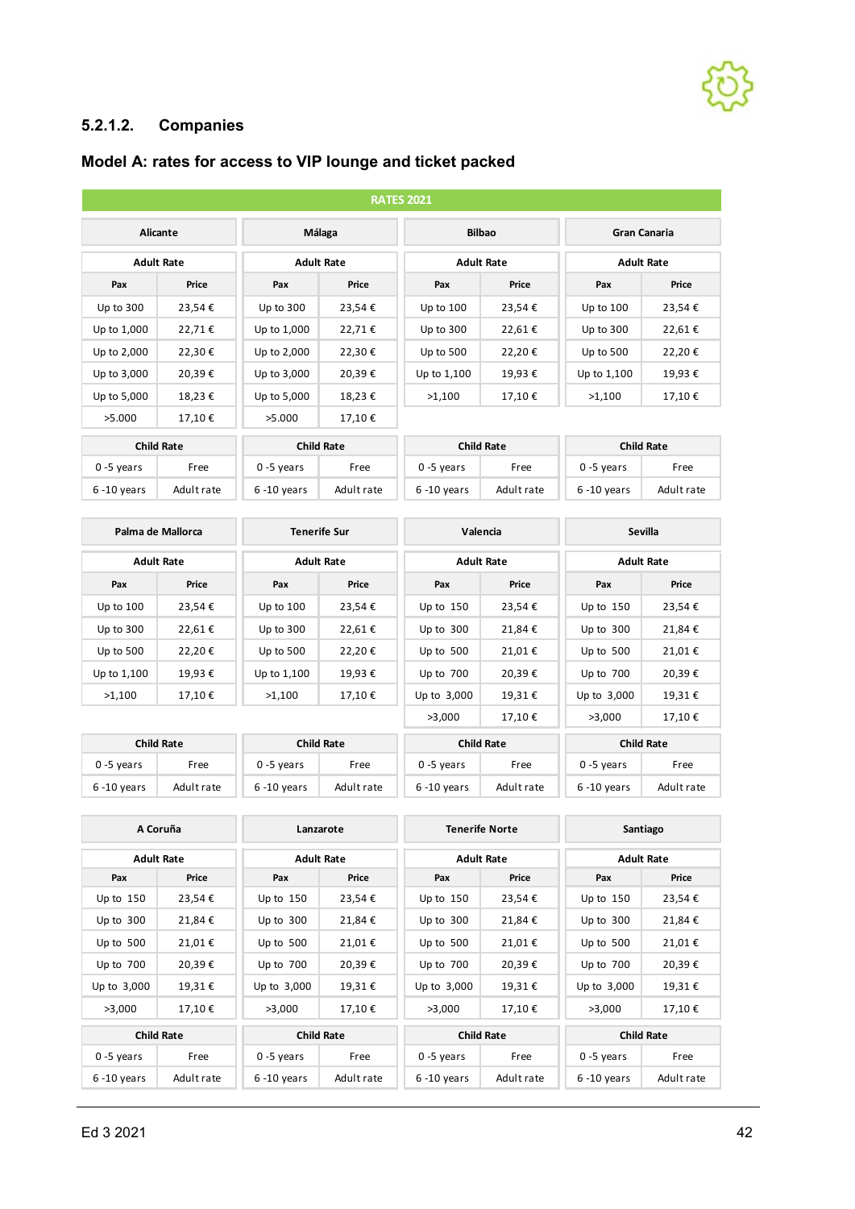### 5.2.1.2. Companies

#### Model A: rates for access to VIP lounge and ticket packed

**RATES 2021**

| Alicante | | Málaga | | Bilbao | | Gran Canaria | |
|---|---|---|---|---|---|---|---|
| Adult Rate | | Adult Rate | | Adult Rate | | Adult Rate | |
| Pax | Price | Pax | Price | Pax | Price | Pax | Price |
| Up to 300 | 23,54 € | Up to 300 | 23,54 € | Up to 100 | 23,54 € | Up to 100 | 23,54 € |
| Up to 1,000 | 22,71 € | Up to 1,000 | 22,71 € | Up to 300 | 22,61 € | Up to 300 | 22,61 € |
| Up to 2,000 | 22,30 € | Up to 2,000 | 22,30 € | Up to 500 | 22,20 € | Up to 500 | 22,20 € |
| Up to 3,000 | 20,39 € | Up to 3,000 | 20,39 € | Up to 1,100 | 19,93 € | Up to 1,100 | 19,93 € |
| Up to 5,000 | 18,23 € | Up to 5,000 | 18,23 € | >1,100 | 17,10 € | >1,100 | 17,10 € |
| >5.000 | 17,10 € | >5.000 | 17,10 € | | | | |
| Child Rate | | Child Rate | | Child Rate | | Child Rate | |
| 0 -5 years | Free | 0 -5 years | Free | 0 -5 years | Free | 0 -5 years | Free |
| 6 -10 years | Adult rate | 6 -10 years | Adult rate | 6 -10 years | Adult rate | 6 -10 years | Adult rate |

| Palma de Mallorca | | Tenerife Sur | | Valencia | | Sevilla | |
|---|---|---|---|---|---|---|---|
| Adult Rate | | Adult Rate | | Adult Rate | | Adult Rate | |
| Pax | Price | Pax | Price | Pax | Price | Pax | Price |
| Up to 100 | 23,54 € | Up to 100 | 23,54 € | Up to 150 | 23,54 € | Up to 150 | 23,54 € |
| Up to 300 | 22,61 € | Up to 300 | 22,61 € | Up to 300 | 21,84 € | Up to 300 | 21,84 € |
| Up to 500 | 22,20 € | Up to 500 | 22,20 € | Up to 500 | 21,01 € | Up to 500 | 21,01 € |
| Up to 1,100 | 19,93 € | Up to 1,100 | 19,93 € | Up to 700 | 20,39 € | Up to 700 | 20,39 € |
| >1,100 | 17,10 € | >1,100 | 17,10 € | Up to 3,000 | 19,31 € | Up to 3,000 | 19,31 € |
| | | | | >3,000 | 17,10 € | >3,000 | 17,10 € |
| Child Rate | | Child Rate | | Child Rate | | Child Rate | |
| 0 -5 years | Free | 0 -5 years | Free | 0 -5 years | Free | 0 -5 years | Free |
| 6 -10 years | Adult rate | 6 -10 years | Adult rate | 6 -10 years | Adult rate | 6 -10 years | Adult rate |

| A Coruña | | Lanzarote | | Tenerife Norte | | Santiago | |
|---|---|---|---|---|---|---|---|
| Adult Rate | | Adult Rate | | Adult Rate | | Adult Rate | |
| Pax | Price | Pax | Price | Pax | Price | Pax | Price |
| Up to 150 | 23,54 € | Up to 150 | 23,54 € | Up to 150 | 23,54 € | Up to 150 | 23,54 € |
| Up to 300 | 21,84 € | Up to 300 | 21,84 € | Up to 300 | 21,84 € | Up to 300 | 21,84 € |
| Up to 500 | 21,01 € | Up to 500 | 21,01 € | Up to 500 | 21,01 € | Up to 500 | 21,01 € |
| Up to 700 | 20,39 € | Up to 700 | 20,39 € | Up to 700 | 20,39 € | Up to 700 | 20,39 € |
| Up to 3,000 | 19,31 € | Up to 3,000 | 19,31 € | Up to 3,000 | 19,31 € | Up to 3,000 | 19,31 € |
| >3,000 | 17,10 € | >3,000 | 17,10 € | >3,000 | 17,10 € | >3,000 | 17,10 € |
| Child Rate | | Child Rate | | Child Rate | | Child Rate | |
| 0 -5 years | Free | 0 -5 years | Free | 0 -5 years | Free | 0 -5 years | Free |
| 6 -10 years | Adult rate | 6 -10 years | Adult rate | 6 -10 years | Adult rate | 6 -10 years | Adult rate |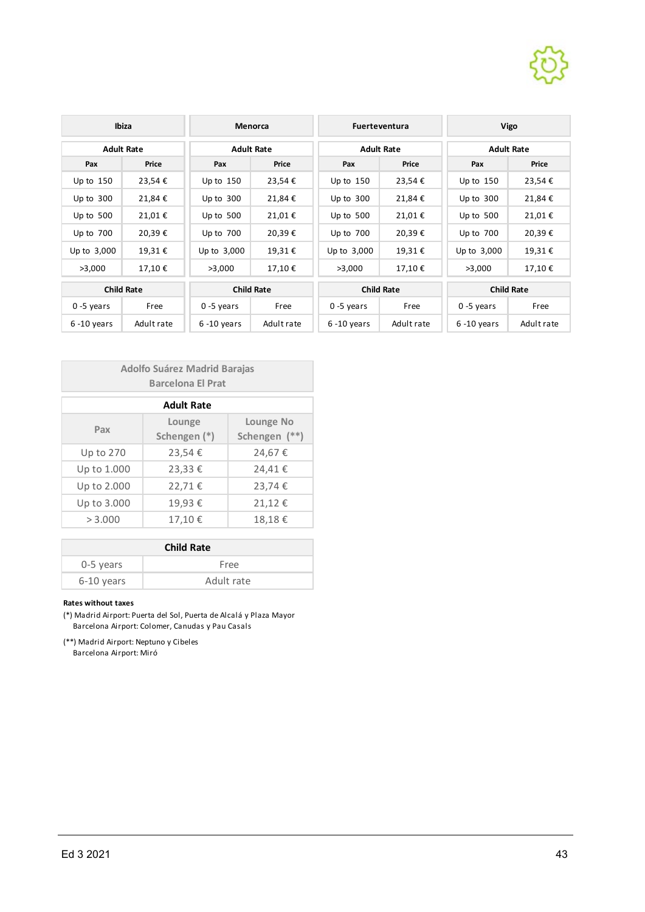| Ibiza | | Menorca | | Fuerteventura | | Vigo | |
|---|---|---|---|---|---|---|---|
| **Adult Rate** | | **Adult Rate** | | **Adult Rate** | | **Adult Rate** | |
| **Pax** | **Price** | **Pax** | **Price** | **Pax** | **Price** | **Pax** | **Price** |
| Up to 150 | 23,54 € | Up to 150 | 23,54 € | Up to 150 | 23,54 € | Up to 150 | 23,54 € |
| Up to 300 | 21,84 € | Up to 300 | 21,84 € | Up to 300 | 21,84 € | Up to 300 | 21,84 € |
| Up to 500 | 21,01 € | Up to 500 | 21,01 € | Up to 500 | 21,01 € | Up to 500 | 21,01 € |
| Up to 700 | 20,39 € | Up to 700 | 20,39 € | Up to 700 | 20,39 € | Up to 700 | 20,39 € |
| Up to 3,000 | 19,31 € | Up to 3,000 | 19,31 € | Up to 3,000 | 19,31 € | Up to 3,000 | 19,31 € |
| >3,000 | 17,10 € | >3,000 | 17,10 € | >3,000 | 17,10 € | >3,000 | 17,10 € |
| **Child Rate** | | **Child Rate** | | **Child Rate** | | **Child Rate** | |
| 0 -5 years | Free | 0 -5 years | Free | 0 -5 years | Free | 0 -5 years | Free |
| 6 -10 years | Adult rate | 6 -10 years | Adult rate | 6 -10 years | Adult rate | 6 -10 years | Adult rate |

| Adolfo Suárez Madrid Barajas Barcelona El Prat | | |
|---|---|---|
| **Adult Rate** | | |
| Pax | Lounge Schengen (*) | Lounge No Schengen (**) |
| Up to 270 | 23,54 € | 24,67 € |
| Up to 1.000 | 23,33 € | 24,41 € |
| Up to 2.000 | 22,71 € | 23,74 € |
| Up to 3.000 | 19,93 € | 21,12 € |
| > 3.000 | 17,10 € | 18,18 € |

| **Child Rate** | |
|---|---|
| 0-5 years | Free |
| 6-10 years | Adult rate |

**Rates without taxes**

(*) Madrid Airport: Puerta del Sol, Puerta de Alcalá y Plaza Mayor
Barcelona Airport: Colomer, Canudas y Pau Casals

(**) Madrid Airport: Neptuno y Cibeles
Barcelona Airport: Miró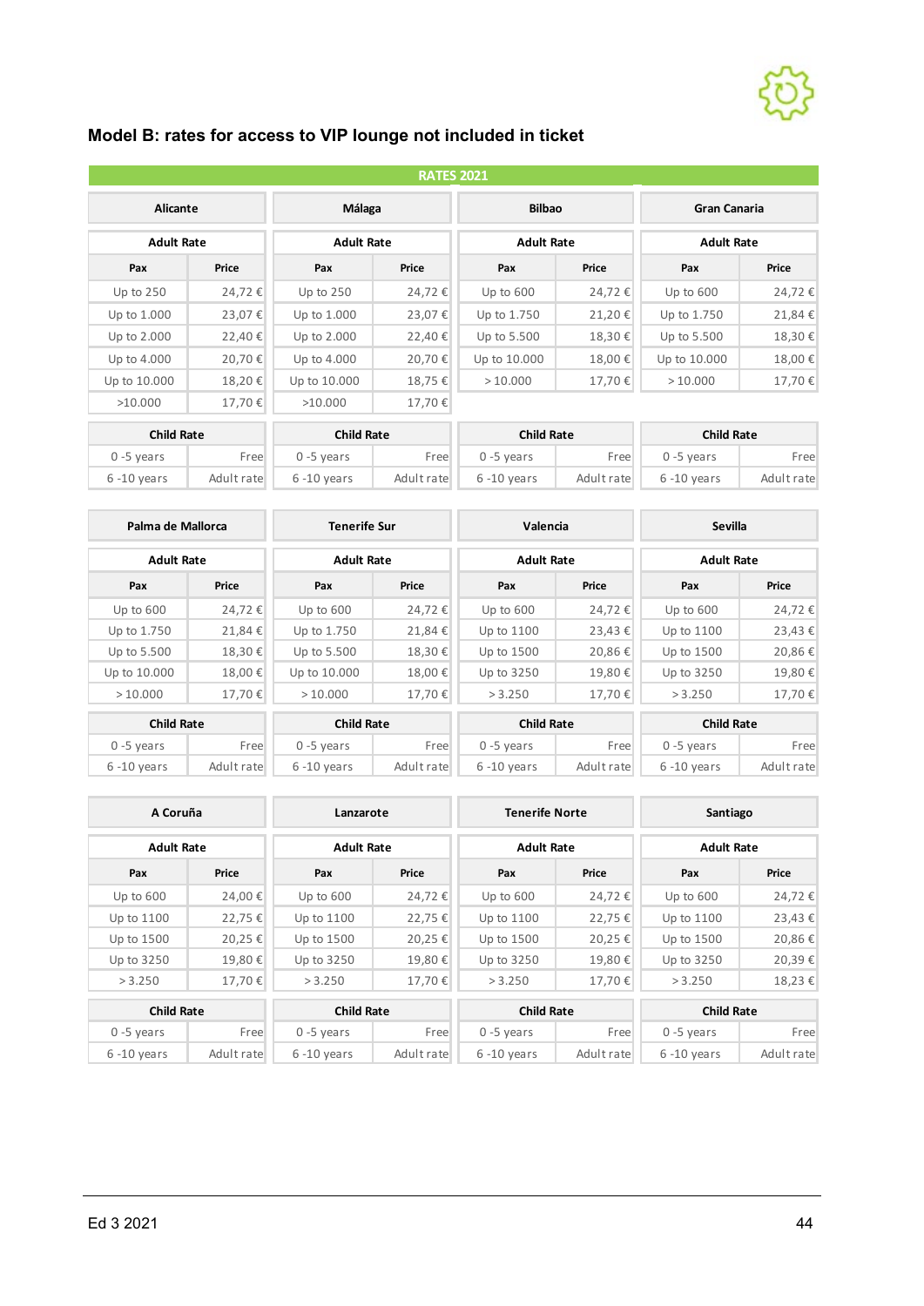## Model B: rates for access to VIP lounge not included in ticket

**RATES 2021**

| Alicante | | Málaga | | Bilbao | | Gran Canaria | |
|---|---|---|---|---|---|---|---|
| Adult Rate | | Adult Rate | | Adult Rate | | Adult Rate | |
| Pax | Price | Pax | Price | Pax | Price | Pax | Price |
| Up to 250 | 24,72 € | Up to 250 | 24,72 € | Up to 600 | 24,72 € | Up to 600 | 24,72 € |
| Up to 1.000 | 23,07 € | Up to 1.000 | 23,07 € | Up to 1.750 | 21,20 € | Up to 1.750 | 21,84 € |
| Up to 2.000 | 22,40 € | Up to 2.000 | 22,40 € | Up to 5.500 | 18,30 € | Up to 5.500 | 18,30 € |
| Up to 4.000 | 20,70 € | Up to 4.000 | 20,70 € | Up to 10.000 | 18,00 € | Up to 10.000 | 18,00 € |
| Up to 10.000 | 18,20 € | Up to 10.000 | 18,75 € | > 10.000 | 17,70 € | > 10.000 | 17,70 € |
| >10.000 | 17,70 € | >10.000 | 17,70 € | | | | |
| Child Rate | | Child Rate | | Child Rate | | Child Rate | |
| 0 -5 years | Free | 0 -5 years | Free | 0 -5 years | Free | 0 -5 years | Free |
| 6 -10 years | Adult rate | 6 -10 years | Adult rate | 6 -10 years | Adult rate | 6 -10 years | Adult rate |

| Palma de Mallorca | | Tenerife Sur | | Valencia | | Sevilla | |
|---|---|---|---|---|---|---|---|
| Adult Rate | | Adult Rate | | Adult Rate | | Adult Rate | |
| Pax | Price | Pax | Price | Pax | Price | Pax | Price |
| Up to 600 | 24,72 € | Up to 600 | 24,72 € | Up to 600 | 24,72 € | Up to 600 | 24,72 € |
| Up to 1.750 | 21,84 € | Up to 1.750 | 21,84 € | Up to 1100 | 23,43 € | Up to 1100 | 23,43 € |
| Up to 5.500 | 18,30 € | Up to 5.500 | 18,30 € | Up to 1500 | 20,86 € | Up to 1500 | 20,86 € |
| Up to 10.000 | 18,00 € | Up to 10.000 | 18,00 € | Up to 3250 | 19,80 € | Up to 3250 | 19,80 € |
| > 10.000 | 17,70 € | > 10.000 | 17,70 € | > 3.250 | 17,70 € | > 3.250 | 17,70 € |
| Child Rate | | Child Rate | | Child Rate | | Child Rate | |
| 0 -5 years | Free | 0 -5 years | Free | 0 -5 years | Free | 0 -5 years | Free |
| 6 -10 years | Adult rate | 6 -10 years | Adult rate | 6 -10 years | Adult rate | 6 -10 years | Adult rate |

| A Coruña | | Lanzarote | | Tenerife Norte | | Santiago | |
|---|---|---|---|---|---|---|---|
| Adult Rate | | Adult Rate | | Adult Rate | | Adult Rate | |
| Pax | Price | Pax | Price | Pax | Price | Pax | Price |
| Up to 600 | 24,00 € | Up to 600 | 24,72 € | Up to 600 | 24,72 € | Up to 600 | 24,72 € |
| Up to 1100 | 22,75 € | Up to 1100 | 22,75 € | Up to 1100 | 22,75 € | Up to 1100 | 23,43 € |
| Up to 1500 | 20,25 € | Up to 1500 | 20,25 € | Up to 1500 | 20,25 € | Up to 1500 | 20,86 € |
| Up to 3250 | 19,80 € | Up to 3250 | 19,80 € | Up to 3250 | 19,80 € | Up to 3250 | 20,39 € |
| > 3.250 | 17,70 € | > 3.250 | 17,70 € | > 3.250 | 17,70 € | > 3.250 | 18,23 € |
| Child Rate | | Child Rate | | Child Rate | | Child Rate | |
| 0 -5 years | Free | 0 -5 years | Free | 0 -5 years | Free | 0 -5 years | Free |
| 6 -10 years | Adult rate | 6 -10 years | Adult rate | 6 -10 years | Adult rate | 6 -10 years | Adult rate |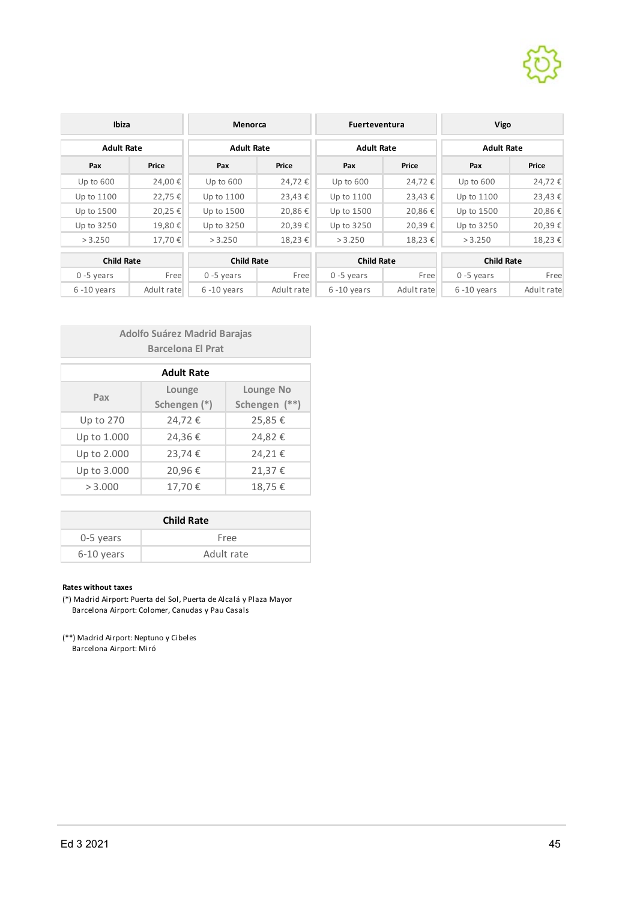| Ibiza | |
|---|---|
| **Adult Rate** | |
| **Pax** | **Price** |
| Up to 600 | 24,00 € |
| Up to 1100 | 22,75 € |
| Up to 1500 | 20,25 € |
| Up to 3250 | 19,80 € |
| > 3.250 | 17,70 € |
| **Child Rate** | |
| 0 -5 years | Free |
| 6 -10 years | Adult rate |

| Menorca | |
|---|---|
| **Adult Rate** | |
| **Pax** | **Price** |
| Up to 600 | 24,72 € |
| Up to 1100 | 23,43 € |
| Up to 1500 | 20,86 € |
| Up to 3250 | 20,39 € |
| > 3.250 | 18,23 € |
| **Child Rate** | |
| 0 -5 years | Free |
| 6 -10 years | Adult rate |

| Fuerteventura | |
|---|---|
| **Adult Rate** | |
| **Pax** | **Price** |
| Up to 600 | 24,72 € |
| Up to 1100 | 23,43 € |
| Up to 1500 | 20,86 € |
| Up to 3250 | 20,39 € |
| > 3.250 | 18,23 € |
| **Child Rate** | |
| 0 -5 years | Free |
| 6 -10 years | Adult rate |

| Vigo | |
|---|---|
| **Adult Rate** | |
| **Pax** | **Price** |
| Up to 600 | 24,72 € |
| Up to 1100 | 23,43 € |
| Up to 1500 | 20,86 € |
| Up to 3250 | 20,39 € |
| > 3.250 | 18,23 € |
| **Child Rate** | |
| 0 -5 years | Free |
| 6 -10 years | Adult rate |

| Adolfo Suárez Madrid Barajas<br>Barcelona El Prat | | |
|---|---|---|
| **Adult Rate** | | |
| Pax | Lounge Schengen (*) | Lounge No Schengen (**) |
| Up to 270 | 24,72 € | 25,85 € |
| Up to 1.000 | 24,36 € | 24,82 € |
| Up to 2.000 | 23,74 € | 24,21 € |
| Up to 3.000 | 20,96 € | 21,37 € |
| > 3.000 | 17,70 € | 18,75 € |

| **Child Rate** | |
|---|---|
| 0-5 years | Free |
| 6-10 years | Adult rate |

**Rates without taxes**

(*) Madrid Airport: Puerta del Sol, Puerta de Alcalá y Plaza Mayor
Barcelona Airport: Colomer, Canudas y Pau Casals

(**) Madrid Airport: Neptuno y Cibeles
Barcelona Airport: Miró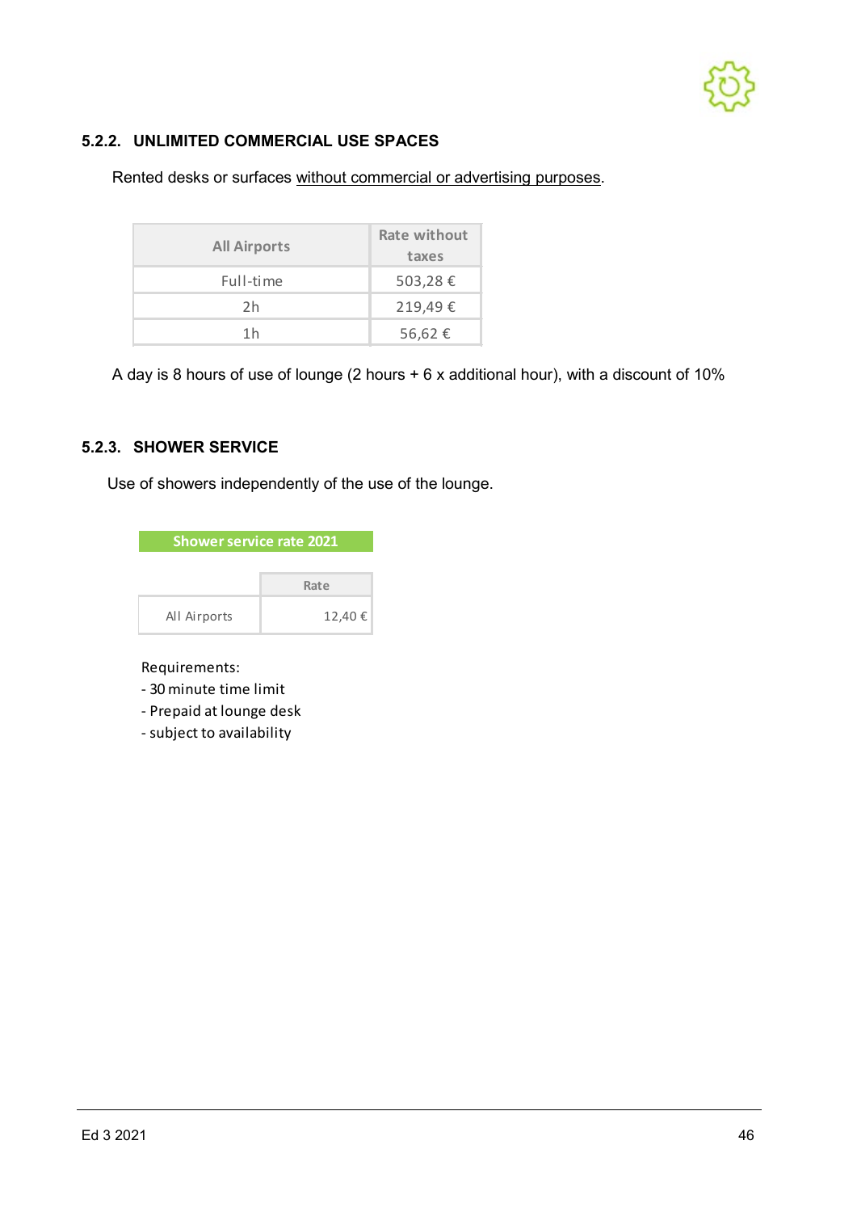### 5.2.2. UNLIMITED COMMERCIAL USE SPACES

Rented desks or surfaces without commercial or advertising purposes.

| All Airports | Rate without taxes |
|---|---|
| Full-time | 503,28 € |
| 2h | 219,49 € |
| 1h | 56,62 € |

A day is 8 hours of use of lounge (2 hours + 6 x additional hour), with a discount of 10%

### 5.2.3. SHOWER SERVICE

Use of showers independently of the use of the lounge.

**Shower service rate 2021**

| | Rate |
|---|---|
| All Airports | 12,40 € |

Requirements:
- 30 minute time limit
- Prepaid at lounge desk
- subject to availability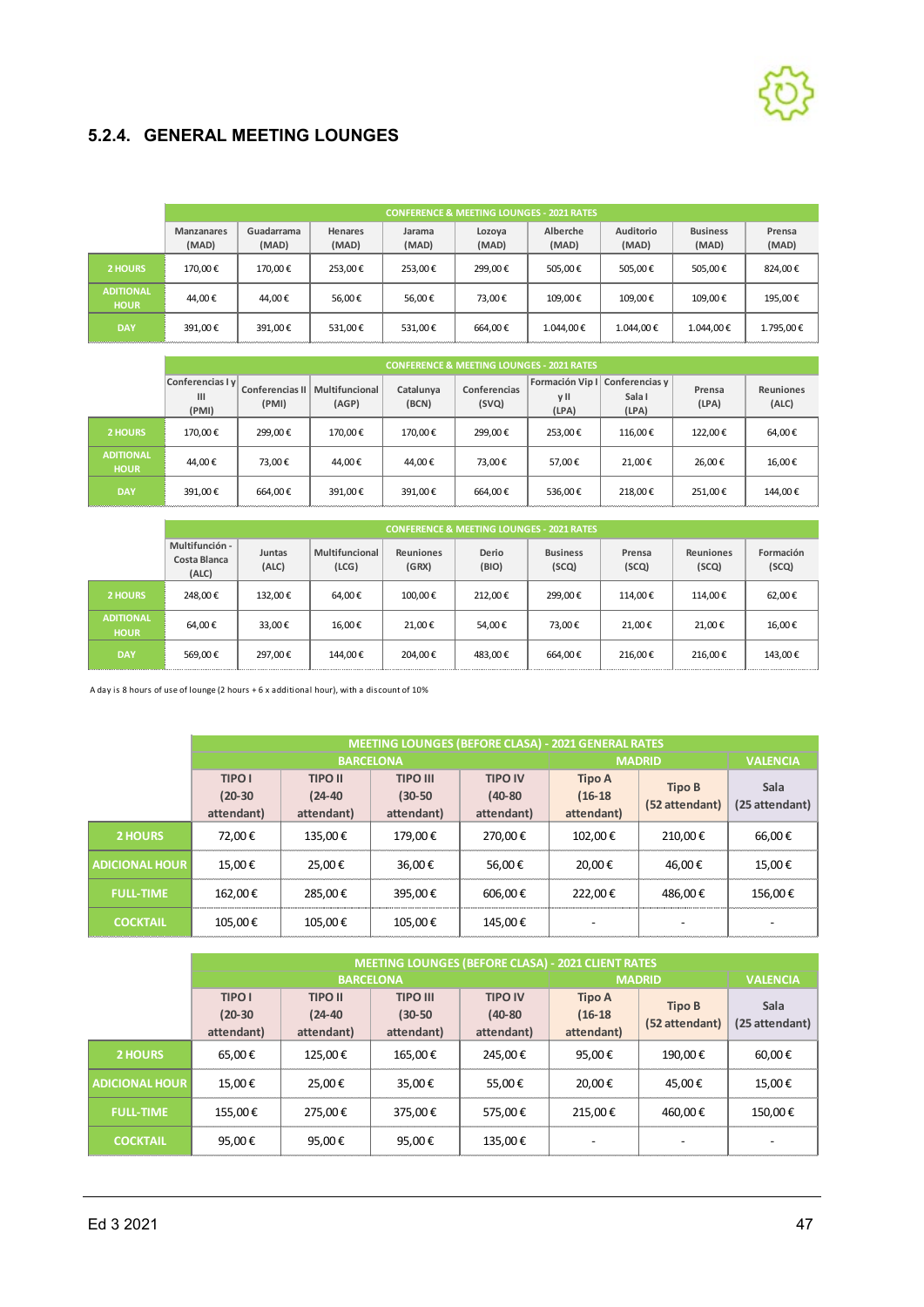### 5.2.4. GENERAL MEETING LOUNGES

| | CONFERENCE & MEETING LOUNGES - 2021 RATES | | | | | | | | |
|---|---|---|---|---|---|---|---|---|---|
| | Manzanares (MAD) | Guadarrama (MAD) | Henares (MAD) | Jarama (MAD) | Lozoya (MAD) | Alberche (MAD) | Auditorio (MAD) | Business (MAD) | Prensa (MAD) |
| 2 HOURS | 170,00 € | 170,00 € | 253,00 € | 253,00 € | 299,00 € | 505,00 € | 505,00 € | 505,00 € | 824,00 € |
| ADITIONAL HOUR | 44,00 € | 44,00 € | 56,00 € | 56,00 € | 73,00 € | 109,00 € | 109,00 € | 109,00 € | 195,00 € |
| DAY | 391,00 € | 391,00 € | 531,00 € | 531,00 € | 664,00 € | 1.044,00 € | 1.044,00 € | 1.044,00 € | 1.795,00 € |

| | CONFERENCE & MEETING LOUNGES - 2021 RATES | | | | | | | | |
|---|---|---|---|---|---|---|---|---|---|
| | Conferencias I y III (PMI) | Conferencias II (PMI) | Multifuncional (AGP) | Catalunya (BCN) | Conferencias (SVQ) | Formación Vip I y II (LPA) | Conferencias y Sala I (LPA) | Prensa (LPA) | Reuniones (ALC) |
| 2 HOURS | 170,00 € | 299,00 € | 170,00 € | 170,00 € | 299,00 € | 253,00 € | 116,00 € | 122,00 € | 64,00 € |
| ADITIONAL HOUR | 44,00 € | 73,00 € | 44,00 € | 44,00 € | 73,00 € | 57,00 € | 21,00 € | 26,00 € | 16,00 € |
| DAY | 391,00 € | 664,00 € | 391,00 € | 391,00 € | 664,00 € | 536,00 € | 218,00 € | 251,00 € | 144,00 € |

| | CONFERENCE & MEETING LOUNGES - 2021 RATES | | | | | | | | |
|---|---|---|---|---|---|---|---|---|---|
| | Multifunción - Costa Blanca (ALC) | Juntas (ALC) | Multifuncional (LCG) | Reuniones (GRX) | Derio (BIO) | Business (SCQ) | Prensa (SCQ) | Reuniones (SCQ) | Formación (SCQ) |
| 2 HOURS | 248,00 € | 132,00 € | 64,00 € | 100,00 € | 212,00 € | 299,00 € | 114,00 € | 114,00 € | 62,00 € |
| ADITIONAL HOUR | 64,00 € | 33,00 € | 16,00 € | 21,00 € | 54,00 € | 73,00 € | 21,00 € | 21,00 € | 16,00 € |
| DAY | 569,00 € | 297,00 € | 144,00 € | 204,00 € | 483,00 € | 664,00 € | 216,00 € | 216,00 € | 143,00 € |

A day is 8 hours of use of lounge (2 hours + 6 x additional hour), with a discount of 10%

| | MEETING LOUNGES (BEFORE CLASA) - 2021 GENERAL RATES | | | | | | |
|---|---|---|---|---|---|---|---|
| | BARCELONA | | | | MADRID | | VALENCIA |
| | TIPO I (20-30 attendant) | TIPO II (24-40 attendant) | TIPO III (30-50 attendant) | TIPO IV (40-80 attendant) | Tipo A (16-18 attendant) | Tipo B (52 attendant) | Sala (25 attendant) |
| 2 HOURS | 72,00 € | 135,00 € | 179,00 € | 270,00 € | 102,00 € | 210,00 € | 66,00 € |
| ADICIONAL HOUR | 15,00 € | 25,00 € | 36,00 € | 56,00 € | 20,00 € | 46,00 € | 15,00 € |
| FULL-TIME | 162,00 € | 285,00 € | 395,00 € | 606,00 € | 222,00 € | 486,00 € | 156,00 € |
| COCKTAIL | 105,00 € | 105,00 € | 105,00 € | 145,00 € | - | - | - |

| | MEETING LOUNGES (BEFORE CLASA) - 2021 CLIENT RATES | | | | | | |
|---|---|---|---|---|---|---|---|
| | BARCELONA | | | | MADRID | | VALENCIA |
| | TIPO I (20-30 attendant) | TIPO II (24-40 attendant) | TIPO III (30-50 attendant) | TIPO IV (40-80 attendant) | Tipo A (16-18 attendant) | Tipo B (52 attendant) | Sala (25 attendant) |
| 2 HOURS | 65,00 € | 125,00 € | 165,00 € | 245,00 € | 95,00 € | 190,00 € | 60,00 € |
| ADICIONAL HOUR | 15,00 € | 25,00 € | 35,00 € | 55,00 € | 20,00 € | 45,00 € | 15,00 € |
| FULL-TIME | 155,00 € | 275,00 € | 375,00 € | 575,00 € | 215,00 € | 460,00 € | 150,00 € |
| COCKTAIL | 95,00 € | 95,00 € | 95,00 € | 135,00 € | - | - | - |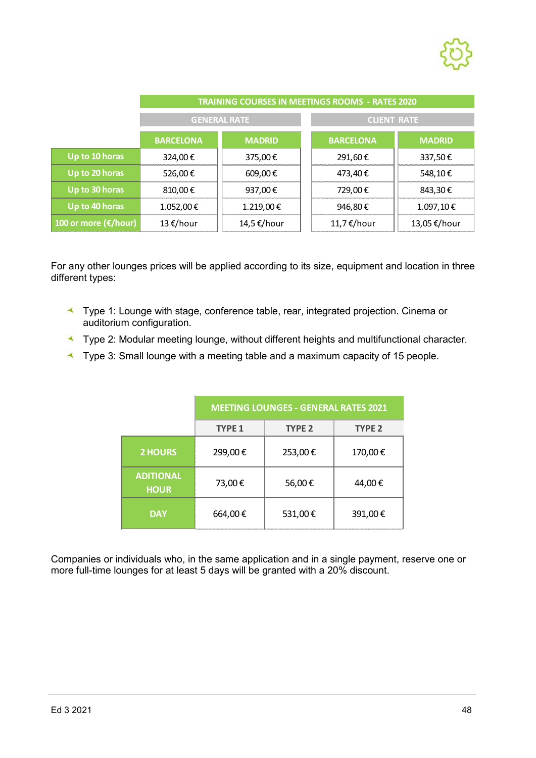| | TRAINING COURSES IN MEETINGS ROOMS - RATES 2020 | | | |
|---|---|---|---|---|
| | GENERAL RATE | | CLIENT RATE | |
| | BARCELONA | MADRID | BARCELONA | MADRID |
| Up to 10 horas | 324,00 € | 375,00 € | 291,60 € | 337,50 € |
| Up to 20 horas | 526,00 € | 609,00 € | 473,40 € | 548,10 € |
| Up to 30 horas | 810,00 € | 937,00 € | 729,00 € | 843,30 € |
| Up to 40 horas | 1.052,00 € | 1.219,00 € | 946,80 € | 1.097,10 € |
| 100 or more (€/hour) | 13 €/hour | 14,5 €/hour | 11,7 €/hour | 13,05 €/hour |

For any other lounges prices will be applied according to its size, equipment and location in three different types:

- Type 1: Lounge with stage, conference table, rear, integrated projection. Cinema or auditorium configuration.
- Type 2: Modular meeting lounge, without different heights and multifunctional character.
- Type 3: Small lounge with a meeting table and a maximum capacity of 15 people.

| | MEETING LOUNGES - GENERAL RATES 2021 | | |
|---|---|---|---|
| | TYPE 1 | TYPE 2 | TYPE 2 |
| 2 HOURS | 299,00 € | 253,00 € | 170,00 € |
| ADITIONAL HOUR | 73,00 € | 56,00 € | 44,00 € |
| DAY | 664,00 € | 531,00 € | 391,00 € |

Companies or individuals who, in the same application and in a single payment, reserve one or more full-time lounges for at least 5 days will be granted with a 20% discount.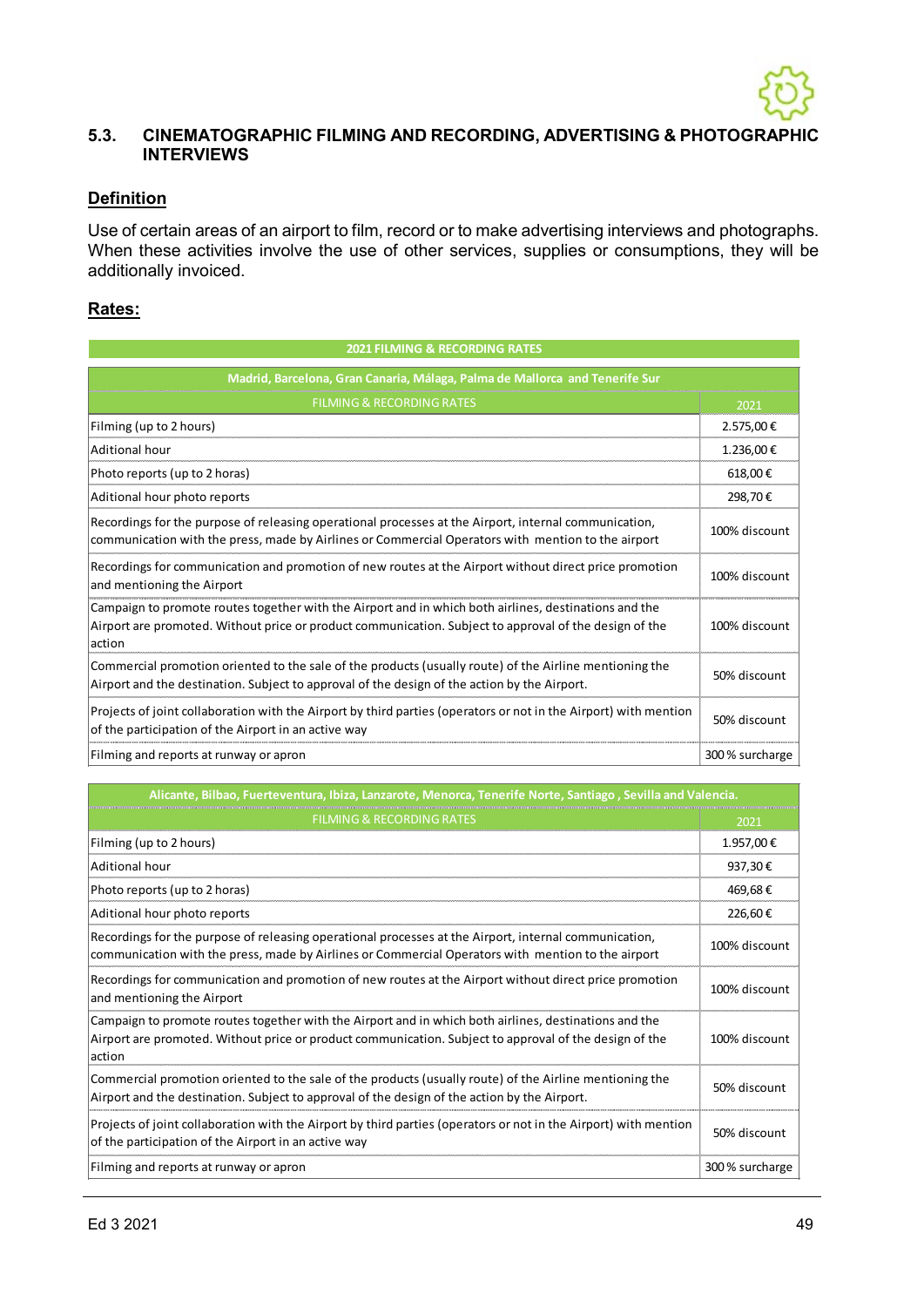## 5.3. CINEMATOGRAPHIC FILMING AND RECORDING, ADVERTISING & PHOTOGRAPHIC INTERVIEWS

**Definition**

Use of certain areas of an airport to film, record or to make advertising interviews and photographs. When these activities involve the use of other services, supplies or consumptions, they will be additionally invoiced.

**Rates:**

**2021 FILMING & RECORDING RATES**

| Madrid, Barcelona, Gran Canaria, Málaga, Palma de Mallorca and Tenerife Sur | |
|---|---|
| FILMING & RECORDING RATES | 2021 |
| Filming (up to 2 hours) | 2.575,00 € |
| Aditional hour | 1.236,00 € |
| Photo reports (up to 2 horas) | 618,00 € |
| Aditional hour photo reports | 298,70 € |
| Recordings for the purpose of releasing operational processes at the Airport, internal communication, communication with the press, made by Airlines or Commercial Operators with mention to the airport | 100% discount |
| Recordings for communication and promotion of new routes at the Airport without direct price promotion and mentioning the Airport | 100% discount |
| Campaign to promote routes together with the Airport and in which both airlines, destinations and the Airport are promoted. Without price or product communication. Subject to approval of the design of the action | 100% discount |
| Commercial promotion oriented to the sale of the products (usually route) of the Airline mentioning the Airport and the destination. Subject to approval of the design of the action by the Airport. | 50% discount |
| Projects of joint collaboration with the Airport by third parties (operators or not in the Airport) with mention of the participation of the Airport in an active way | 50% discount |
| Filming and reports at runway or apron | 300 % surcharge |

| Alicante, Bilbao, Fuerteventura, Ibiza, Lanzarote, Menorca, Tenerife Norte, Santiago , Sevilla and Valencia. | |
|---|---|
| FILMING & RECORDING RATES | 2021 |
| Filming (up to 2 hours) | 1.957,00 € |
| Aditional hour | 937,30 € |
| Photo reports (up to 2 horas) | 469,68 € |
| Aditional hour photo reports | 226,60 € |
| Recordings for the purpose of releasing operational processes at the Airport, internal communication, communication with the press, made by Airlines or Commercial Operators with mention to the airport | 100% discount |
| Recordings for communication and promotion of new routes at the Airport without direct price promotion and mentioning the Airport | 100% discount |
| Campaign to promote routes together with the Airport and in which both airlines, destinations and the Airport are promoted. Without price or product communication. Subject to approval of the design of the action | 100% discount |
| Commercial promotion oriented to the sale of the products (usually route) of the Airline mentioning the Airport and the destination. Subject to approval of the design of the action by the Airport. | 50% discount |
| Projects of joint collaboration with the Airport by third parties (operators or not in the Airport) with mention of the participation of the Airport in an active way | 50% discount |
| Filming and reports at runway or apron | 300 % surcharge |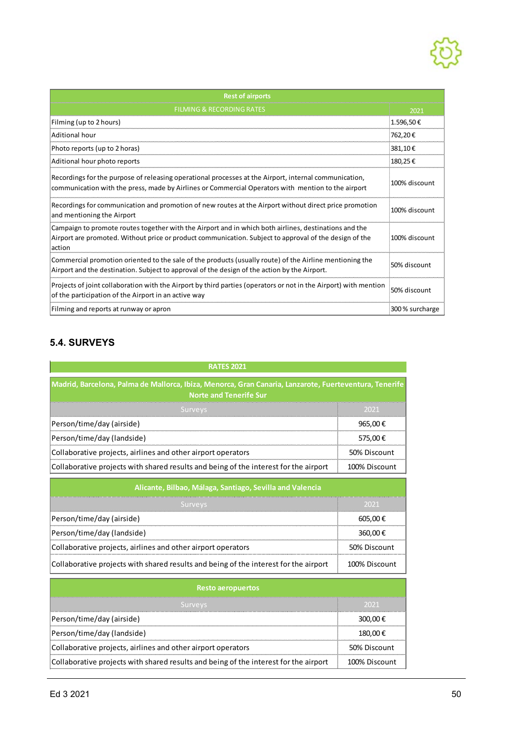| Rest of airports | |
|---|---|
| FILMING & RECORDING RATES | 2021 |
| Filming (up to 2 hours) | 1.596,50 € |
| Aditional hour | 762,20 € |
| Photo reports (up to 2 horas) | 381,10 € |
| Aditional hour photo reports | 180,25 € |
| Recordings for the purpose of releasing operational processes at the Airport, internal communication, communication with the press, made by Airlines or Commercial Operators with mention to the airport | 100% discount |
| Recordings for communication and promotion of new routes at the Airport without direct price promotion and mentioning the Airport | 100% discount |
| Campaign to promote routes together with the Airport and in which both airlines, destinations and the Airport are promoted. Without price or product communication. Subject to approval of the design of the action | 100% discount |
| Commercial promotion oriented to the sale of the products (usually route) of the Airline mentioning the Airport and the destination. Subject to approval of the design of the action by the Airport. | 50% discount |
| Projects of joint collaboration with the Airport by third parties (operators or not in the Airport) with mention of the participation of the Airport in an active way | 50% discount |
| Filming and reports at runway or apron | 300 % surcharge |

### 5.4. SURVEYS

| RATES 2021 | |
|---|---|
| Madrid, Barcelona, Palma de Mallorca, Ibiza, Menorca, Gran Canaria, Lanzarote, Fuerteventura, Tenerife Norte and Tenerife Sur | |
| Surveys | 2021 |
| Person/time/day (airside) | 965,00 € |
| Person/time/day (landside) | 575,00 € |
| Collaborative projects, airlines and other airport operators | 50% Discount |
| Collaborative projects with shared results and being of the interest for the airport | 100% Discount |

| Alicante, Bilbao, Málaga, Santiago, Sevilla and Valencia | |
|---|---|
| Surveys | 2021 |
| Person/time/day (airside) | 605,00 € |
| Person/time/day (landside) | 360,00 € |
| Collaborative projects, airlines and other airport operators | 50% Discount |
| Collaborative projects with shared results and being of the interest for the airport | 100% Discount |

| Resto aeropuertos | |
|---|---|
| Surveys | 2021 |
| Person/time/day (airside) | 300,00 € |
| Person/time/day (landside) | 180,00 € |
| Collaborative projects, airlines and other airport operators | 50% Discount |
| Collaborative projects with shared results and being of the interest for the airport | 100% Discount |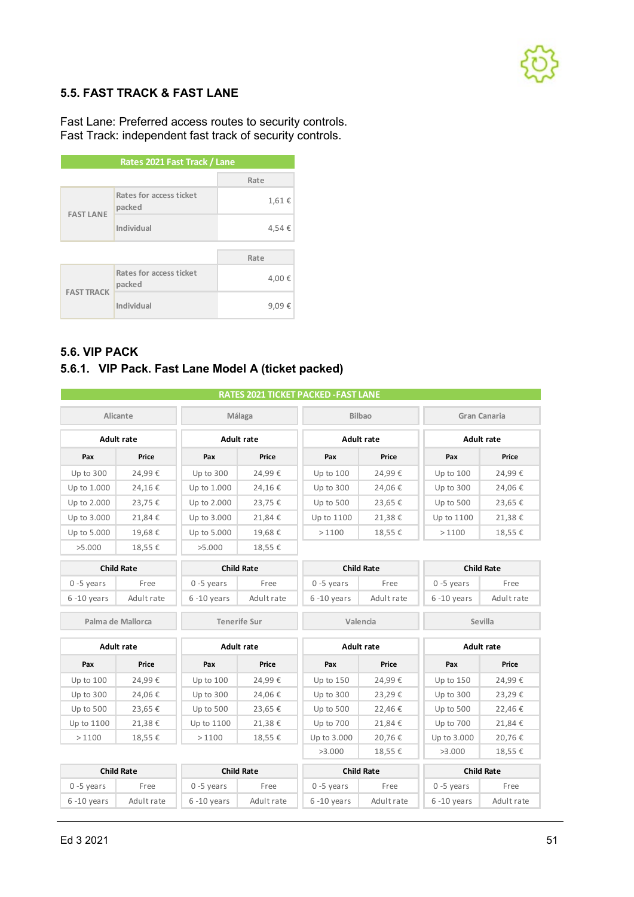## 5.5. FAST TRACK & FAST LANE

Fast Lane: Preferred access routes to security controls.
Fast Track: independent fast track of security controls.

| Rates 2021 Fast Track / Lane | | |
|---|---|---|
| | | Rate |
| FAST LANE | Rates for access ticket packed | 1,61 € |
| | Individual | 4,54 € |
| | | Rate |
| FAST TRACK | Rates for access ticket packed | 4,00 € |
| | Individual | 9,09 € |

## 5.6. VIP PACK

### 5.6.1. VIP Pack. Fast Lane Model A (ticket packed)

RATES 2021 TICKET PACKED -FAST LANE

| Alicante | | Málaga | | Bilbao | | Gran Canaria | |
|---|---|---|---|---|---|---|---|
| Adult rate | | Adult rate | | Adult rate | | Adult rate | |
| Pax | Price | Pax | Price | Pax | Price | Pax | Price |
| Up to 300 | 24,99 € | Up to 300 | 24,99 € | Up to 100 | 24,99 € | Up to 100 | 24,99 € |
| Up to 1.000 | 24,16 € | Up to 1.000 | 24,16 € | Up to 300 | 24,06 € | Up to 300 | 24,06 € |
| Up to 2.000 | 23,75 € | Up to 2.000 | 23,75 € | Up to 500 | 23,65 € | Up to 500 | 23,65 € |
| Up to 3.000 | 21,84 € | Up to 3.000 | 21,84 € | Up to 1100 | 21,38 € | Up to 1100 | 21,38 € |
| Up to 5.000 | 19,68 € | Up to 5.000 | 19,68 € | > 1100 | 18,55 € | > 1100 | 18,55 € |
| >5.000 | 18,55 € | >5.000 | 18,55 € | | | | |
| Child Rate | | Child Rate | | Child Rate | | Child Rate | |
| 0 -5 years | Free | 0 -5 years | Free | 0 -5 years | Free | 0 -5 years | Free |
| 6 -10 years | Adult rate | 6 -10 years | Adult rate | 6 -10 years | Adult rate | 6 -10 years | Adult rate |

| Palma de Mallorca | | Tenerife Sur | | Valencia | | Sevilla | |
|---|---|---|---|---|---|---|---|
| Adult rate | | Adult rate | | Adult rate | | Adult rate | |
| Pax | Price | Pax | Price | Pax | Price | Pax | Price |
| Up to 100 | 24,99 € | Up to 100 | 24,99 € | Up to 150 | 24,99 € | Up to 150 | 24,99 € |
| Up to 300 | 24,06 € | Up to 300 | 24,06 € | Up to 300 | 23,29 € | Up to 300 | 23,29 € |
| Up to 500 | 23,65 € | Up to 500 | 23,65 € | Up to 500 | 22,46 € | Up to 500 | 22,46 € |
| Up to 1100 | 21,38 € | Up to 1100 | 21,38 € | Up to 700 | 21,84 € | Up to 700 | 21,84 € |
| > 1100 | 18,55 € | > 1100 | 18,55 € | Up to 3.000 | 20,76 € | Up to 3.000 | 20,76 € |
| | | | | >3.000 | 18,55 € | >3.000 | 18,55 € |
| Child Rate | | Child Rate | | Child Rate | | Child Rate | |
| 0 -5 years | Free | 0 -5 years | Free | 0 -5 years | Free | 0 -5 years | Free |
| 6 -10 years | Adult rate | 6 -10 years | Adult rate | 6 -10 years | Adult rate | 6 -10 years | Adult rate |

Ed 3 2021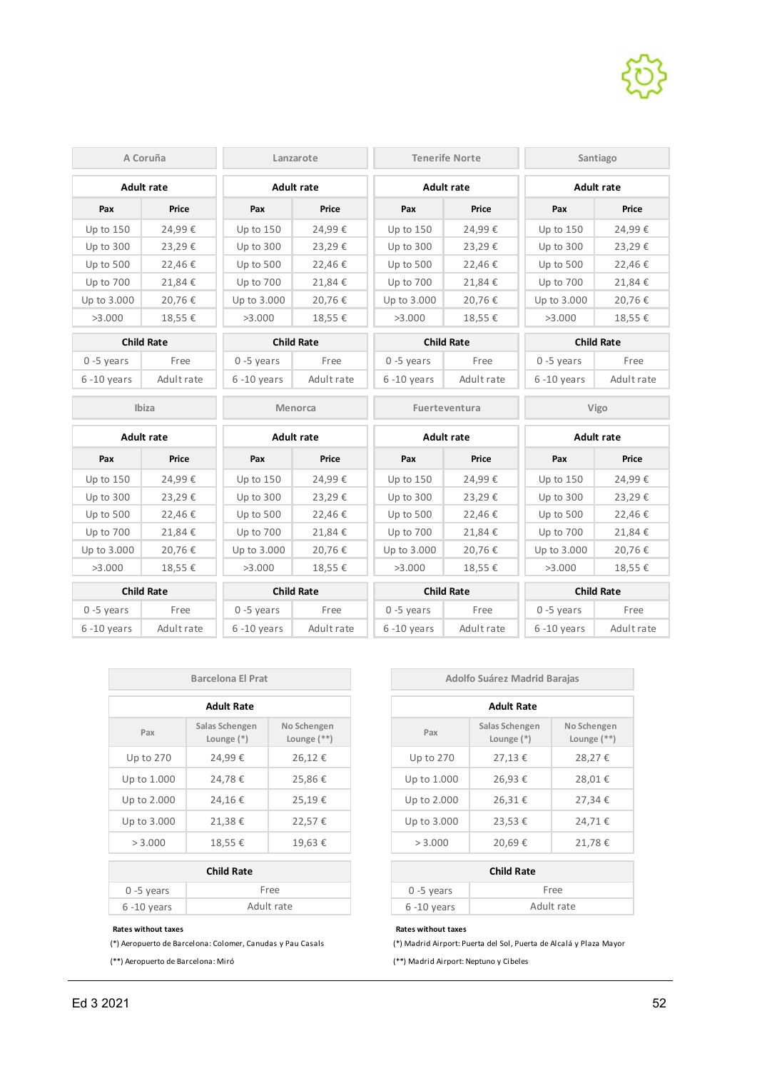## A Coruña

| Adult rate | |
|---|---|
| **Pax** | **Price** |
| Up to 150 | 24,99 € |
| Up to 300 | 23,29 € |
| Up to 500 | 22,46 € |
| Up to 700 | 21,84 € |
| Up to 3.000 | 20,76 € |
| >3.000 | 18,55 € |

| Child Rate | |
|---|---|
| 0 -5 years | Free |
| 6 -10 years | Adult rate |

## Lanzarote

| Adult rate | |
|---|---|
| **Pax** | **Price** |
| Up to 150 | 24,99 € |
| Up to 300 | 23,29 € |
| Up to 500 | 22,46 € |
| Up to 700 | 21,84 € |
| Up to 3.000 | 20,76 € |
| >3.000 | 18,55 € |

| Child Rate | |
|---|---|
| 0 -5 years | Free |
| 6 -10 years | Adult rate |

## Tenerife Norte

| Adult rate | |
|---|---|
| **Pax** | **Price** |
| Up to 150 | 24,99 € |
| Up to 300 | 23,29 € |
| Up to 500 | 22,46 € |
| Up to 700 | 21,84 € |
| Up to 3.000 | 20,76 € |
| >3.000 | 18,55 € |

| Child Rate | |
|---|---|
| 0 -5 years | Free |
| 6 -10 years | Adult rate |

## Santiago

| Adult rate | |
|---|---|
| **Pax** | **Price** |
| Up to 150 | 24,99 € |
| Up to 300 | 23,29 € |
| Up to 500 | 22,46 € |
| Up to 700 | 21,84 € |
| Up to 3.000 | 20,76 € |
| >3.000 | 18,55 € |

| Child Rate | |
|---|---|
| 0 -5 years | Free |
| 6 -10 years | Adult rate |

## Ibiza

| Adult rate | |
|---|---|
| **Pax** | **Price** |
| Up to 150 | 24,99 € |
| Up to 300 | 23,29 € |
| Up to 500 | 22,46 € |
| Up to 700 | 21,84 € |
| Up to 3.000 | 20,76 € |
| >3.000 | 18,55 € |

| Child Rate | |
|---|---|
| 0 -5 years | Free |
| 6 -10 years | Adult rate |

## Menorca

| Adult rate | |
|---|---|
| **Pax** | **Price** |
| Up to 150 | 24,99 € |
| Up to 300 | 23,29 € |
| Up to 500 | 22,46 € |
| Up to 700 | 21,84 € |
| Up to 3.000 | 20,76 € |
| >3.000 | 18,55 € |

| Child Rate | |
|---|---|
| 0 -5 years | Free |
| 6 -10 years | Adult rate |

## Fuerteventura

| Adult rate | |
|---|---|
| **Pax** | **Price** |
| Up to 150 | 24,99 € |
| Up to 300 | 23,29 € |
| Up to 500 | 22,46 € |
| Up to 700 | 21,84 € |
| Up to 3.000 | 20,76 € |
| >3.000 | 18,55 € |

| Child Rate | |
|---|---|
| 0 -5 years | Free |
| 6 -10 years | Adult rate |

## Vigo

| Adult rate | |
|---|---|
| **Pax** | **Price** |
| Up to 150 | 24,99 € |
| Up to 300 | 23,29 € |
| Up to 500 | 22,46 € |
| Up to 700 | 21,84 € |
| Up to 3.000 | 20,76 € |
| >3.000 | 18,55 € |

| Child Rate | |
|---|---|
| 0 -5 years | Free |
| 6 -10 years | Adult rate |

## Barcelona El Prat

| Adult Rate | | |
|---|---|---|
| Pax | Salas Schengen Lounge (*) | No Schengen Lounge (**) |
| Up to 270 | 24,99 € | 26,12 € |
| Up to 1.000 | 24,78 € | 25,86 € |
| Up to 2.000 | 24,16 € | 25,19 € |
| Up to 3.000 | 21,38 € | 22,57 € |
| > 3.000 | 18,55 € | 19,63 € |

| Child Rate | |
|---|---|
| 0 -5 years | Free |
| 6 -10 years | Adult rate |

**Rates without taxes**

(*) Aeropuerto de Barcelona: Colomer, Canudas y Pau Casals

(**) Aeropuerto de Barcelona: Miró

## Adolfo Suárez Madrid Barajas

| Adult Rate | | |
|---|---|---|
| Pax | Salas Schengen Lounge (*) | No Schengen Lounge (**) |
| Up to 270 | 27,13 € | 28,27 € |
| Up to 1.000 | 26,93 € | 28,01 € |
| Up to 2.000 | 26,31 € | 27,34 € |
| Up to 3.000 | 23,53 € | 24,71 € |
| > 3.000 | 20,69 € | 21,78 € |

| Child Rate | |
|---|---|
| 0 -5 years | Free |
| 6 -10 years | Adult rate |

**Rates without taxes**

(*) Madrid Airport: Puerta del Sol, Puerta de Alcalá y Plaza Mayor

(**) Madrid Airport: Neptuno y Cibeles

Ed 3 2021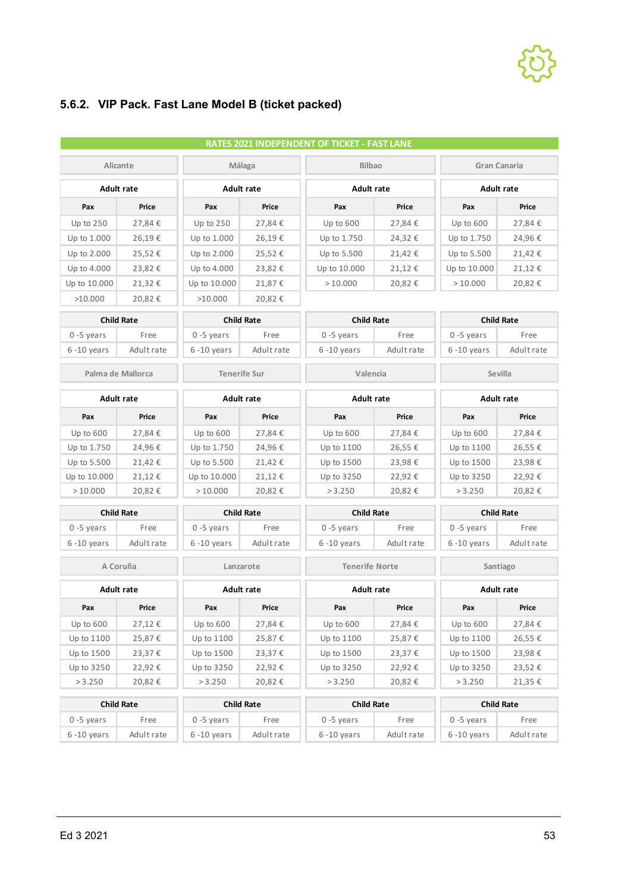### 5.6.2. VIP Pack. Fast Lane Model B (ticket packed)

**RATES 2021 INDEPENDENT OF TICKET - FAST LANE**

| Alicante | | Málaga | | Bilbao | | Gran Canaria | |
|---|---|---|---|---|---|---|---|
| **Adult rate** | | **Adult rate** | | **Adult rate** | | **Adult rate** | |
| **Pax** | **Price** | **Pax** | **Price** | **Pax** | **Price** | **Pax** | **Price** |
| Up to 250 | 27,84 € | Up to 250 | 27,84 € | Up to 600 | 27,84 € | Up to 600 | 27,84 € |
| Up to 1.000 | 26,19 € | Up to 1.000 | 26,19 € | Up to 1.750 | 24,32 € | Up to 1.750 | 24,96 € |
| Up to 2.000 | 25,52 € | Up to 2.000 | 25,52 € | Up to 5.500 | 21,42 € | Up to 5.500 | 21,42 € |
| Up to 4.000 | 23,82 € | Up to 4.000 | 23,82 € | Up to 10.000 | 21,12 € | Up to 10.000 | 21,12 € |
| Up to 10.000 | 21,32 € | Up to 10.000 | 21,87 € | > 10.000 | 20,82 € | > 10.000 | 20,82 € |
| >10.000 | 20,82 € | >10.000 | 20,82 € | | | | |
| **Child Rate** | | **Child Rate** | | **Child Rate** | | **Child Rate** | |
| 0 -5 years | Free | 0 -5 years | Free | 0 -5 years | Free | 0 -5 years | Free |
| 6 -10 years | Adult rate | 6 -10 years | Adult rate | 6 -10 years | Adult rate | 6 -10 years | Adult rate |

| Palma de Mallorca | | Tenerife Sur | | Valencia | | Sevilla | |
|---|---|---|---|---|---|---|---|
| **Adult rate** | | **Adult rate** | | **Adult rate** | | **Adult rate** | |
| **Pax** | **Price** | **Pax** | **Price** | **Pax** | **Price** | **Pax** | **Price** |
| Up to 600 | 27,84 € | Up to 600 | 27,84 € | Up to 600 | 27,84 € | Up to 600 | 27,84 € |
| Up to 1.750 | 24,96 € | Up to 1.750 | 24,96 € | Up to 1100 | 26,55 € | Up to 1100 | 26,55 € |
| Up to 5.500 | 21,42 € | Up to 5.500 | 21,42 € | Up to 1500 | 23,98 € | Up to 1500 | 23,98 € |
| Up to 10.000 | 21,12 € | Up to 10.000 | 21,12 € | Up to 3250 | 22,92 € | Up to 3250 | 22,92 € |
| > 10.000 | 20,82 € | > 10.000 | 20,82 € | > 3.250 | 20,82 € | > 3.250 | 20,82 € |
| **Child Rate** | | **Child Rate** | | **Child Rate** | | **Child Rate** | |
| 0 -5 years | Free | 0 -5 years | Free | 0 -5 years | Free | 0 -5 years | Free |
| 6 -10 years | Adult rate | 6 -10 years | Adult rate | 6 -10 years | Adult rate | 6 -10 years | Adult rate |

| A Coruña | | Lanzarote | | Tenerife Norte | | Santiago | |
|---|---|---|---|---|---|---|---|
| **Adult rate** | | **Adult rate** | | **Adult rate** | | **Adult rate** | |
| **Pax** | **Price** | **Pax** | **Price** | **Pax** | **Price** | **Pax** | **Price** |
| Up to 600 | 27,12 € | Up to 600 | 27,84 € | Up to 600 | 27,84 € | Up to 600 | 27,84 € |
| Up to 1100 | 25,87 € | Up to 1100 | 25,87 € | Up to 1100 | 25,87 € | Up to 1100 | 26,55 € |
| Up to 1500 | 23,37 € | Up to 1500 | 23,37 € | Up to 1500 | 23,37 € | Up to 1500 | 23,98 € |
| Up to 3250 | 22,92 € | Up to 3250 | 22,92 € | Up to 3250 | 22,92 € | Up to 3250 | 23,52 € |
| > 3.250 | 20,82 € | > 3.250 | 20,82 € | > 3.250 | 20,82 € | > 3.250 | 21,35 € |
| **Child Rate** | | **Child Rate** | | **Child Rate** | | **Child Rate** | |
| 0 -5 years | Free | 0 -5 years | Free | 0 -5 years | Free | 0 -5 years | Free |
| 6 -10 years | Adult rate | 6 -10 years | Adult rate | 6 -10 years | Adult rate | 6 -10 years | Adult rate |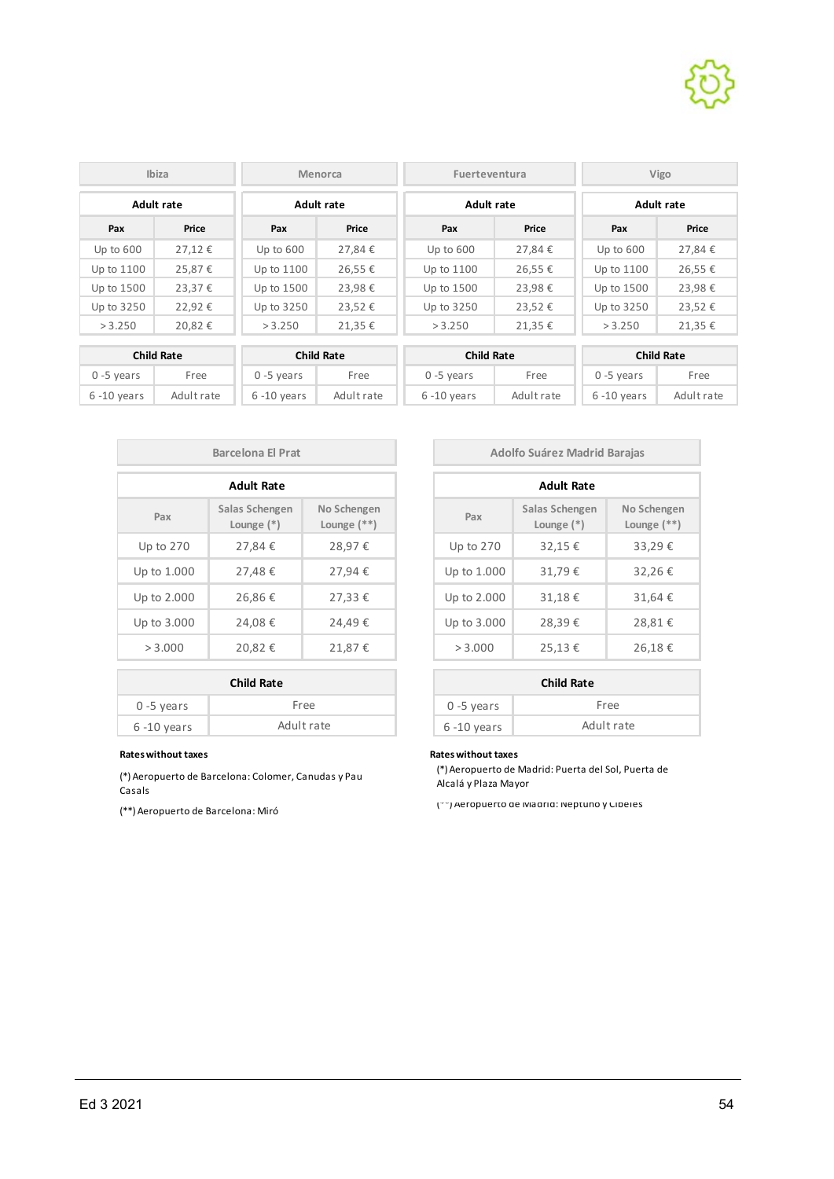| Ibiza | |
|---|---|
| **Adult rate** | |
| **Pax** | **Price** |
| Up to 600 | 27,12 € |
| Up to 1100 | 25,87 € |
| Up to 1500 | 23,37 € |
| Up to 3250 | 22,92 € |
| > 3.250 | 20,82 € |
| **Child Rate** | |
| 0 -5 years | Free |
| 6 -10 years | Adult rate |

| Menorca | |
|---|---|
| **Adult rate** | |
| **Pax** | **Price** |
| Up to 600 | 27,84 € |
| Up to 1100 | 26,55 € |
| Up to 1500 | 23,98 € |
| Up to 3250 | 23,52 € |
| > 3.250 | 21,35 € |
| **Child Rate** | |
| 0 -5 years | Free |
| 6 -10 years | Adult rate |

| Fuerteventura | |
|---|---|
| **Adult rate** | |
| **Pax** | **Price** |
| Up to 600 | 27,84 € |
| Up to 1100 | 26,55 € |
| Up to 1500 | 23,98 € |
| Up to 3250 | 23,52 € |
| > 3.250 | 21,35 € |
| **Child Rate** | |
| 0 -5 years | Free |
| 6 -10 years | Adult rate |

| Vigo | |
|---|---|
| **Adult rate** | |
| **Pax** | **Price** |
| Up to 600 | 27,84 € |
| Up to 1100 | 26,55 € |
| Up to 1500 | 23,98 € |
| Up to 3250 | 23,52 € |
| > 3.250 | 21,35 € |
| **Child Rate** | |
| 0 -5 years | Free |
| 6 -10 years | Adult rate |

| Barcelona El Prat | | |
|---|---|---|
| **Adult Rate** | | |
| Pax | Salas Schengen Lounge (*) | No Schengen Lounge (**) |
| Up to 270 | 27,84 € | 28,97 € |
| Up to 1.000 | 27,48 € | 27,94 € |
| Up to 2.000 | 26,86 € | 27,33 € |
| Up to 3.000 | 24,08 € | 24,49 € |
| > 3.000 | 20,82 € | 21,87 € |
| **Child Rate** | | |
| 0 -5 years | Free | |
| 6 -10 years | Adult rate | |

**Rates without taxes**

(*) Aeropuerto de Barcelona: Colomer, Canudas y Pau Casals

(**) Aeropuerto de Barcelona: Miró

| Adolfo Suárez Madrid Barajas | | |
|---|---|---|
| **Adult Rate** | | |
| Pax | Salas Schengen Lounge (*) | No Schengen Lounge (**) |
| Up to 270 | 32,15 € | 33,29 € |
| Up to 1.000 | 31,79 € | 32,26 € |
| Up to 2.000 | 31,18 € | 31,64 € |
| Up to 3.000 | 28,39 € | 28,81 € |
| > 3.000 | 25,13 € | 26,18 € |
| **Child Rate** | | |
| 0 -5 years | Free | |
| 6 -10 years | Adult rate | |

**Rates without taxes**

(*) Aeropuerto de Madrid: Puerta del Sol, Puerta de Alcalá y Plaza Mayor

(**) Aeropuerto de Madrid: Neptuno y Cibeles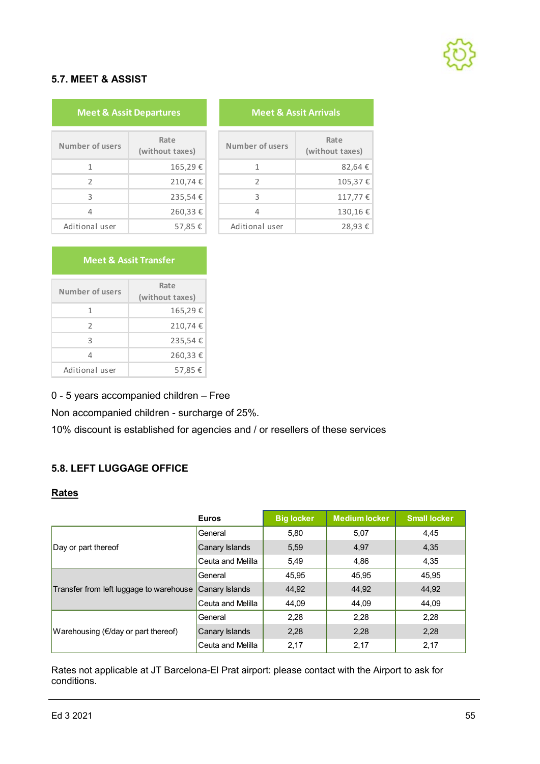### 5.7. MEET & ASSIST

| Meet & Assit Departures | |
|---|---|
| Number of users | Rate (without taxes) |
| 1 | 165,29 € |
| 2 | 210,74 € |
| 3 | 235,54 € |
| 4 | 260,33 € |
| Aditional user | 57,85 € |

| Meet & Assit Arrivals | |
|---|---|
| Number of users | Rate (without taxes) |
| 1 | 82,64 € |
| 2 | 105,37 € |
| 3 | 117,77 € |
| 4 | 130,16 € |
| Aditional user | 28,93 € |

| Meet & Assit Transfer | |
|---|---|
| Number of users | Rate (without taxes) |
| 1 | 165,29 € |
| 2 | 210,74 € |
| 3 | 235,54 € |
| 4 | 260,33 € |
| Aditional user | 57,85 € |

0 - 5 years accompanied children – Free

Non accompanied children - surcharge of 25%.

10% discount is established for agencies and / or resellers of these services

### 5.8. LEFT LUGGAGE OFFICE

**Rates**

| | Euros | Big locker | Medium locker | Small locker |
|---|---|---|---|---|
| Day or part thereof | General | 5,80 | 5,07 | 4,45 |
| | Canary Islands | 5,59 | 4,97 | 4,35 |
| | Ceuta and Melilla | 5,49 | 4,86 | 4,35 |
| Transfer from left luggage to warehouse | General | 45,95 | 45,95 | 45,95 |
| | Canary Islands | 44,92 | 44,92 | 44,92 |
| | Ceuta and Melilla | 44,09 | 44,09 | 44,09 |
| Warehousing (€/day or part thereof) | General | 2,28 | 2,28 | 2,28 |
| | Canary Islands | 2,28 | 2,28 | 2,28 |
| | Ceuta and Melilla | 2,17 | 2,17 | 2,17 |

Rates not applicable at JT Barcelona-El Prat airport: please contact with the Airport to ask for conditions.

Ed 3 2021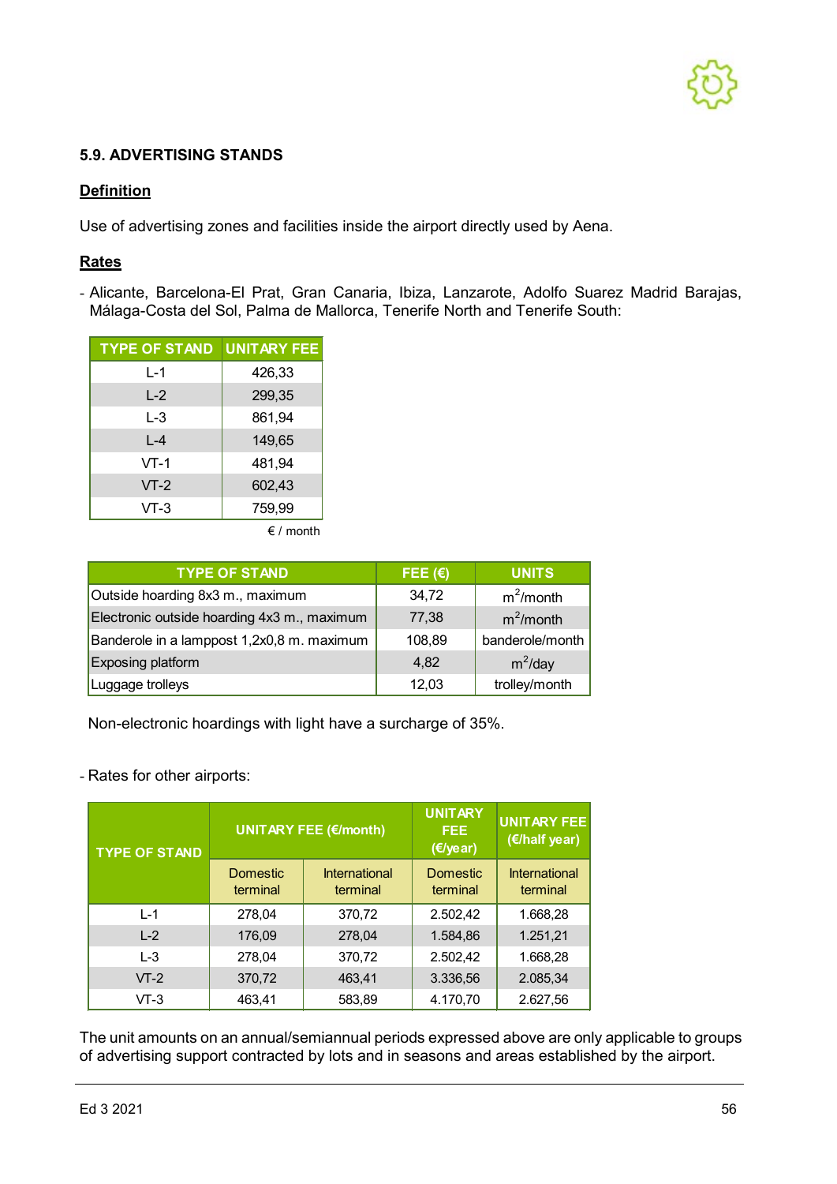## 5.9. ADVERTISING STANDS

**Definition**

Use of advertising zones and facilities inside the airport directly used by Aena.

**Rates**

- Alicante, Barcelona-El Prat, Gran Canaria, Ibiza, Lanzarote, Adolfo Suarez Madrid Barajas, Málaga-Costa del Sol, Palma de Mallorca, Tenerife North and Tenerife South:

| TYPE OF STAND | UNITARY FEE |
|---|---|
| L-1 | 426,33 |
| L-2 | 299,35 |
| L-3 | 861,94 |
| L-4 | 149,65 |
| VT-1 | 481,94 |
| VT-2 | 602,43 |
| VT-3 | 759,99 |

€ / month

| TYPE OF STAND | FEE (€) | UNITS |
|---|---|---|
| Outside hoarding 8x3 m., maximum | 34,72 | $m^2$/month |
| Electronic outside hoarding 4x3 m., maximum | 77,38 | $m^2$/month |
| Banderole in a lamppost 1,2x0,8 m. maximum | 108,89 | banderole/month |
| Exposing platform | 4,82 | $m^2$/day |
| Luggage trolleys | 12,03 | trolley/month |

Non-electronic hoardings with light have a surcharge of 35%.

- Rates for other airports:

| TYPE OF STAND | UNITARY FEE (€/month) | | UNITARY FEE (€/year) | UNITARY FEE (€/half year) |
|---|---|---|---|---|
| | Domestic terminal | International terminal | Domestic terminal | International terminal |
| L-1 | 278,04 | 370,72 | 2.502,42 | 1.668,28 |
| L-2 | 176,09 | 278,04 | 1.584,86 | 1.251,21 |
| L-3 | 278,04 | 370,72 | 2.502,42 | 1.668,28 |
| VT-2 | 370,72 | 463,41 | 3.336,56 | 2.085,34 |
| VT-3 | 463,41 | 583,89 | 4.170,70 | 2.627,56 |

The unit amounts on an annual/semiannual periods expressed above are only applicable to groups of advertising support contracted by lots and in seasons and areas established by the airport.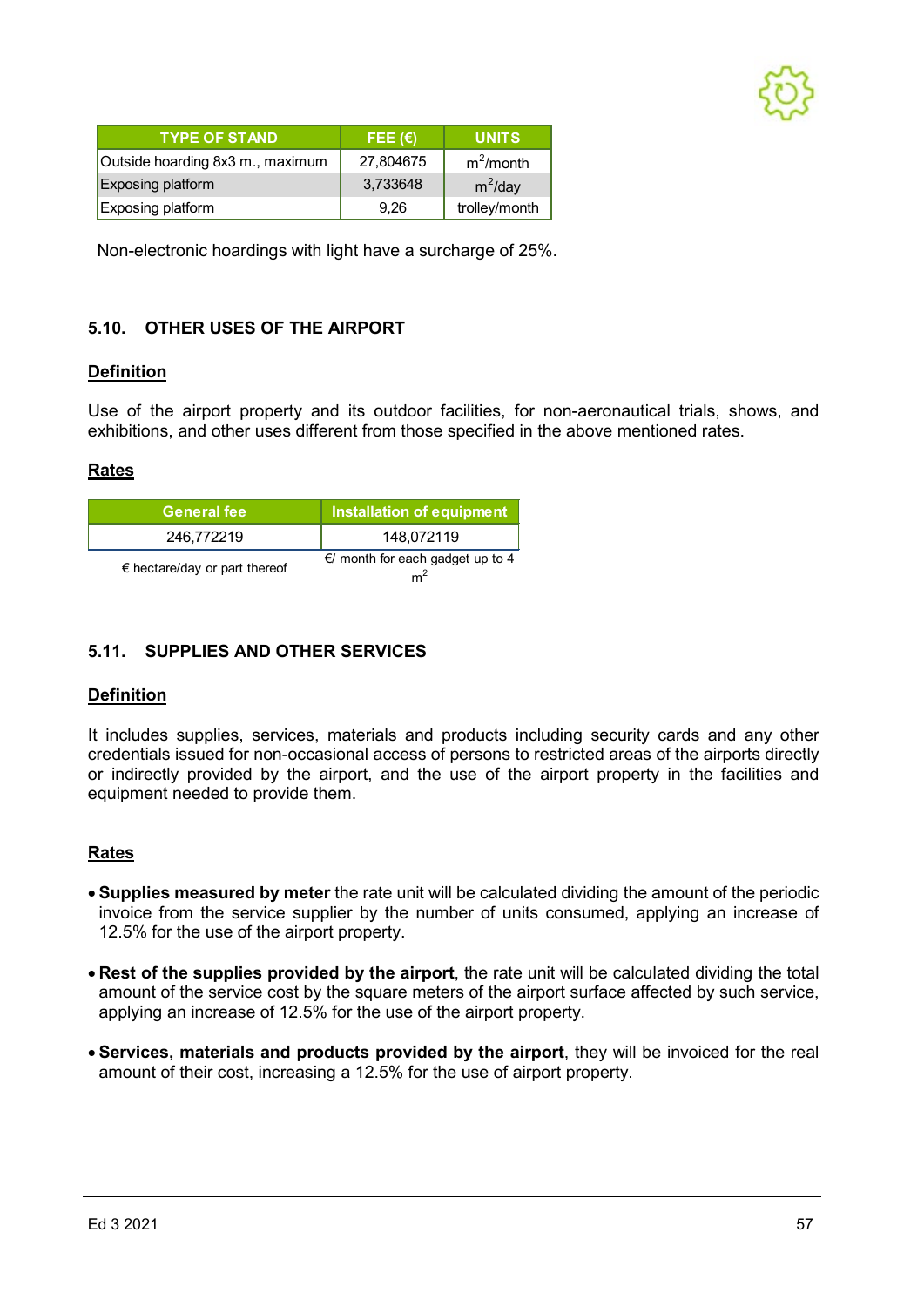| TYPE OF STAND | FEE (€) | UNITS |
|---|---|---|
| Outside hoarding 8x3 m., maximum | 27,804675 | $m^2$/month |
| Exposing platform | 3,733648 | $m^2$/day |
| Exposing platform | 9,26 | trolley/month |

Non-electronic hoardings with light have a surcharge of 25%.

## 5.10. OTHER USES OF THE AIRPORT

**Definition**

Use of the airport property and its outdoor facilities, for non-aeronautical trials, shows, and exhibitions, and other uses different from those specified in the above mentioned rates.

**Rates**

| General fee | Installation of equipment |
|---|---|
| 246,772219 | 148,072119 |
| € hectare/day or part thereof | €/ month for each gadget up to 4 $m^2$ |

## 5.11. SUPPLIES AND OTHER SERVICES

**Definition**

It includes supplies, services, materials and products including security cards and any other credentials issued for non-occasional access of persons to restricted areas of the airports directly or indirectly provided by the airport, and the use of the airport property in the facilities and equipment needed to provide them.

**Rates**

- **Supplies measured by meter** the rate unit will be calculated dividing the amount of the periodic invoice from the service supplier by the number of units consumed, applying an increase of 12.5% for the use of the airport property.

- **Rest of the supplies provided by the airport**, the rate unit will be calculated dividing the total amount of the service cost by the square meters of the airport surface affected by such service, applying an increase of 12.5% for the use of the airport property.

- **Services, materials and products provided by the airport**, they will be invoiced for the real amount of their cost, increasing a 12.5% for the use of airport property.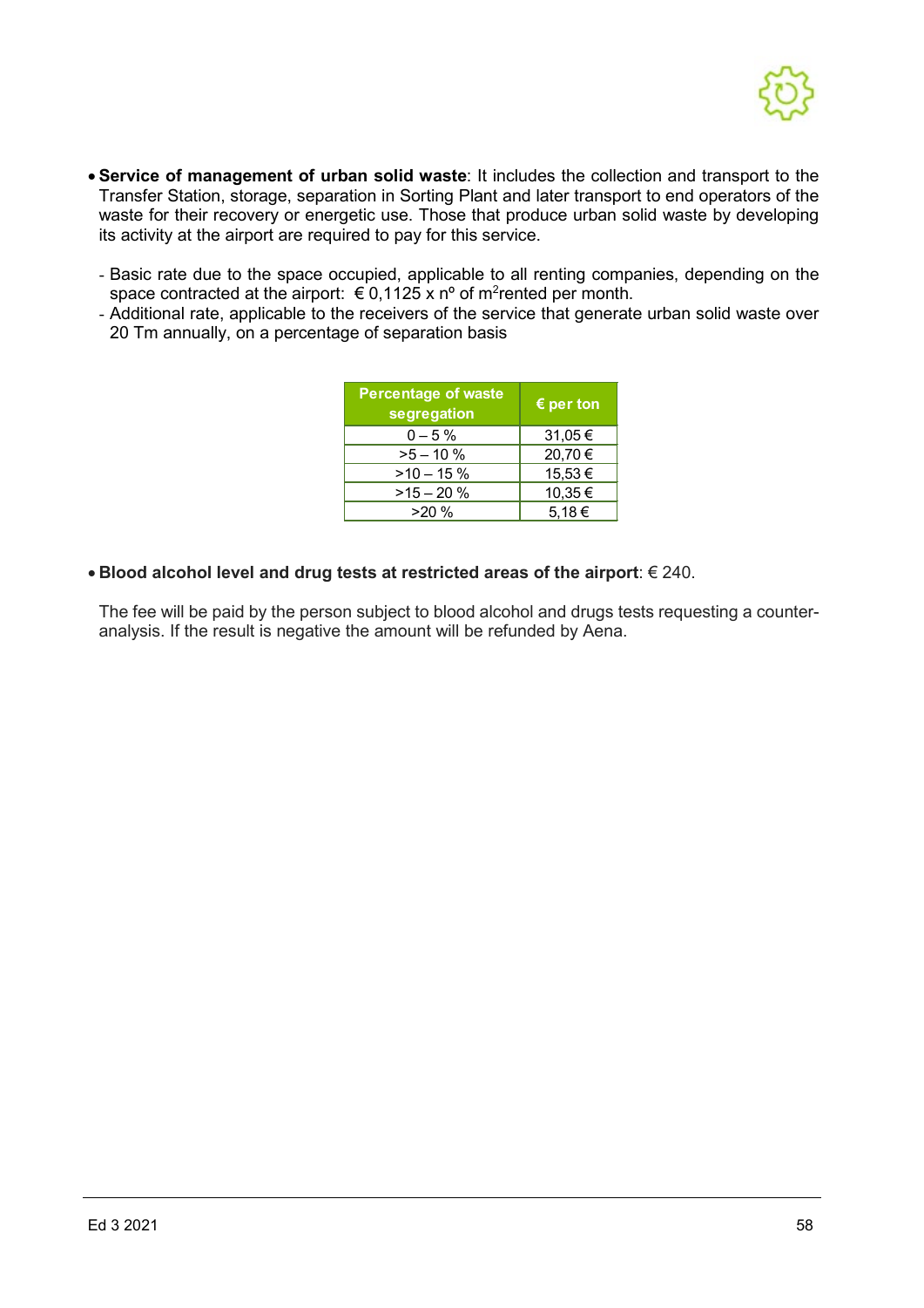- **Service of management of urban solid waste**: It includes the collection and transport to the Transfer Station, storage, separation in Sorting Plant and later transport to end operators of the waste for their recovery or energetic use. Those that produce urban solid waste by developing its activity at the airport are required to pay for this service.

  - Basic rate due to the space occupied, applicable to all renting companies, depending on the space contracted at the airport: € 0,1125 x nº of $m^2$rented per month.
  - Additional rate, applicable to the receivers of the service that generate urban solid waste over 20 Tm annually, on a percentage of separation basis

| Percentage of waste segregation | € per ton |
| --- | --- |
| 0 – 5 % | 31,05 € |
| >5 – 10 % | 20,70 € |
| >10 – 15 % | 15,53 € |
| >15 – 20 % | 10,35 € |
| >20 % | 5,18 € |

- **Blood alcohol level and drug tests at restricted areas of the airport**: € 240.

  The fee will be paid by the person subject to blood alcohol and drugs tests requesting a counter-analysis. If the result is negative the amount will be refunded by Aena.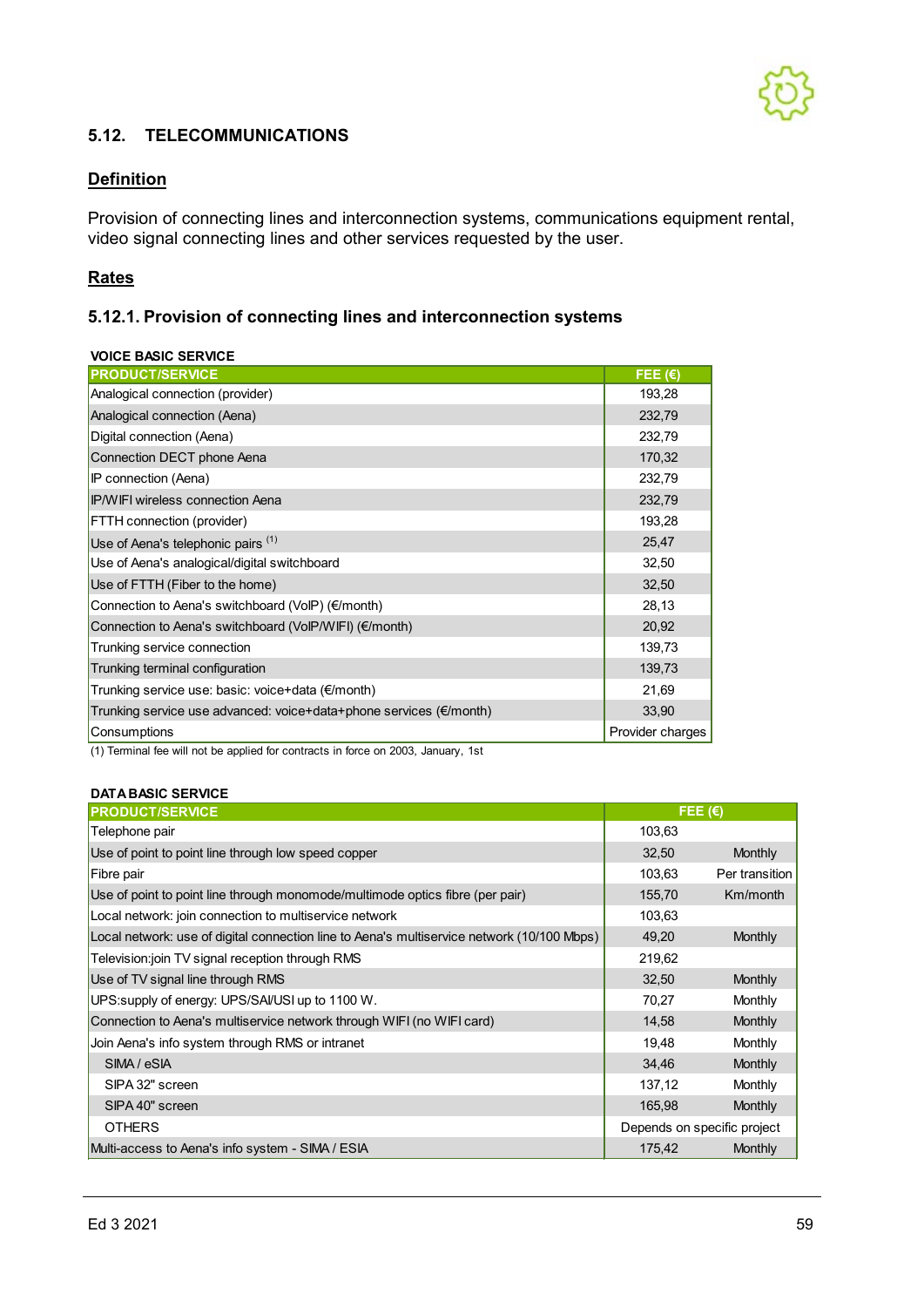## 5.12. TELECOMMUNICATIONS

### Definition

Provision of connecting lines and interconnection systems, communications equipment rental, video signal connecting lines and other services requested by the user.

### Rates

#### 5.12.1. Provision of connecting lines and interconnection systems

**VOICE BASIC SERVICE**

| PRODUCT/SERVICE | FEE (€) |
|---|---|
| Analogical connection (provider) | 193,28 |
| Analogical connection (Aena) | 232,79 |
| Digital connection (Aena) | 232,79 |
| Connection DECT phone Aena | 170,32 |
| IP connection (Aena) | 232,79 |
| IP/WIFI wireless connection Aena | 232,79 |
| FTTH connection (provider) | 193,28 |
| Use of Aena's telephonic pairs [1] | 25,47 |
| Use of Aena's analogical/digital switchboard | 32,50 |
| Use of FTTH (Fiber to the home) | 32,50 |
| Connection to Aena's switchboard (VoIP) (€/month) | 28,13 |
| Connection to Aena's switchboard (VoIP/WIFI) (€/month) | 20,92 |
| Trunking service connection | 139,73 |
| Trunking terminal configuration | 139,73 |
| Trunking service use: basic: voice+data (€/month) | 21,69 |
| Trunking service use advanced: voice+data+phone services (€/month) | 33,90 |
| Consumptions | Provider charges |

(1) Terminal fee will not be applied for contracts in force on 2003, January, 1st

**DATA BASIC SERVICE**

| PRODUCT/SERVICE | FEE (€) | |
|---|---|---|
| Telephone pair | 103,63 | |
| Use of point to point line through low speed copper | 32,50 | Monthly |
| Fibre pair | 103,63 | Per transition |
| Use of point to point line through monomode/multimode optics fibre (per pair) | 155,70 | Km/month |
| Local network: join connection to multiservice network | 103,63 | |
| Local network: use of digital connection line to Aena's multiservice network (10/100 Mbps) | 49,20 | Monthly |
| Television:join TV signal reception through RMS | 219,62 | |
| Use of TV signal line through RMS | 32,50 | Monthly |
| UPS:supply of energy: UPS/SAI/USI up to 1100 W. | 70,27 | Monthly |
| Connection to Aena's multiservice network through WIFI (no WIFI card) | 14,58 | Monthly |
| Join Aena's info system through RMS or intranet | 19,48 | Monthly |
| SIMA / eSIA | 34,46 | Monthly |
| SIPA 32" screen | 137,12 | Monthly |
| SIPA 40" screen | 165,98 | Monthly |
| OTHERS | Depends on specific project | |
| Multi-access to Aena's info system - SIMA / ESIA | 175,42 | Monthly |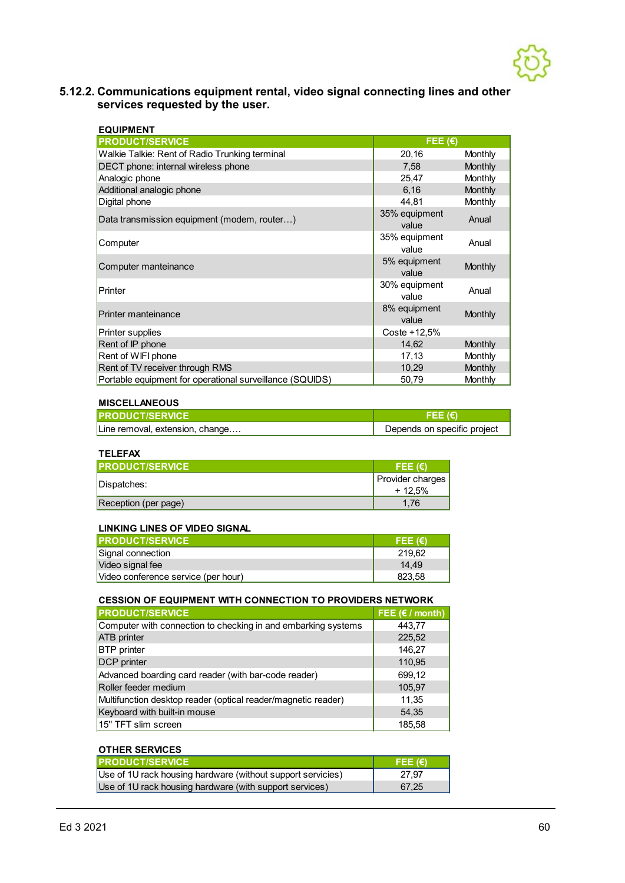### 5.12.2. Communications equipment rental, video signal connecting lines and other services requested by the user.

**EQUIPMENT**

| PRODUCT/SERVICE | FEE (€) | |
|---|---|---|
| Walkie Talkie: Rent of Radio Trunking terminal | 20,16 | Monthly |
| DECT phone: internal wireless phone | 7,58 | Monthly |
| Analogic phone | 25,47 | Monthly |
| Additional analogic phone | 6,16 | Monthly |
| Digital phone | 44,81 | Monthly |
| Data transmission equipment (modem, router…) | 35% equipment value | Anual |
| Computer | 35% equipment value | Anual |
| Computer manteinance | 5% equipment value | Monthly |
| Printer | 30% equipment value | Anual |
| Printer manteinance | 8% equipment value | Monthly |
| Printer supplies | Coste +12,5% | |
| Rent of IP phone | 14,62 | Monthly |
| Rent of WIFI phone | 17,13 | Monthly |
| Rent of TV receiver through RMS | 10,29 | Monthly |
| Portable equipment for operational surveillance (SQUIDS) | 50,79 | Monthly |

**MISCELLANEOUS**

| PRODUCT/SERVICE | FEE (€) |
|---|---|
| Line removal, extension, change…. | Depends on specific project |

**TELEFAX**

| PRODUCT/SERVICE | FEE (€) |
|---|---|
| Dispatches: | Provider charges + 12,5% |
| Reception (per page) | 1,76 |

**LINKING LINES OF VIDEO SIGNAL**

| PRODUCT/SERVICE | FEE (€) |
|---|---|
| Signal connection | 219,62 |
| Video signal fee | 14,49 |
| Video conference service (per hour) | 823,58 |

**CESSION OF EQUIPMENT WITH CONNECTION TO PROVIDERS NETWORK**

| PRODUCT/SERVICE | FEE (€ / month) |
|---|---|
| Computer with connection to checking in and embarking systems | 443,77 |
| ATB printer | 225,52 |
| BTP printer | 146,27 |
| DCP printer | 110,95 |
| Advanced boarding card reader (with bar-code reader) | 699,12 |
| Roller feeder medium | 105,97 |
| Multifunction desktop reader (optical reader/magnetic reader) | 11,35 |
| Keyboard with built-in mouse | 54,35 |
| 15" TFT slim screen | 185,58 |

**OTHER SERVICES**

| PRODUCT/SERVICE | FEE (€) |
|---|---|
| Use of 1U rack housing hardware (without support servicies) | 27,97 |
| Use of 1U rack housing hardware (with support services) | 67,25 |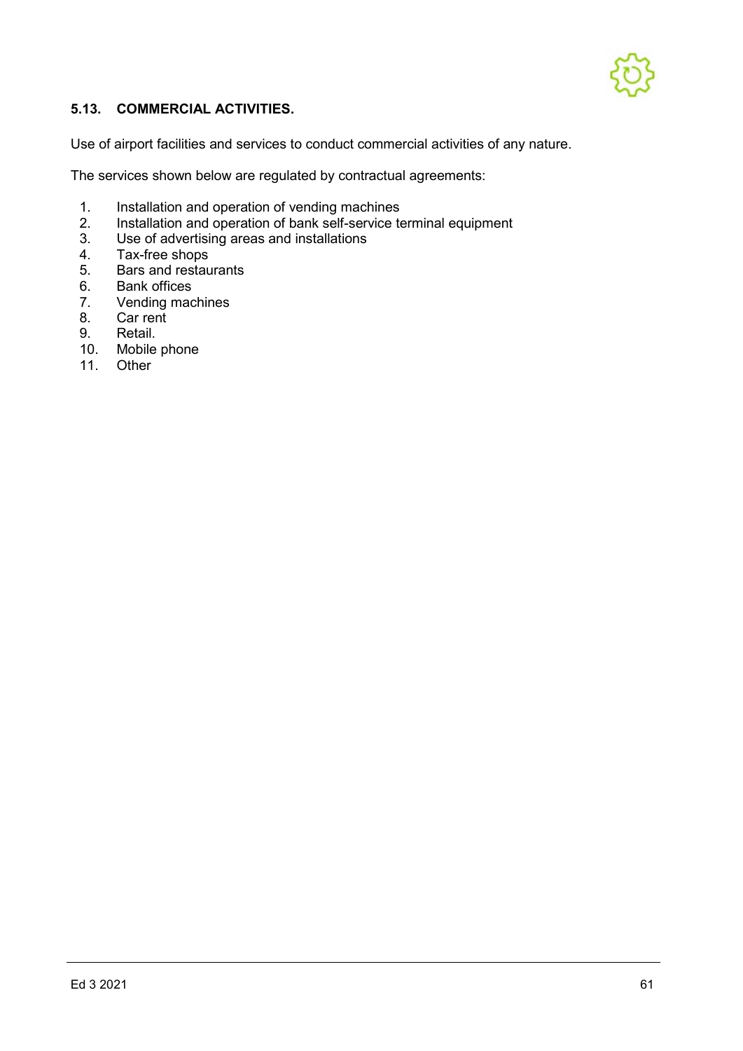### 5.13. COMMERCIAL ACTIVITIES.

Use of airport facilities and services to conduct commercial activities of any nature.

The services shown below are regulated by contractual agreements:

1. Installation and operation of vending machines
2. Installation and operation of bank self-service terminal equipment
3. Use of advertising areas and installations
4. Tax-free shops
5. Bars and restaurants
6. Bank offices
7. Vending machines
8. Car rent
9. Retail.
10. Mobile phone
11. Other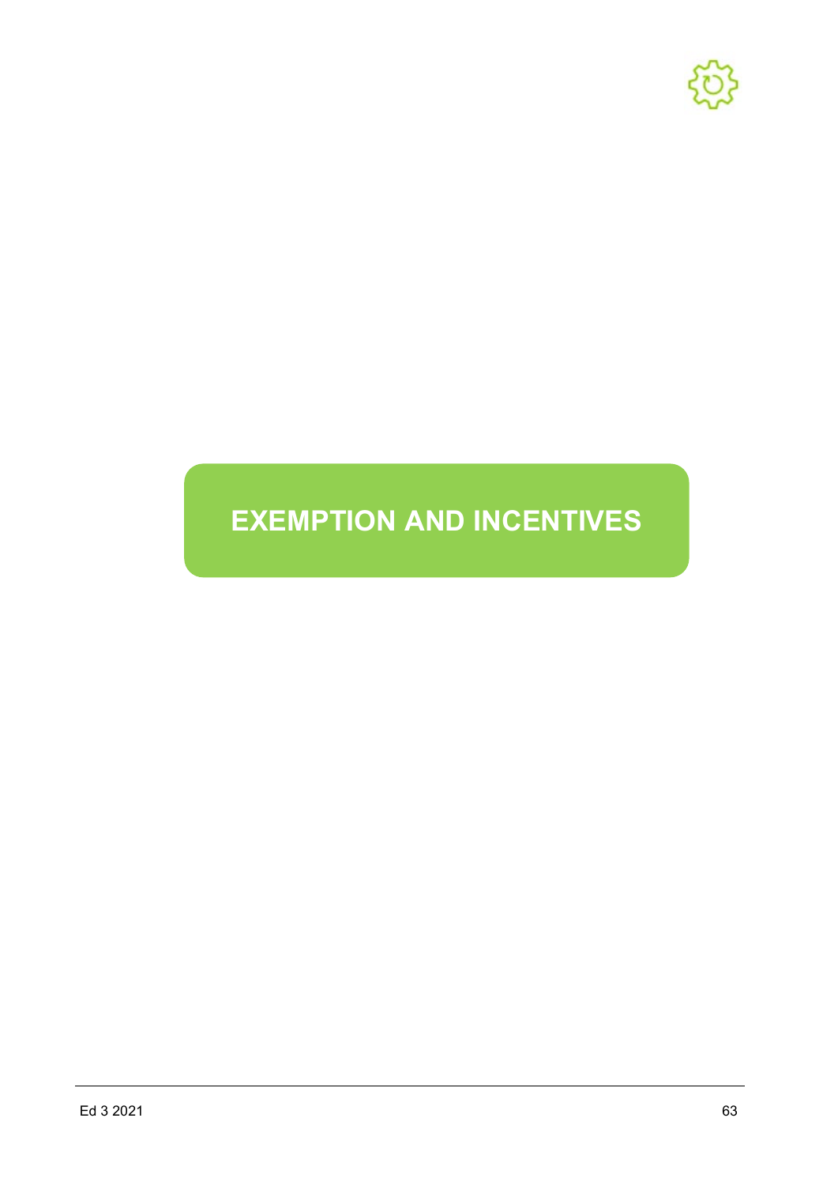# EXEMPTION AND INCENTIVES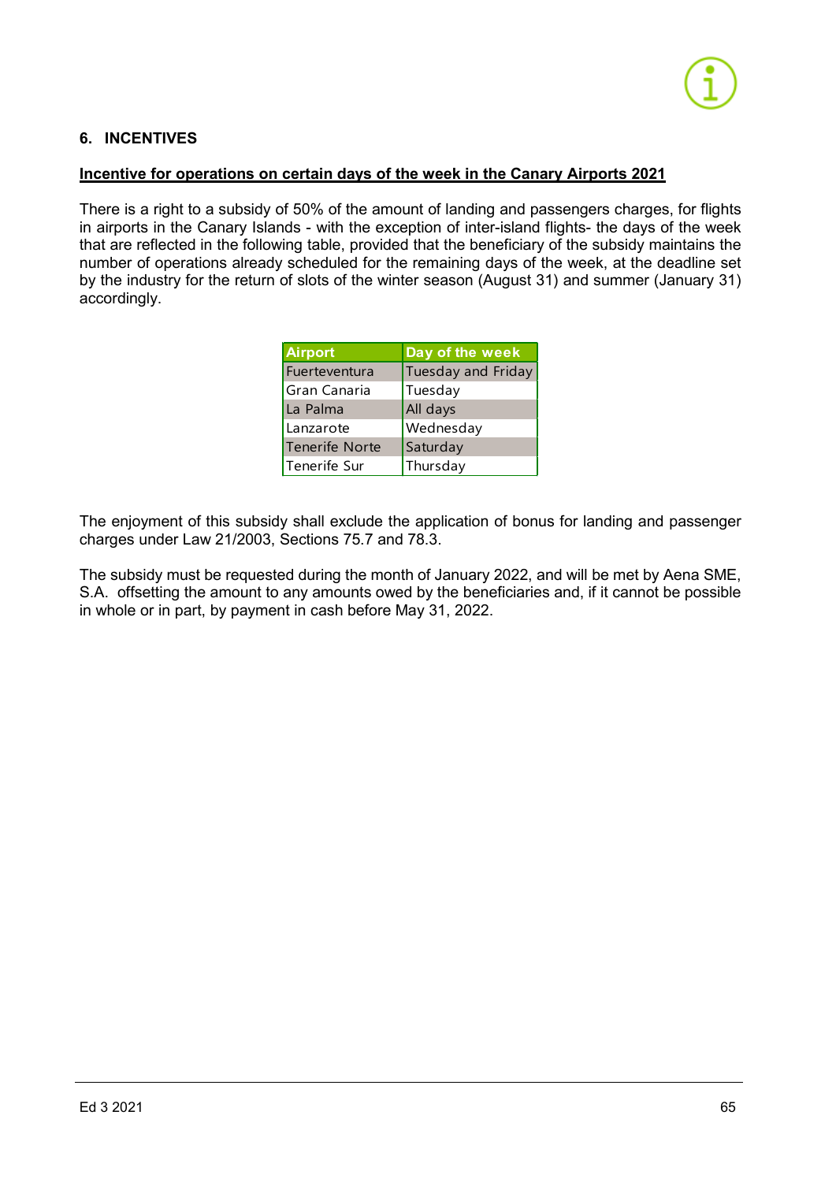## 6. INCENTIVES

**Incentive for operations on certain days of the week in the Canary Airports 2021**

There is a right to a subsidy of 50% of the amount of landing and passengers charges, for flights in airports in the Canary Islands - with the exception of inter-island flights- the days of the week that are reflected in the following table, provided that the beneficiary of the subsidy maintains the number of operations already scheduled for the remaining days of the week, at the deadline set by the industry for the return of slots of the winter season (August 31) and summer (January 31) accordingly.

| Airport | Day of the week |
|---|---|
| Fuerteventura | Tuesday and Friday |
| Gran Canaria | Tuesday |
| La Palma | All days |
| Lanzarote | Wednesday |
| Tenerife Norte | Saturday |
| Tenerife Sur | Thursday |

The enjoyment of this subsidy shall exclude the application of bonus for landing and passenger charges under Law 21/2003, Sections 75.7 and 78.3.

The subsidy must be requested during the month of January 2022, and will be met by Aena SME, S.A. offsetting the amount to any amounts owed by the beneficiaries and, if it cannot be possible in whole or in part, by payment in cash before May 31, 2022.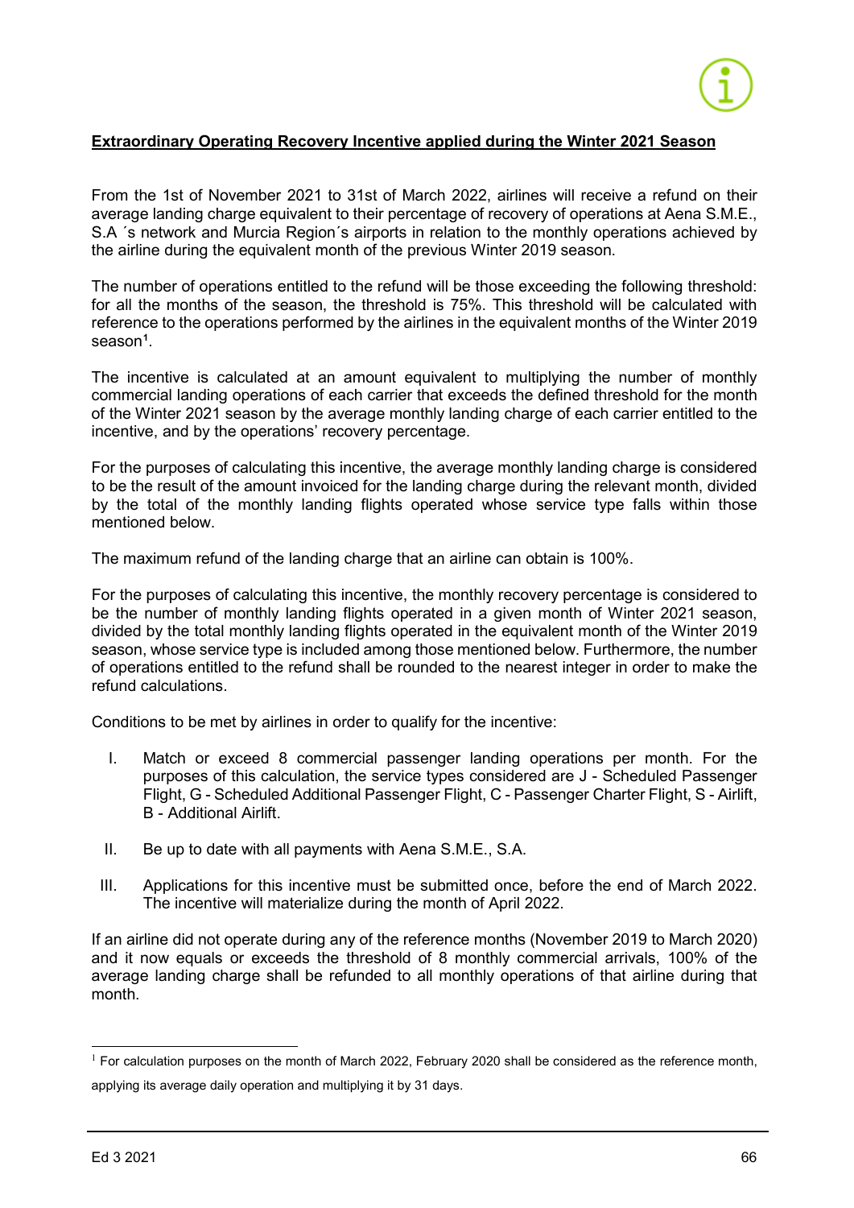**Extraordinary Operating Recovery Incentive applied during the Winter 2021 Season**

From the 1st of November 2021 to 31st of March 2022, airlines will receive a refund on their average landing charge equivalent to their percentage of recovery of operations at Aena S.M.E., S.A ´s network and Murcia Region´s airports in relation to the monthly operations achieved by the airline during the equivalent month of the previous Winter 2019 season.

The number of operations entitled to the refund will be those exceeding the following threshold: for all the months of the season, the threshold is 75%. This threshold will be calculated with reference to the operations performed by the airlines in the equivalent months of the Winter 2019 season[1].

The incentive is calculated at an amount equivalent to multiplying the number of monthly commercial landing operations of each carrier that exceeds the defined threshold for the month of the Winter 2021 season by the average monthly landing charge of each carrier entitled to the incentive, and by the operations' recovery percentage.

For the purposes of calculating this incentive, the average monthly landing charge is considered to be the result of the amount invoiced for the landing charge during the relevant month, divided by the total of the monthly landing flights operated whose service type falls within those mentioned below.

The maximum refund of the landing charge that an airline can obtain is 100%.

For the purposes of calculating this incentive, the monthly recovery percentage is considered to be the number of monthly landing flights operated in a given month of Winter 2021 season, divided by the total monthly landing flights operated in the equivalent month of the Winter 2019 season, whose service type is included among those mentioned below. Furthermore, the number of operations entitled to the refund shall be rounded to the nearest integer in order to make the refund calculations.

Conditions to be met by airlines in order to qualify for the incentive:

I. Match or exceed 8 commercial passenger landing operations per month. For the purposes of this calculation, the service types considered are J - Scheduled Passenger Flight, G - Scheduled Additional Passenger Flight, C - Passenger Charter Flight, S - Airlift, B - Additional Airlift.

II. Be up to date with all payments with Aena S.M.E., S.A.

III. Applications for this incentive must be submitted once, before the end of March 2022. The incentive will materialize during the month of April 2022.

If an airline did not operate during any of the reference months (November 2019 to March 2020) and it now equals or exceeds the threshold of 8 monthly commercial arrivals, 100% of the average landing charge shall be refunded to all monthly operations of that airline during that month.

[1] For calculation purposes on the month of March 2022, February 2020 shall be considered as the reference month, applying its average daily operation and multiplying it by 31 days.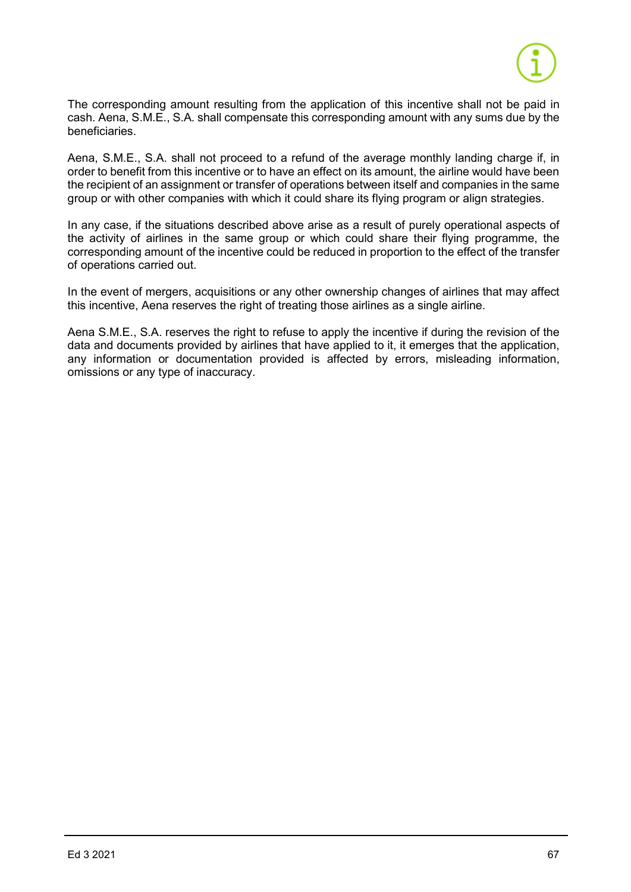The corresponding amount resulting from the application of this incentive shall not be paid in cash. Aena, S.M.E., S.A. shall compensate this corresponding amount with any sums due by the beneficiaries.

Aena, S.M.E., S.A. shall not proceed to a refund of the average monthly landing charge if, in order to benefit from this incentive or to have an effect on its amount, the airline would have been the recipient of an assignment or transfer of operations between itself and companies in the same group or with other companies with which it could share its flying program or align strategies.

In any case, if the situations described above arise as a result of purely operational aspects of the activity of airlines in the same group or which could share their flying programme, the corresponding amount of the incentive could be reduced in proportion to the effect of the transfer of operations carried out.

In the event of mergers, acquisitions or any other ownership changes of airlines that may affect this incentive, Aena reserves the right of treating those airlines as a single airline.

Aena S.M.E., S.A. reserves the right to refuse to apply the incentive if during the revision of the data and documents provided by airlines that have applied to it, it emerges that the application, any information or documentation provided is affected by errors, misleading information, omissions or any type of inaccuracy.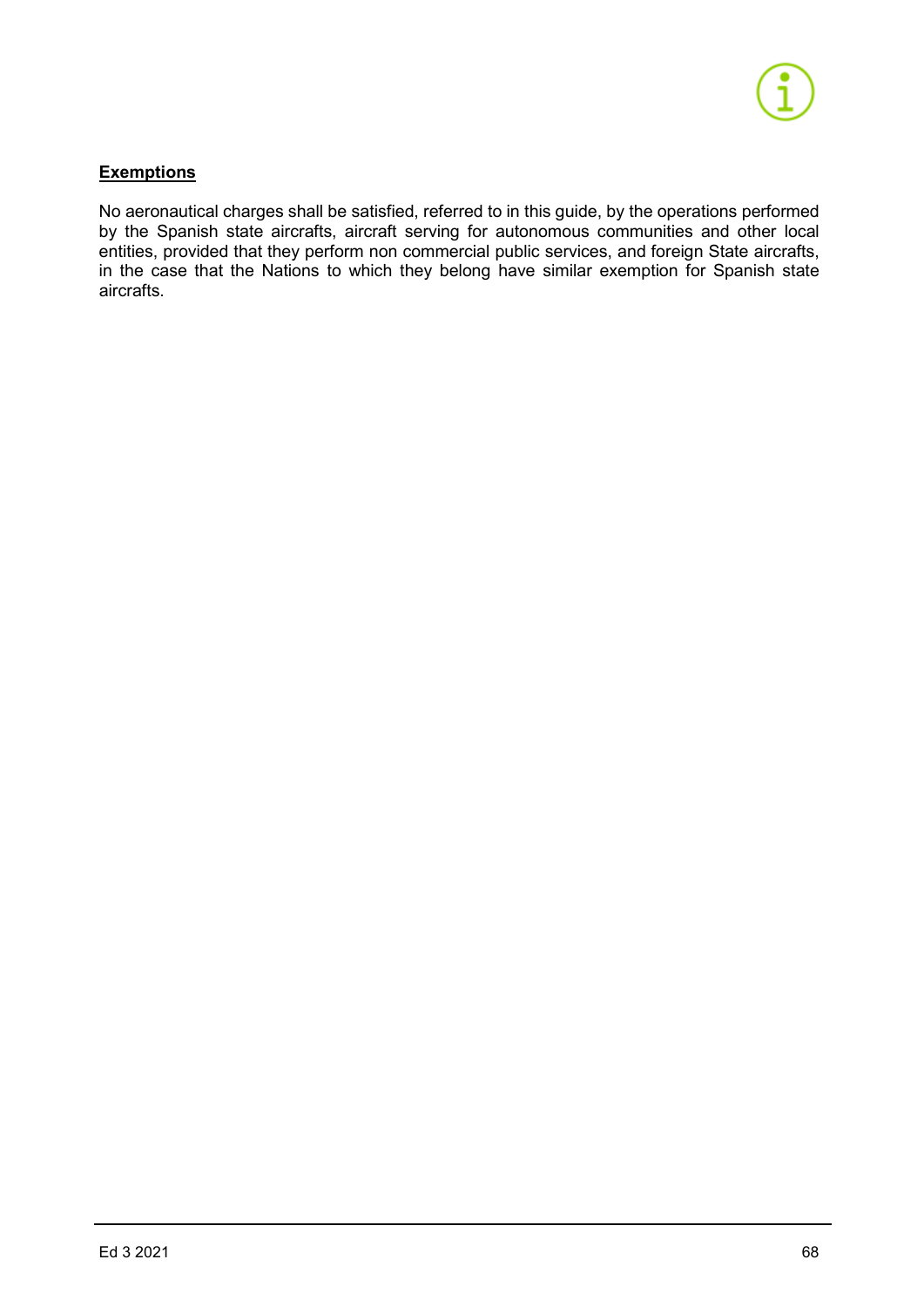**Exemptions**

No aeronautical charges shall be satisfied, referred to in this guide, by the operations performed by the Spanish state aircrafts, aircraft serving for autonomous communities and other local entities, provided that they perform non commercial public services, and foreign State aircrafts, in the case that the Nations to which they belong have similar exemption for Spanish state aircrafts.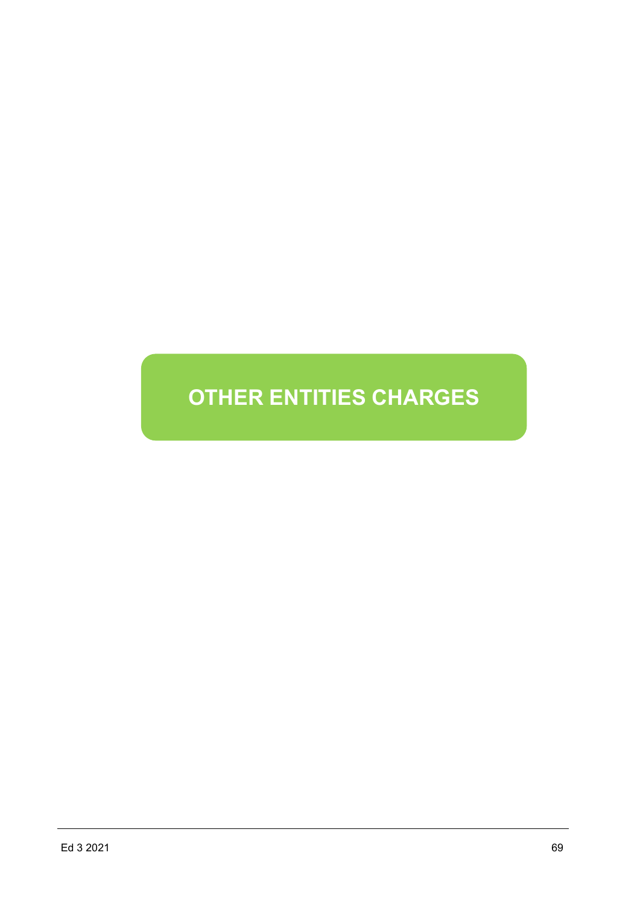# OTHER ENTITIES CHARGES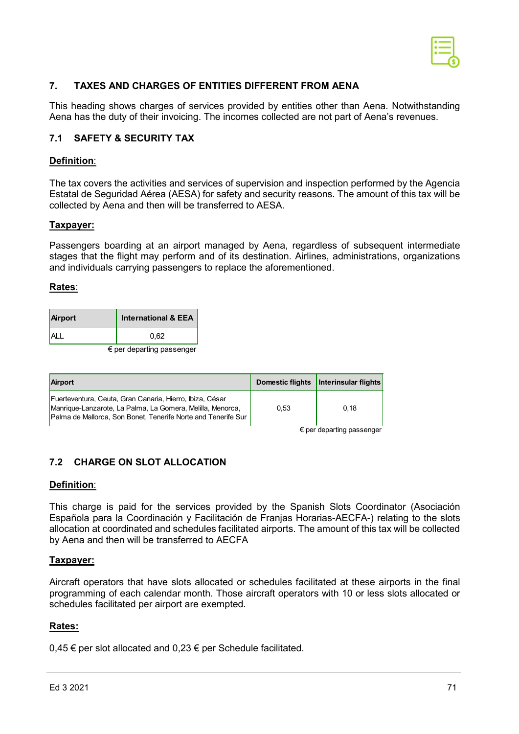## 7. TAXES AND CHARGES OF ENTITIES DIFFERENT FROM AENA

This heading shows charges of services provided by entities other than Aena. Notwithstanding Aena has the duty of their invoicing. The incomes collected are not part of Aena's revenues.

### 7.1 SAFETY & SECURITY TAX

**Definition**:

The tax covers the activities and services of supervision and inspection performed by the Agencia Estatal de Seguridad Aérea (AESA) for safety and security reasons. The amount of this tax will be collected by Aena and then will be transferred to AESA.

**Taxpayer:**

Passengers boarding at an airport managed by Aena, regardless of subsequent intermediate stages that the flight may perform and of its destination. Airlines, administrations, organizations and individuals carrying passengers to replace the aforementioned.

**Rates**:

| Airport | International & EEA |
|---|---|
| ALL | 0,62 |

€ per departing passenger

| Airport | Domestic flights | Interinsular flights |
|---|---|---|
| Fuerteventura, Ceuta, Gran Canaria, Hierro, Ibiza, César Manrique-Lanzarote, La Palma, La Gomera, Melilla, Menorca, Palma de Mallorca, Son Bonet, Tenerife Norte and Tenerife Sur | 0,53 | 0,18 |

€ per departing passenger

### 7.2 CHARGE ON SLOT ALLOCATION

**Definition**:

This charge is paid for the services provided by the Spanish Slots Coordinator (Asociación Española para la Coordinación y Facilitación de Franjas Horarias-AECFA-) relating to the slots allocation at coordinated and schedules facilitated airports. The amount of this tax will be collected by Aena and then will be transferred to AECFA

**Taxpayer:**

Aircraft operators that have slots allocated or schedules facilitated at these airports in the final programming of each calendar month. Those aircraft operators with 10 or less slots allocated or schedules facilitated per airport are exempted.

**Rates:**

0,45 € per slot allocated and 0,23 € per Schedule facilitated.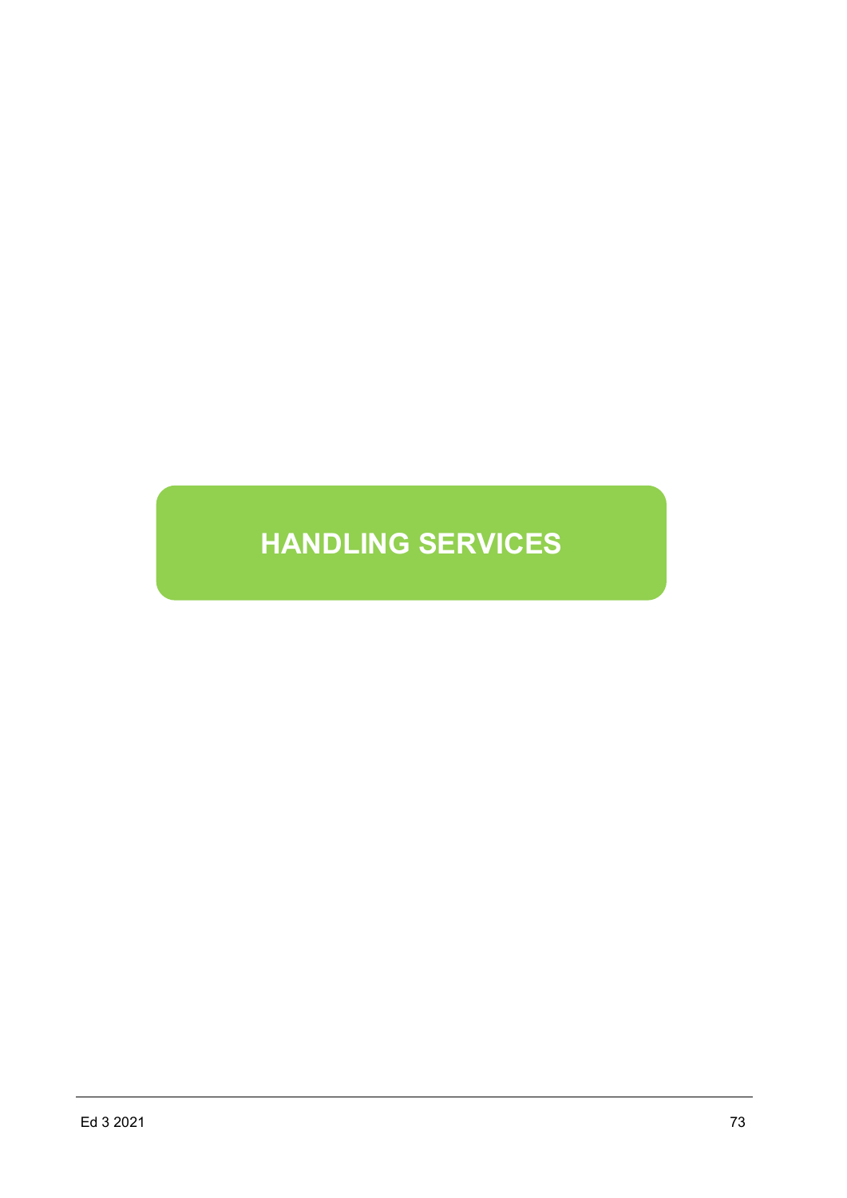# HANDLING SERVICES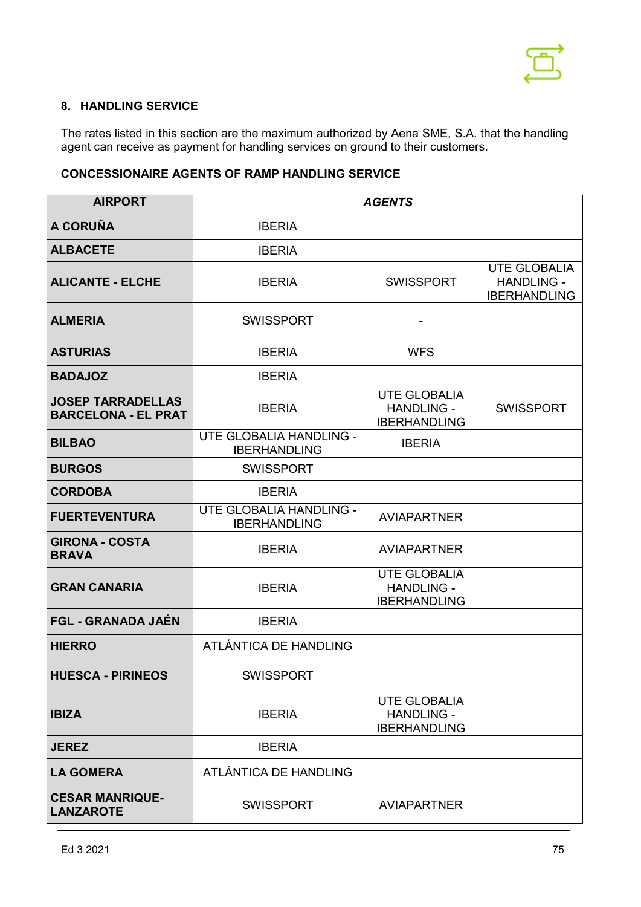## 8. HANDLING SERVICE

The rates listed in this section are the maximum authorized by Aena SME, S.A. that the handling agent can receive as payment for handling services on ground to their customers.

### CONCESSIONAIRE AGENTS OF RAMP HANDLING SERVICE

| AIRPORT | *AGENTS* | | |
|---|---|---|---|
| **A CORUÑA** | IBERIA | | |
| **ALBACETE** | IBERIA | | |
| **ALICANTE - ELCHE** | IBERIA | SWISSPORT | UTE GLOBALIA HANDLING - IBERHANDLING |
| **ALMERIA** | SWISSPORT | - | |
| **ASTURIAS** | IBERIA | WFS | |
| **BADAJOZ** | IBERIA | | |
| **JOSEP TARRADELLAS BARCELONA - EL PRAT** | IBERIA | UTE GLOBALIA HANDLING - IBERHANDLING | SWISSPORT |
| **BILBAO** | UTE GLOBALIA HANDLING - IBERHANDLING | IBERIA | |
| **BURGOS** | SWISSPORT | | |
| **CORDOBA** | IBERIA | | |
| **FUERTEVENTURA** | UTE GLOBALIA HANDLING - IBERHANDLING | AVIAPARTNER | |
| **GIRONA - COSTA BRAVA** | IBERIA | AVIAPARTNER | |
| **GRAN CANARIA** | IBERIA | UTE GLOBALIA HANDLING - IBERHANDLING | |
| **FGL - GRANADA JAÉN** | IBERIA | | |
| **HIERRO** | ATLÁNTICA DE HANDLING | | |
| **HUESCA - PIRINEOS** | SWISSPORT | | |
| **IBIZA** | IBERIA | UTE GLOBALIA HANDLING - IBERHANDLING | |
| **JEREZ** | IBERIA | | |
| **LA GOMERA** | ATLÁNTICA DE HANDLING | | |
| **CESAR MANRIQUE-LANZAROTE** | SWISSPORT | AVIAPARTNER | |

Ed 3 2021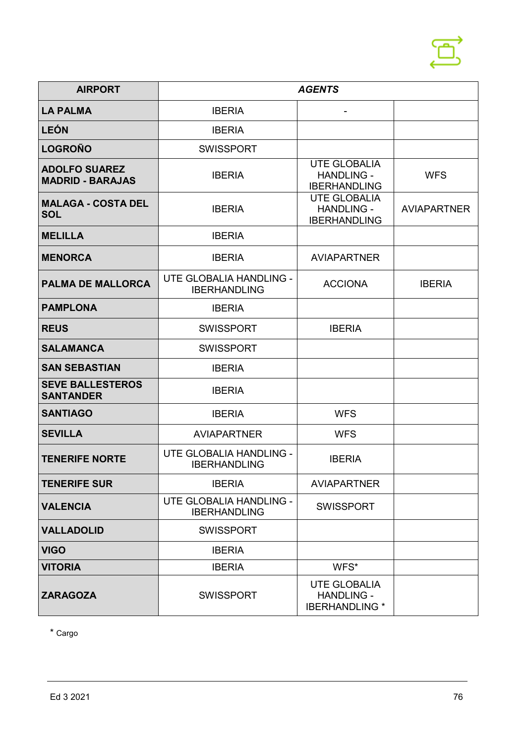| AIRPORT | *AGENTS* | | |
|---|---|---|---|
| **LA PALMA** | IBERIA | - | |
| **LEÓN** | IBERIA | | |
| **LOGROÑO** | SWISSPORT | | |
| **ADOLFO SUAREZ MADRID - BARAJAS** | IBERIA | UTE GLOBALIA HANDLING - IBERHANDLING | WFS |
| **MALAGA - COSTA DEL SOL** | IBERIA | UTE GLOBALIA HANDLING - IBERHANDLING | AVIAPARTNER |
| **MELILLA** | IBERIA | | |
| **MENORCA** | IBERIA | AVIAPARTNER | |
| **PALMA DE MALLORCA** | UTE GLOBALIA HANDLING - IBERHANDLING | ACCIONA | IBERIA |
| **PAMPLONA** | IBERIA | | |
| **REUS** | SWISSPORT | IBERIA | |
| **SALAMANCA** | SWISSPORT | | |
| **SAN SEBASTIAN** | IBERIA | | |
| **SEVE BALLESTEROS SANTANDER** | IBERIA | | |
| **SANTIAGO** | IBERIA | WFS | |
| **SEVILLA** | AVIAPARTNER | WFS | |
| **TENERIFE NORTE** | UTE GLOBALIA HANDLING - IBERHANDLING | IBERIA | |
| **TENERIFE SUR** | IBERIA | AVIAPARTNER | |
| **VALENCIA** | UTE GLOBALIA HANDLING - IBERHANDLING | SWISSPORT | |
| **VALLADOLID** | SWISSPORT | | |
| **VIGO** | IBERIA | | |
| **VITORIA** | IBERIA | WFS* | |
| **ZARAGOZA** | SWISSPORT | UTE GLOBALIA HANDLING - IBERHANDLING * | |

\* Cargo

Ed 3 2021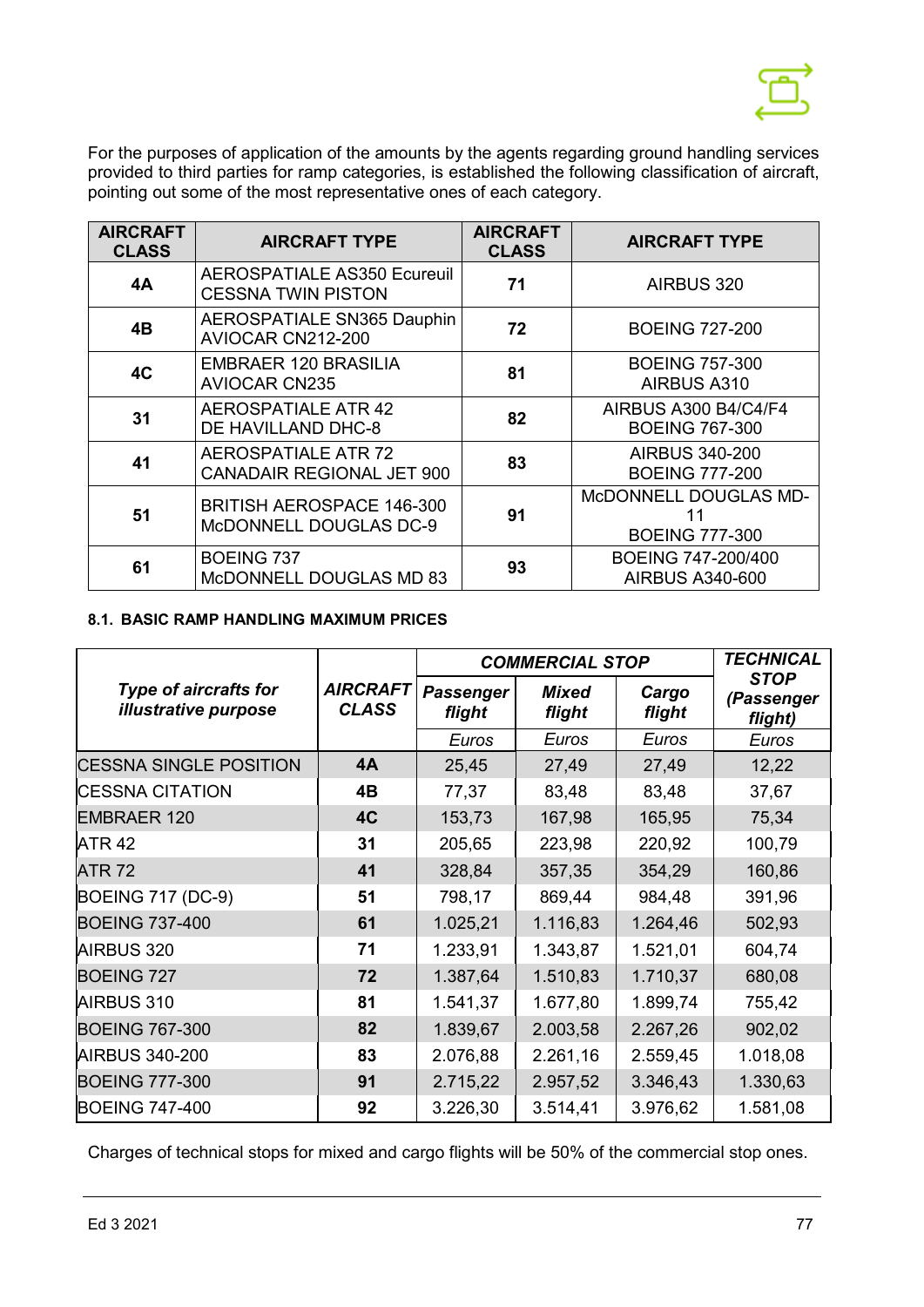For the purposes of application of the amounts by the agents regarding ground handling services provided to third parties for ramp categories, is established the following classification of aircraft, pointing out some of the most representative ones of each category.

| AIRCRAFT CLASS | AIRCRAFT TYPE | AIRCRAFT CLASS | AIRCRAFT TYPE |
|---|---|---|---|
| 4A | AEROSPATIALE AS350 Ecureuil<br>CESSNA TWIN PISTON | 71 | AIRBUS 320 |
| 4B | AEROSPATIALE SN365 Dauphin<br>AVIOCAR CN212-200 | 72 | BOEING 727-200 |
| 4C | EMBRAER 120 BRASILIA<br>AVIOCAR CN235 | 81 | BOEING 757-300<br>AIRBUS A310 |
| 31 | AEROSPATIALE ATR 42<br>DE HAVILLAND DHC-8 | 82 | AIRBUS A300 B4/C4/F4<br>BOEING 767-300 |
| 41 | AEROSPATIALE ATR 72<br>CANADAIR REGIONAL JET 900 | 83 | AIRBUS 340-200<br>BOEING 777-200 |
| 51 | BRITISH AEROSPACE 146-300<br>McDONNELL DOUGLAS DC-9 | 91 | McDONNELL DOUGLAS MD-11<br>BOEING 777-300 |
| 61 | BOEING 737<br>McDONNELL DOUGLAS MD 83 | 93 | BOEING 747-200/400<br>AIRBUS A340-600 |

#### 8.1. BASIC RAMP HANDLING MAXIMUM PRICES

| *Type of aircrafts for illustrative purpose* | *AIRCRAFT CLASS* | *COMMERCIAL STOP* | | | *TECHNICAL STOP (Passenger flight)* |
|---|---|---|---|---|---|
| | | *Passenger flight* | *Mixed flight* | *Cargo flight* | |
| | | Euros | Euros | Euros | Euros |
| CESSNA SINGLE POSITION | 4A | 25,45 | 27,49 | 27,49 | 12,22 |
| CESSNA CITATION | 4B | 77,37 | 83,48 | 83,48 | 37,67 |
| EMBRAER 120 | 4C | 153,73 | 167,98 | 165,95 | 75,34 |
| ATR 42 | 31 | 205,65 | 223,98 | 220,92 | 100,79 |
| ATR 72 | 41 | 328,84 | 357,35 | 354,29 | 160,86 |
| BOEING 717 (DC-9) | 51 | 798,17 | 869,44 | 984,48 | 391,96 |
| BOEING 737-400 | 61 | 1.025,21 | 1.116,83 | 1.264,46 | 502,93 |
| AIRBUS 320 | 71 | 1.233,91 | 1.343,87 | 1.521,01 | 604,74 |
| BOEING 727 | 72 | 1.387,64 | 1.510,83 | 1.710,37 | 680,08 |
| AIRBUS 310 | 81 | 1.541,37 | 1.677,80 | 1.899,74 | 755,42 |
| BOEING 767-300 | 82 | 1.839,67 | 2.003,58 | 2.267,26 | 902,02 |
| AIRBUS 340-200 | 83 | 2.076,88 | 2.261,16 | 2.559,45 | 1.018,08 |
| BOEING 777-300 | 91 | 2.715,22 | 2.957,52 | 3.346,43 | 1.330,63 |
| BOEING 747-400 | 92 | 3.226,30 | 3.514,41 | 3.976,62 | 1.581,08 |

Charges of technical stops for mixed and cargo flights will be 50% of the commercial stop ones.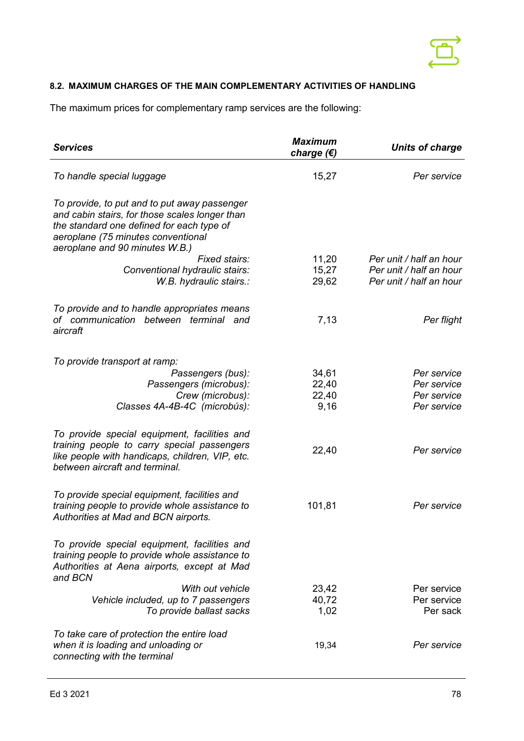#### 8.2. MAXIMUM CHARGES OF THE MAIN COMPLEMENTARY ACTIVITIES OF HANDLING

The maximum prices for complementary ramp services are the following:

| ***Services*** | ***Maximum charge (€)*** | ***Units of charge*** |
|---|---|---|
| *To handle special luggage* | 15,27 | *Per service* |
| *To provide, to put and to put away passenger and cabin stairs, for those scales longer than the standard one defined for each type of aeroplane (75 minutes conventional aeroplane and 90 minutes W.B.)* | | |
| *Fixed stairs:* | 11,20 | *Per unit / half an hour* |
| *Conventional hydraulic stairs:* | 15,27 | *Per unit / half an hour* |
| *W.B. hydraulic stairs.:* | 29,62 | *Per unit / half an hour* |
| *To provide and to handle appropriates means of communication between terminal and aircraft* | 7,13 | *Per flight* |
| *To provide transport at ramp:* | | |
| *Passengers (bus):* | 34,61 | *Per service* |
| *Passengers (microbus):* | 22,40 | *Per service* |
| *Crew (microbus):* | 22,40 | *Per service* |
| *Classes 4A-4B-4C (microbús):* | 9,16 | *Per service* |
| *To provide special equipment, facilities and training people to carry special passengers like people with handicaps, children, VIP, etc. between aircraft and terminal.* | 22,40 | *Per service* |
| *To provide special equipment, facilities and training people to provide whole assistance to Authorities at Mad and BCN airports.* | 101,81 | *Per service* |
| *To provide special equipment, facilities and training people to provide whole assistance to Authorities at Aena airports, except at Mad and BCN* | | |
| *With out vehicle* | 23,42 | Per service |
| *Vehicle included, up to 7 passengers* | 40,72 | Per service |
| *To provide ballast sacks* | 1,02 | Per sack |
| *To take care of protection the entire load when it is loading and unloading or connecting with the terminal* | 19,34 | *Per service* |

Ed 3 2021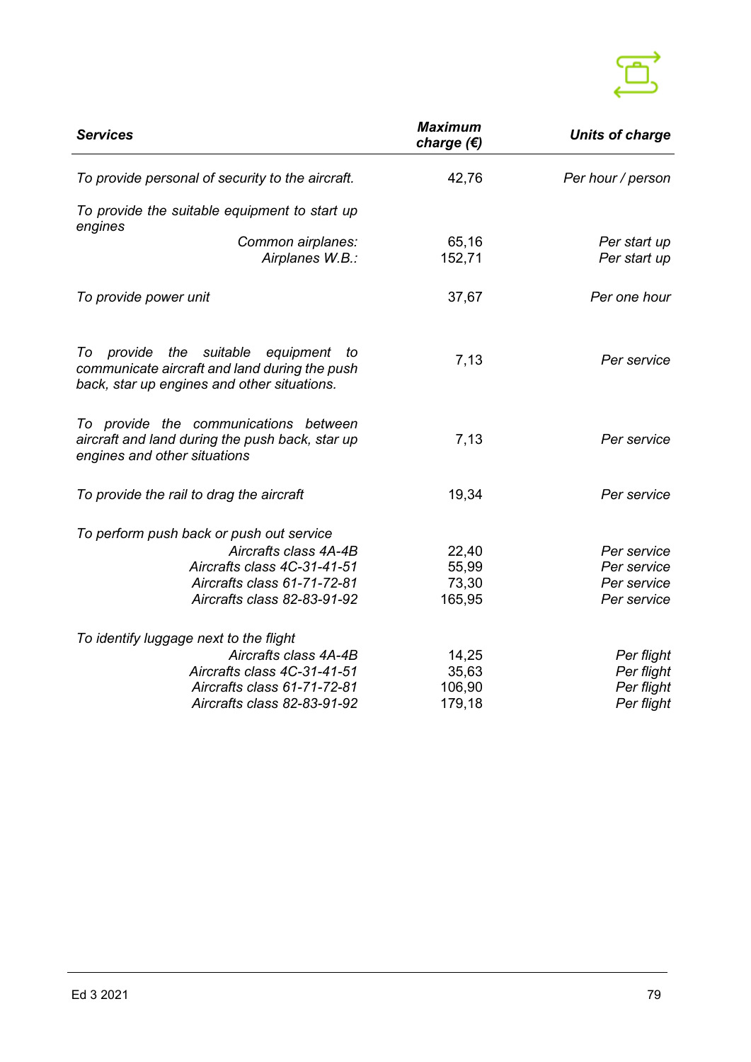| ***Services*** | ***Maximum charge (€)*** | ***Units of charge*** |
| --- | --- | --- |
| *To provide personal of security to the aircraft.* | 42,76 | *Per hour / person* |
| *To provide the suitable equipment to start up engines* | | |
| *Common airplanes:* | 65,16 | *Per start up* |
| *Airplanes W.B.:* | 152,71 | *Per start up* |
| *To provide power unit* | 37,67 | *Per one hour* |
| *To provide the suitable equipment to communicate aircraft and land during the push back, star up engines and other situations.* | 7,13 | *Per service* |
| *To provide the communications between aircraft and land during the push back, star up engines and other situations* | 7,13 | *Per service* |
| *To provide the rail to drag the aircraft* | 19,34 | *Per service* |
| *To perform push back or push out service* | | |
| *Aircrafts class 4A-4B* | 22,40 | *Per service* |
| *Aircrafts class 4C-31-41-51* | 55,99 | *Per service* |
| *Aircrafts class 61-71-72-81* | 73,30 | *Per service* |
| *Aircrafts class 82-83-91-92* | 165,95 | *Per service* |
| *To identify luggage next to the flight* | | |
| *Aircrafts class 4A-4B* | 14,25 | *Per flight* |
| *Aircrafts class 4C-31-41-51* | 35,63 | *Per flight* |
| *Aircrafts class 61-71-72-81* | 106,90 | *Per flight* |
| *Aircrafts class 82-83-91-92* | 179,18 | *Per flight* |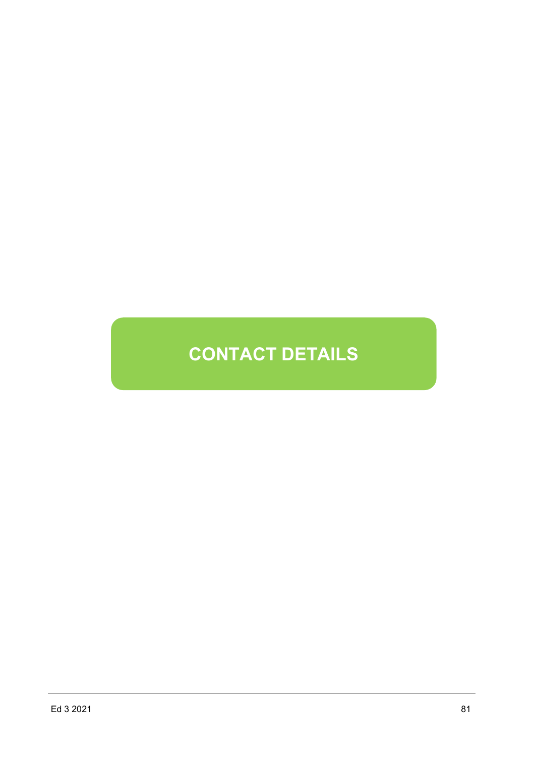# CONTACT DETAILS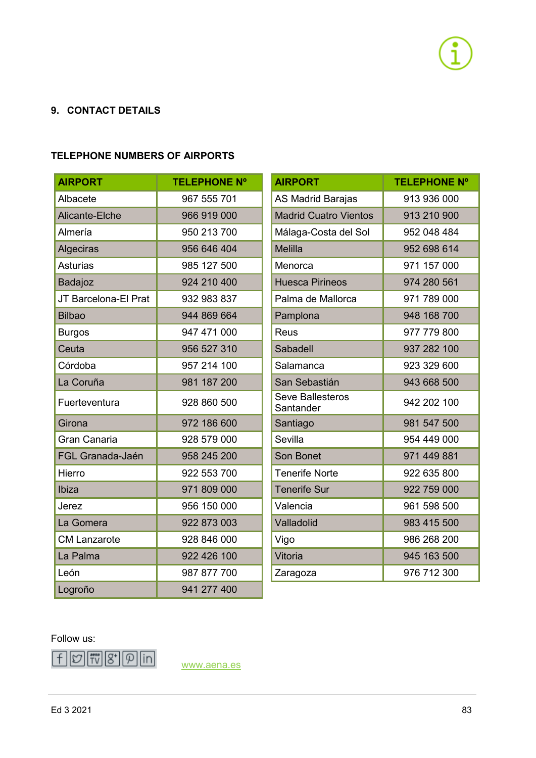## 9. CONTACT DETAILS

### TELEPHONE NUMBERS OF AIRPORTS

| AIRPORT | TELEPHONE Nº |
|---|---|
| Albacete | 967 555 701 |
| Alicante-Elche | 966 919 000 |
| Almería | 950 213 700 |
| Algeciras | 956 646 404 |
| Asturias | 985 127 500 |
| Badajoz | 924 210 400 |
| JT Barcelona-El Prat | 932 983 837 |
| Bilbao | 944 869 664 |
| Burgos | 947 471 000 |
| Ceuta | 956 527 310 |
| Córdoba | 957 214 100 |
| La Coruña | 981 187 200 |
| Fuerteventura | 928 860 500 |
| Girona | 972 186 600 |
| Gran Canaria | 928 579 000 |
| FGL Granada-Jaén | 958 245 200 |
| Hierro | 922 553 700 |
| Ibiza | 971 809 000 |
| Jerez | 956 150 000 |
| La Gomera | 922 873 003 |
| CM Lanzarote | 928 846 000 |
| La Palma | 922 426 100 |
| León | 987 877 700 |
| Logroño | 941 277 400 |

| AIRPORT | TELEPHONE Nº |
|---|---|
| AS Madrid Barajas | 913 936 000 |
| Madrid Cuatro Vientos | 913 210 900 |
| Málaga-Costa del Sol | 952 048 484 |
| Melilla | 952 698 614 |
| Menorca | 971 157 000 |
| Huesca Pirineos | 974 280 561 |
| Palma de Mallorca | 971 789 000 |
| Pamplona | 948 168 700 |
| Reus | 977 779 800 |
| Sabadell | 937 282 100 |
| Salamanca | 923 329 600 |
| San Sebastián | 943 668 500 |
| Seve Ballesteros Santander | 942 202 100 |
| Santiago | 981 547 500 |
| Sevilla | 954 449 000 |
| Son Bonet | 971 449 881 |
| Tenerife Norte | 922 635 800 |
| Tenerife Sur | 922 759 000 |
| Valencia | 961 598 500 |
| Valladolid | 983 415 500 |
| Vigo | 986 268 200 |
| Vitoria | 945 163 500 |
| Zaragoza | 976 712 300 |

Follow us:

www.aena.es

Ed 3 2021